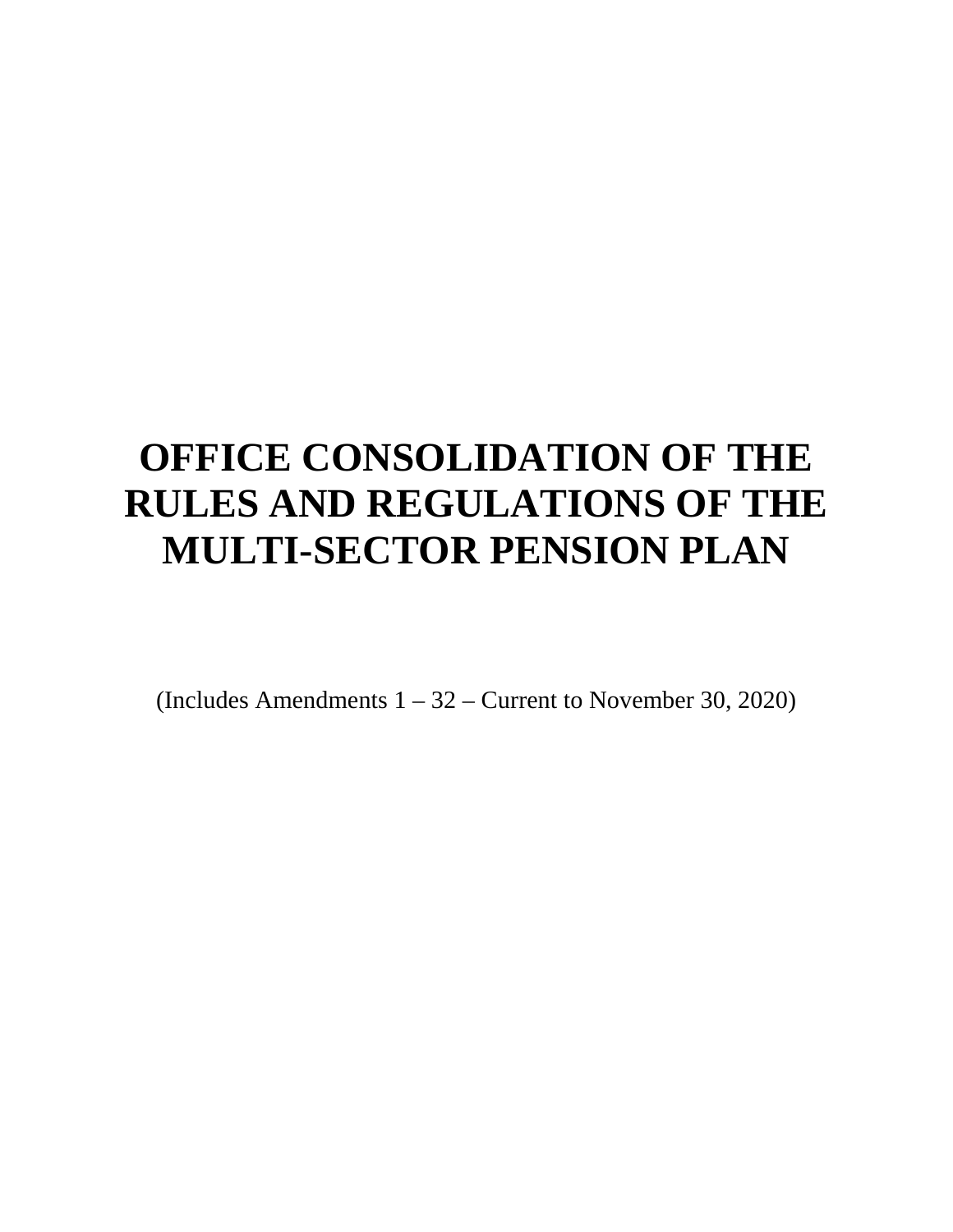# OFFICE CONSOLIDATION OF THE RULES AND REGULATIONS OF THE MULTI-SECTOR PENSION PLAN

(Includes Amendments 1 – 32 – Current to November 30, 2020)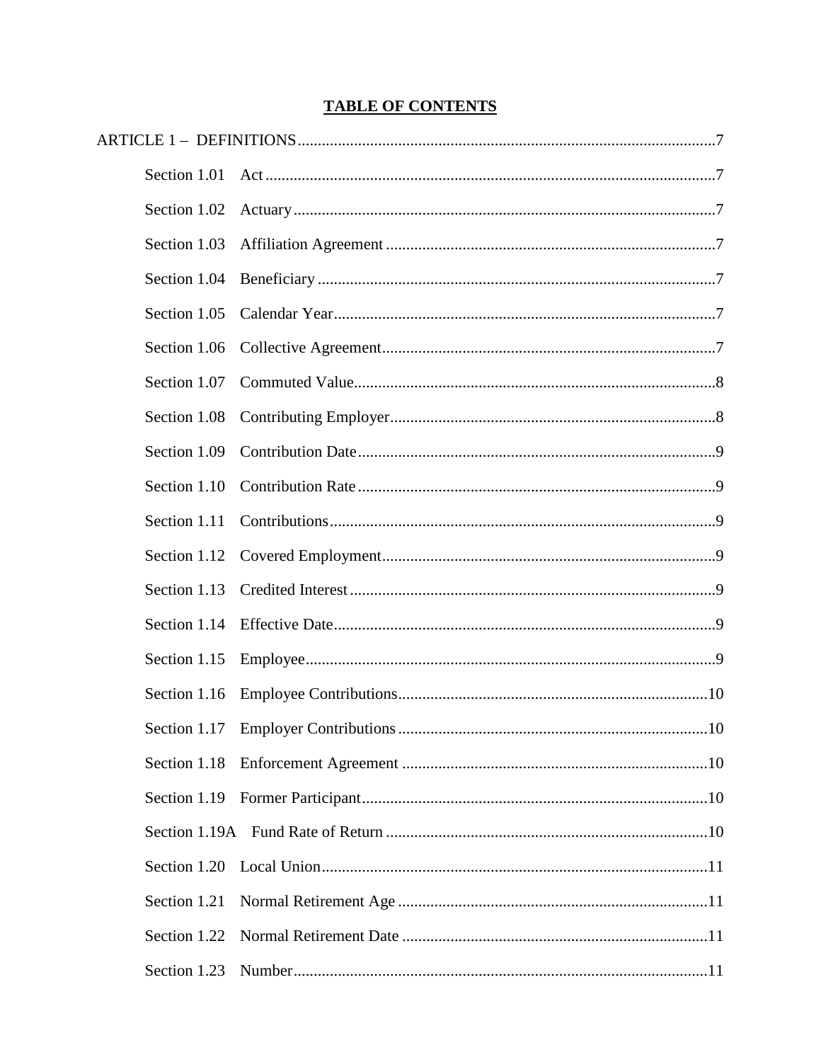# TABLE OF CONTENTS

ARTICLE 1 – DEFINITIONS.....7

- Section 1.01 Act.....7
- Section 1.02 Actuary.....7
- Section 1.03 Affiliation Agreement.....7
- Section 1.04 Beneficiary.....7
- Section 1.05 Calendar Year.....7
- Section 1.06 Collective Agreement.....7
- Section 1.07 Commuted Value.....8
- Section 1.08 Contributing Employer.....8
- Section 1.09 Contribution Date.....9
- Section 1.10 Contribution Rate.....9
- Section 1.11 Contributions.....9
- Section 1.12 Covered Employment.....9
- Section 1.13 Credited Interest.....9
- Section 1.14 Effective Date.....9
- Section 1.15 Employee.....9
- Section 1.16 Employee Contributions.....10
- Section 1.17 Employer Contributions.....10
- Section 1.18 Enforcement Agreement.....10
- Section 1.19 Former Participant.....10
- Section 1.19A Fund Rate of Return.....10
- Section 1.20 Local Union.....11
- Section 1.21 Normal Retirement Age.....11
- Section 1.22 Normal Retirement Date.....11
- Section 1.23 Number.....11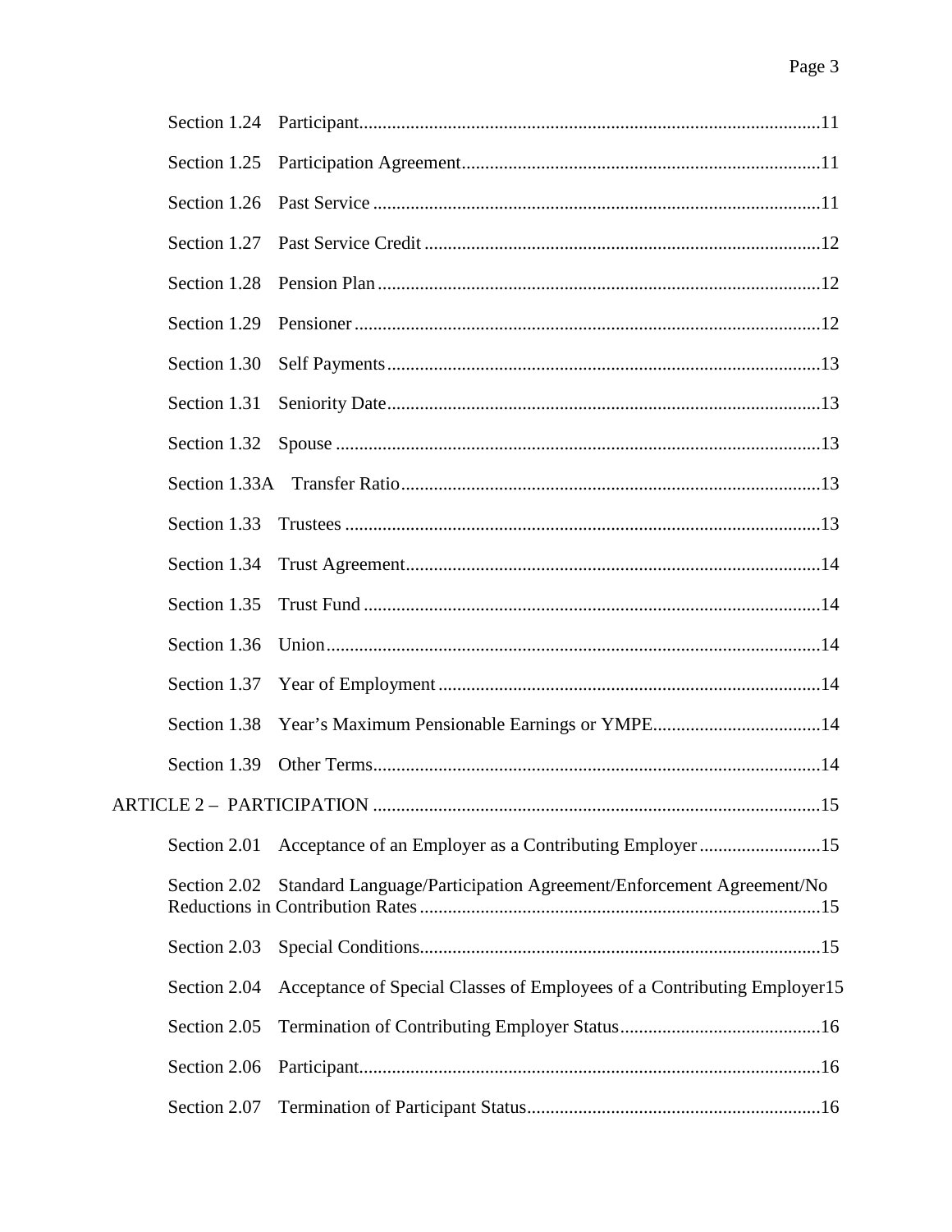Section 1.24 Participant..........11

Section 1.25 Participation Agreement..........11

Section 1.26 Past Service..........11

Section 1.27 Past Service Credit..........12

Section 1.28 Pension Plan..........12

Section 1.29 Pensioner..........12

Section 1.30 Self Payments..........13

Section 1.31 Seniority Date..........13

Section 1.32 Spouse..........13

Section 1.33A Transfer Ratio..........13

Section 1.33 Trustees..........13

Section 1.34 Trust Agreement..........14

Section 1.35 Trust Fund..........14

Section 1.36 Union..........14

Section 1.37 Year of Employment..........14

Section 1.38 Year's Maximum Pensionable Earnings or YMPE..........14

Section 1.39 Other Terms..........14

ARTICLE 2 – PARTICIPATION..........15

Section 2.01 Acceptance of an Employer as a Contributing Employer..........15

Section 2.02 Standard Language/Participation Agreement/Enforcement Agreement/No Reductions in Contribution Rates..........15

Section 2.03 Special Conditions..........15

Section 2.04 Acceptance of Special Classes of Employees of a Contributing Employer15

Section 2.05 Termination of Contributing Employer Status..........16

Section 2.06 Participant..........16

Section 2.07 Termination of Participant Status..........16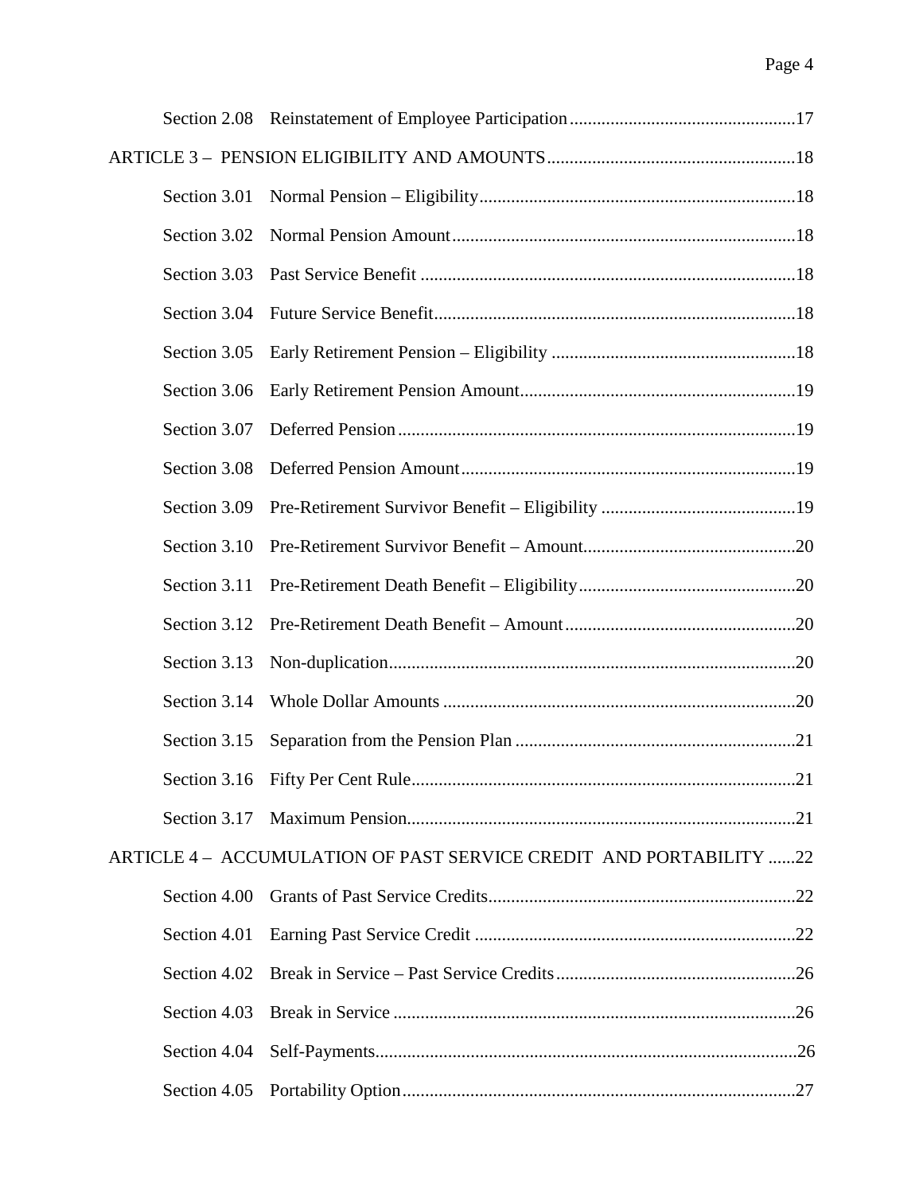Section 2.08 Reinstatement of Employee Participation ..................................................17

ARTICLE 3 – PENSION ELIGIBILITY AND AMOUNTS .......................................................18

Section 3.01 Normal Pension – Eligibility......................................................................18

Section 3.02 Normal Pension Amount............................................................................18

Section 3.03 Past Service Benefit ...................................................................................18

Section 3.04 Future Service Benefit................................................................................18

Section 3.05 Early Retirement Pension – Eligibility ......................................................18

Section 3.06 Early Retirement Pension Amount.............................................................19

Section 3.07 Deferred Pension........................................................................................19

Section 3.08 Deferred Pension Amount..........................................................................19

Section 3.09 Pre-Retirement Survivor Benefit – Eligibility ...........................................19

Section 3.10 Pre-Retirement Survivor Benefit – Amount...............................................20

Section 3.11 Pre-Retirement Death Benefit – Eligibility................................................20

Section 3.12 Pre-Retirement Death Benefit – Amount...................................................20

Section 3.13 Non-duplication..........................................................................................20

Section 3.14 Whole Dollar Amounts ..............................................................................20

Section 3.15 Separation from the Pension Plan ..............................................................21

Section 3.16 Fifty Per Cent Rule.....................................................................................21

Section 3.17 Maximum Pension......................................................................................21

ARTICLE 4 – ACCUMULATION OF PAST SERVICE CREDIT AND PORTABILITY ......22

Section 4.00 Grants of Past Service Credits....................................................................22

Section 4.01 Earning Past Service Credit .......................................................................22

Section 4.02 Break in Service – Past Service Credits.....................................................26

Section 4.03 Break in Service .........................................................................................26

Section 4.04 Self-Payments.............................................................................................26

Section 4.05 Portability Option.......................................................................................27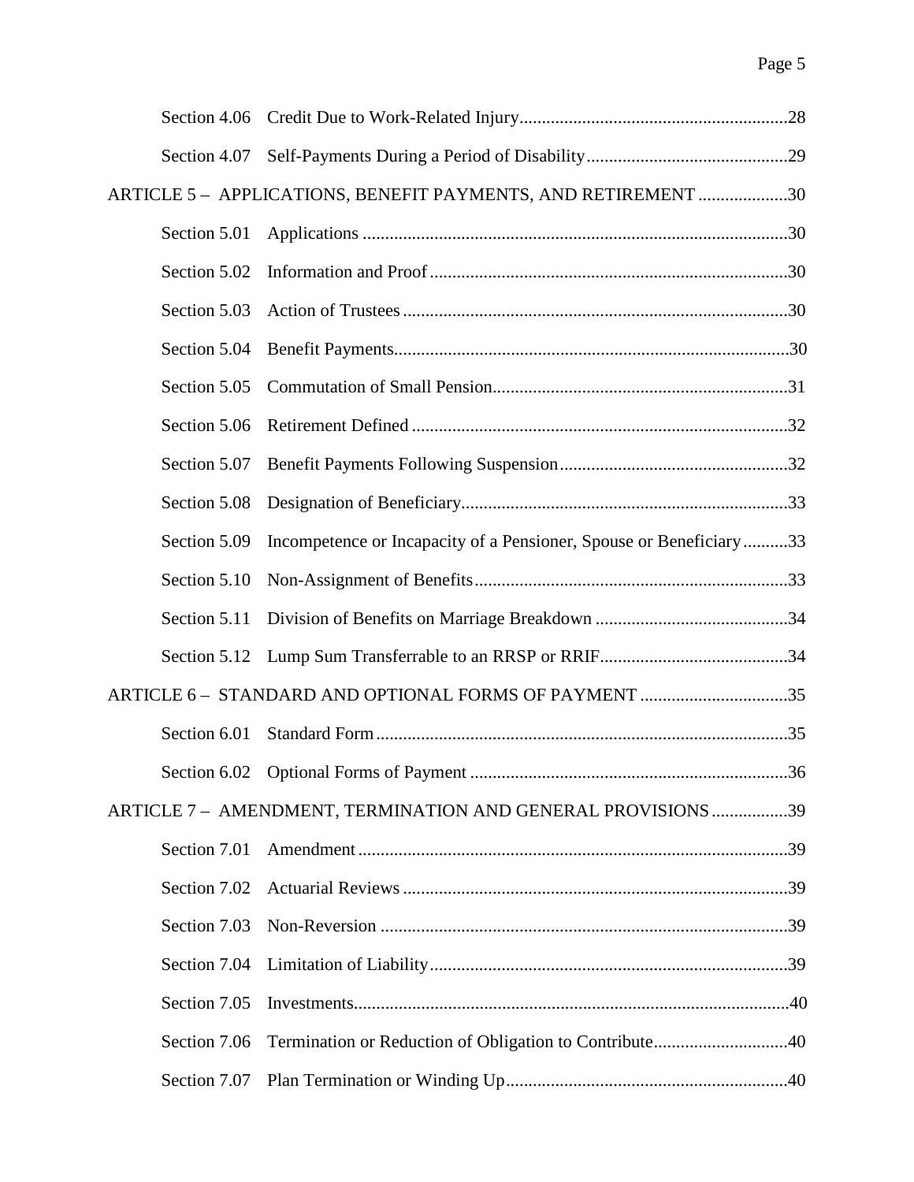Section 4.06 Credit Due to Work-Related Injury ............ 28

Section 4.07 Self-Payments During a Period of Disability ............ 29

ARTICLE 5 – APPLICATIONS, BENEFIT PAYMENTS, AND RETIREMENT ............ 30

Section 5.01 Applications ............ 30

Section 5.02 Information and Proof ............ 30

Section 5.03 Action of Trustees ............ 30

Section 5.04 Benefit Payments ............ 30

Section 5.05 Commutation of Small Pension ............ 31

Section 5.06 Retirement Defined ............ 32

Section 5.07 Benefit Payments Following Suspension ............ 32

Section 5.08 Designation of Beneficiary ............ 33

Section 5.09 Incompetence or Incapacity of a Pensioner, Spouse or Beneficiary ............ 33

Section 5.10 Non-Assignment of Benefits ............ 33

Section 5.11 Division of Benefits on Marriage Breakdown ............ 34

Section 5.12 Lump Sum Transferrable to an RRSP or RRIF ............ 34

ARTICLE 6 – STANDARD AND OPTIONAL FORMS OF PAYMENT ............ 35

Section 6.01 Standard Form ............ 35

Section 6.02 Optional Forms of Payment ............ 36

ARTICLE 7 – AMENDMENT, TERMINATION AND GENERAL PROVISIONS ............ 39

Section 7.01 Amendment ............ 39

Section 7.02 Actuarial Reviews ............ 39

Section 7.03 Non-Reversion ............ 39

Section 7.04 Limitation of Liability ............ 39

Section 7.05 Investments ............ 40

Section 7.06 Termination or Reduction of Obligation to Contribute ............ 40

Section 7.07 Plan Termination or Winding Up ............ 40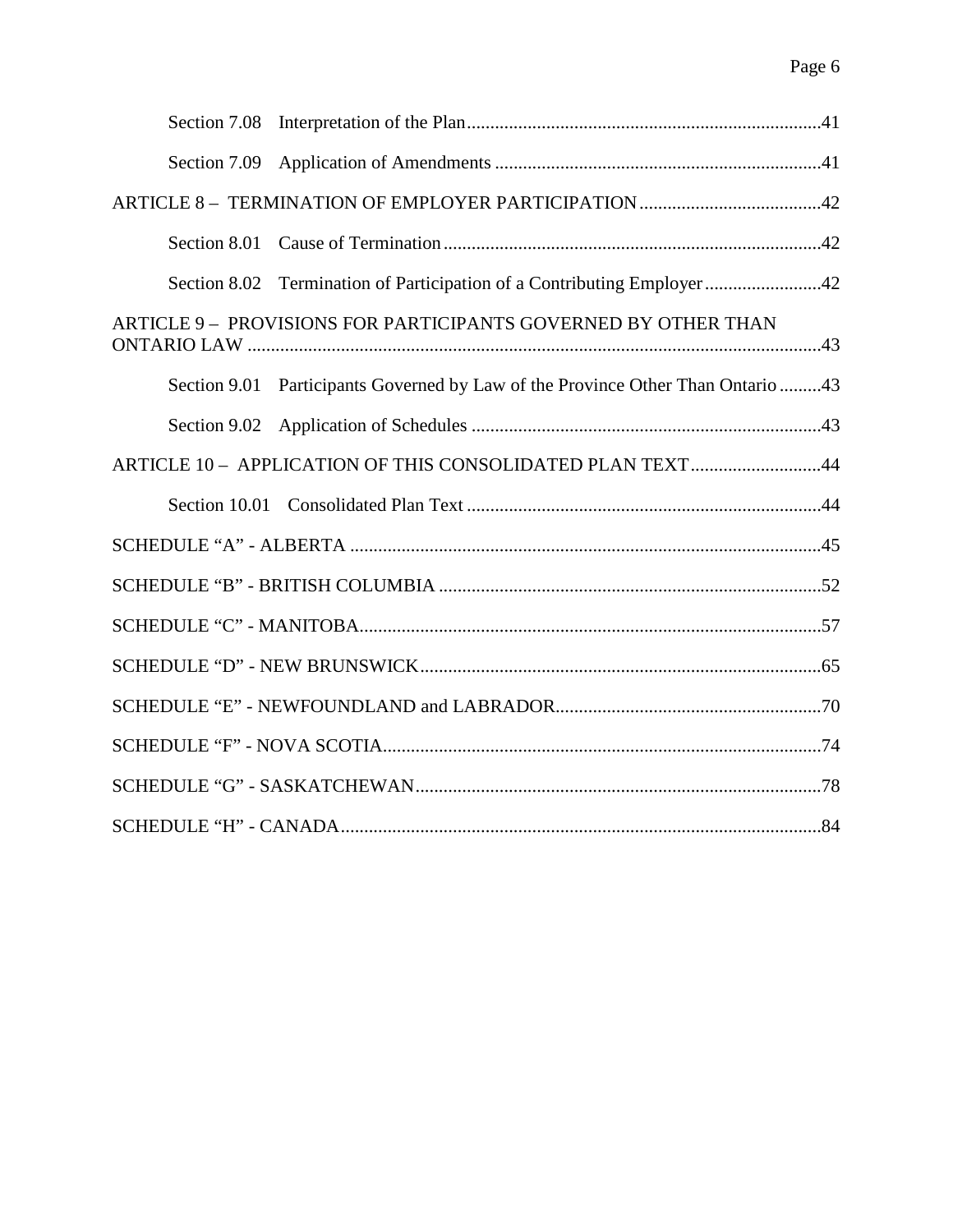Section 7.08 Interpretation of the Plan ........................................................................... 41

Section 7.09 Application of Amendments ..................................................................... 41

ARTICLE 8 – TERMINATION OF EMPLOYER PARTICIPATION ....................................... 42

Section 8.01 Cause of Termination ................................................................................ 42

Section 8.02 Termination of Participation of a Contributing Employer ......................... 42

ARTICLE 9 – PROVISIONS FOR PARTICIPANTS GOVERNED BY OTHER THAN ONTARIO LAW ........................................................................................................................... 43

Section 9.01 Participants Governed by Law of the Province Other Than Ontario ......... 43

Section 9.02 Application of Schedules .......................................................................... 43

ARTICLE 10 – APPLICATION OF THIS CONSOLIDATED PLAN TEXT ............................ 44

Section 10.01 Consolidated Plan Text ............................................................................ 44

SCHEDULE “A” - ALBERTA .................................................................................................... 45

SCHEDULE “B” - BRITISH COLUMBIA ................................................................................. 52

SCHEDULE “C” - MANITOBA.................................................................................................. 57

SCHEDULE “D” - NEW BRUNSWICK ..................................................................................... 65

SCHEDULE “E” - NEWFOUNDLAND and LABRADOR......................................................... 70

SCHEDULE “F” - NOVA SCOTIA............................................................................................. 74

SCHEDULE “G” - SASKATCHEWAN ...................................................................................... 78

SCHEDULE “H” - CANADA ...................................................................................................... 84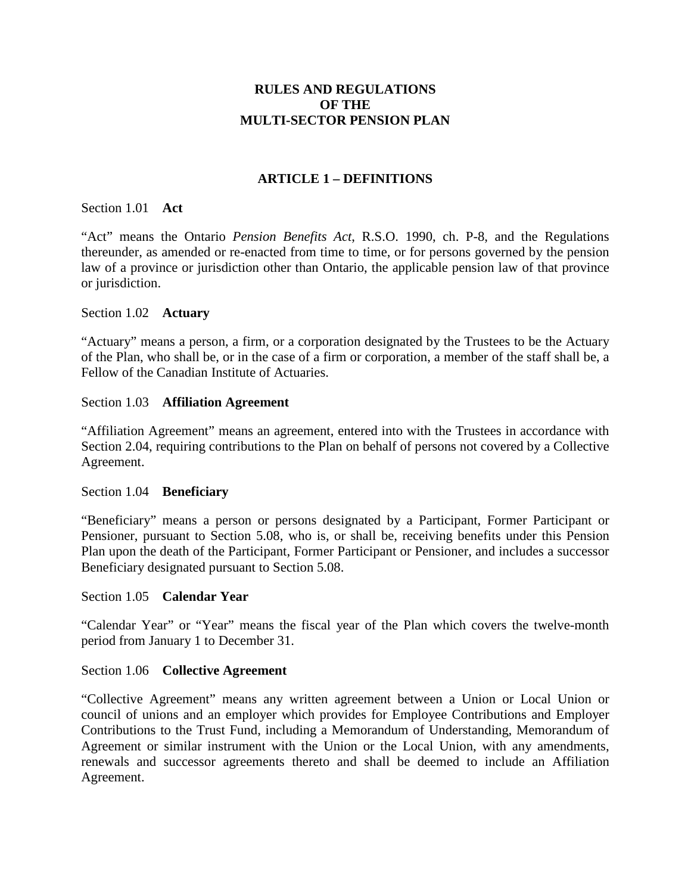# RULES AND REGULATIONS OF THE MULTI-SECTOR PENSION PLAN

## ARTICLE 1 – DEFINITIONS

Section 1.01 **Act**

"Act" means the Ontario *Pension Benefits Act*, R.S.O. 1990, ch. P-8, and the Regulations thereunder, as amended or re-enacted from time to time, or for persons governed by the pension law of a province or jurisdiction other than Ontario, the applicable pension law of that province or jurisdiction.

Section 1.02 **Actuary**

"Actuary" means a person, a firm, or a corporation designated by the Trustees to be the Actuary of the Plan, who shall be, or in the case of a firm or corporation, a member of the staff shall be, a Fellow of the Canadian Institute of Actuaries.

Section 1.03 **Affiliation Agreement**

"Affiliation Agreement" means an agreement, entered into with the Trustees in accordance with Section 2.04, requiring contributions to the Plan on behalf of persons not covered by a Collective Agreement.

Section 1.04 **Beneficiary**

"Beneficiary" means a person or persons designated by a Participant, Former Participant or Pensioner, pursuant to Section 5.08, who is, or shall be, receiving benefits under this Pension Plan upon the death of the Participant, Former Participant or Pensioner, and includes a successor Beneficiary designated pursuant to Section 5.08.

Section 1.05 **Calendar Year**

"Calendar Year" or "Year" means the fiscal year of the Plan which covers the twelve-month period from January 1 to December 31.

Section 1.06 **Collective Agreement**

"Collective Agreement" means any written agreement between a Union or Local Union or council of unions and an employer which provides for Employee Contributions and Employer Contributions to the Trust Fund, including a Memorandum of Understanding, Memorandum of Agreement or similar instrument with the Union or the Local Union, with any amendments, renewals and successor agreements thereto and shall be deemed to include an Affiliation Agreement.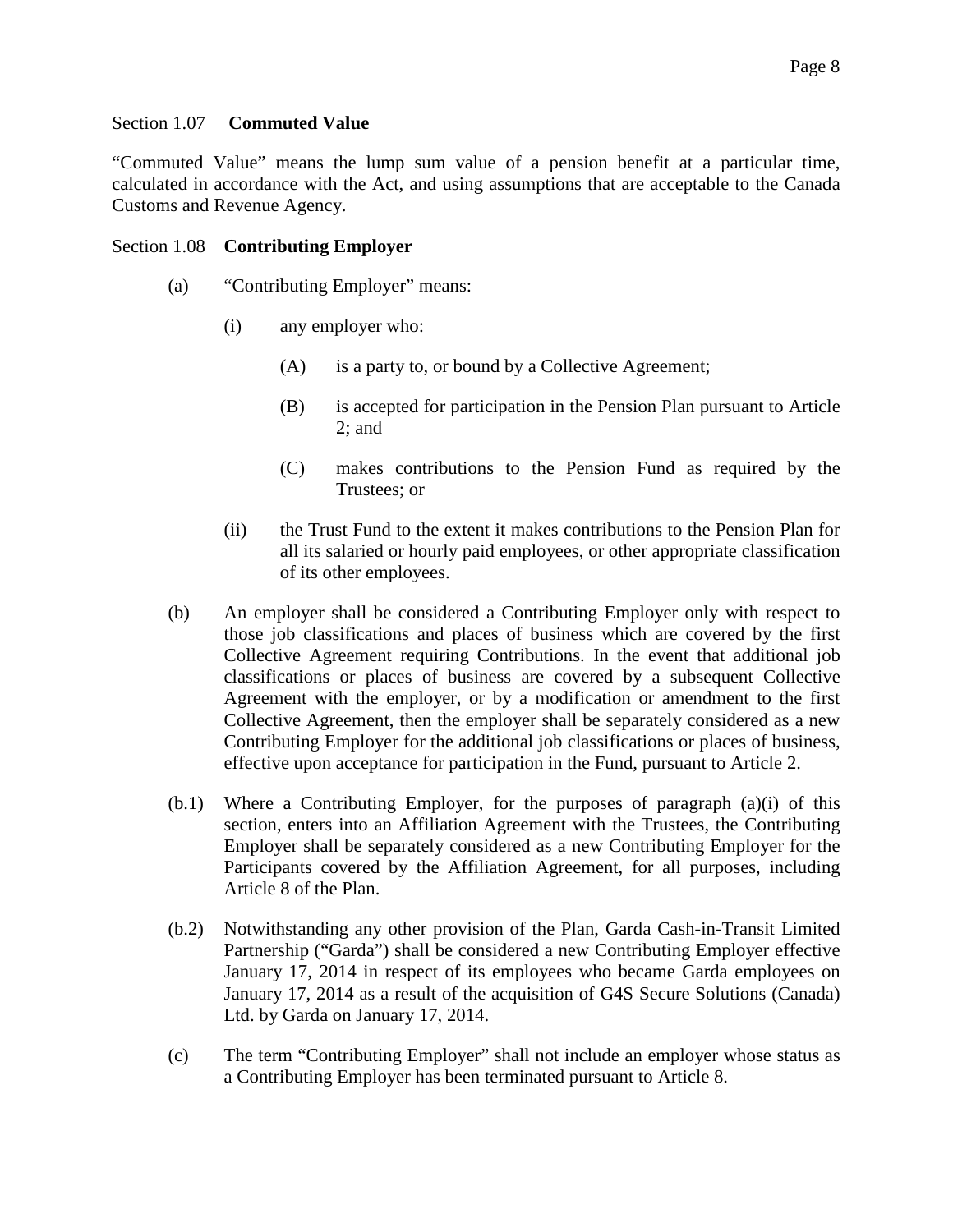Section 1.07 **Commuted Value**

"Commuted Value" means the lump sum value of a pension benefit at a particular time, calculated in accordance with the Act, and using assumptions that are acceptable to the Canada Customs and Revenue Agency.

Section 1.08 **Contributing Employer**

(a) "Contributing Employer" means:

(i) any employer who:

(A) is a party to, or bound by a Collective Agreement;

(B) is accepted for participation in the Pension Plan pursuant to Article 2; and

(C) makes contributions to the Pension Fund as required by the Trustees; or

(ii) the Trust Fund to the extent it makes contributions to the Pension Plan for all its salaried or hourly paid employees, or other appropriate classification of its other employees.

(b) An employer shall be considered a Contributing Employer only with respect to those job classifications and places of business which are covered by the first Collective Agreement requiring Contributions. In the event that additional job classifications or places of business are covered by a subsequent Collective Agreement with the employer, or by a modification or amendment to the first Collective Agreement, then the employer shall be separately considered as a new Contributing Employer for the additional job classifications or places of business, effective upon acceptance for participation in the Fund, pursuant to Article 2.

(b.1) Where a Contributing Employer, for the purposes of paragraph (a)(i) of this section, enters into an Affiliation Agreement with the Trustees, the Contributing Employer shall be separately considered as a new Contributing Employer for the Participants covered by the Affiliation Agreement, for all purposes, including Article 8 of the Plan.

(b.2) Notwithstanding any other provision of the Plan, Garda Cash-in-Transit Limited Partnership ("Garda") shall be considered a new Contributing Employer effective January 17, 2014 in respect of its employees who became Garda employees on January 17, 2014 as a result of the acquisition of G4S Secure Solutions (Canada) Ltd. by Garda on January 17, 2014.

(c) The term "Contributing Employer" shall not include an employer whose status as a Contributing Employer has been terminated pursuant to Article 8.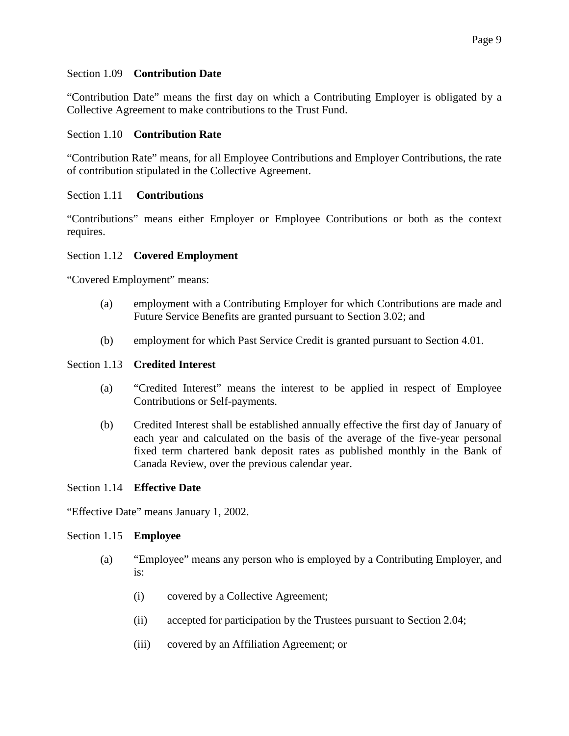### Section 1.09 **Contribution Date**

"Contribution Date" means the first day on which a Contributing Employer is obligated by a Collective Agreement to make contributions to the Trust Fund.

### Section 1.10 **Contribution Rate**

"Contribution Rate" means, for all Employee Contributions and Employer Contributions, the rate of contribution stipulated in the Collective Agreement.

### Section 1.11 **Contributions**

"Contributions" means either Employer or Employee Contributions or both as the context requires.

### Section 1.12 **Covered Employment**

"Covered Employment" means:

(a) employment with a Contributing Employer for which Contributions are made and Future Service Benefits are granted pursuant to Section 3.02; and

(b) employment for which Past Service Credit is granted pursuant to Section 4.01.

### Section 1.13 **Credited Interest**

(a) "Credited Interest" means the interest to be applied in respect of Employee Contributions or Self-payments.

(b) Credited Interest shall be established annually effective the first day of January of each year and calculated on the basis of the average of the five-year personal fixed term chartered bank deposit rates as published monthly in the Bank of Canada Review, over the previous calendar year.

### Section 1.14 **Effective Date**

"Effective Date" means January 1, 2002.

### Section 1.15 **Employee**

(a) "Employee" means any person who is employed by a Contributing Employer, and is:

  (i) covered by a Collective Agreement;

  (ii) accepted for participation by the Trustees pursuant to Section 2.04;

  (iii) covered by an Affiliation Agreement; or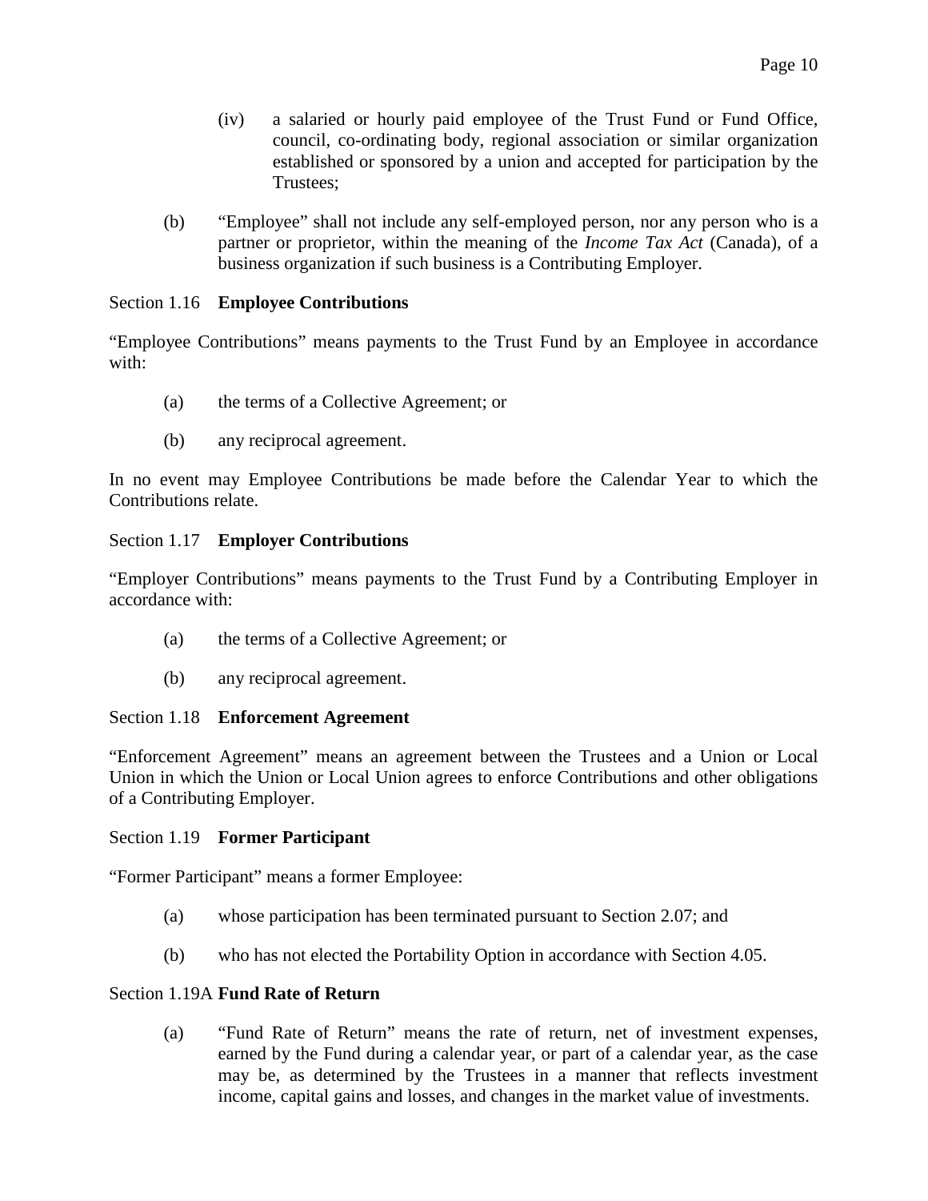(iv) a salaried or hourly paid employee of the Trust Fund or Fund Office, council, co-ordinating body, regional association or similar organization established or sponsored by a union and accepted for participation by the Trustees;

(b) "Employee" shall not include any self-employed person, nor any person who is a partner or proprietor, within the meaning of the *Income Tax Act* (Canada), of a business organization if such business is a Contributing Employer.

### Section 1.16 **Employee Contributions**

"Employee Contributions" means payments to the Trust Fund by an Employee in accordance with:

(a) the terms of a Collective Agreement; or

(b) any reciprocal agreement.

In no event may Employee Contributions be made before the Calendar Year to which the Contributions relate.

### Section 1.17 **Employer Contributions**

"Employer Contributions" means payments to the Trust Fund by a Contributing Employer in accordance with:

(a) the terms of a Collective Agreement; or

(b) any reciprocal agreement.

### Section 1.18 **Enforcement Agreement**

"Enforcement Agreement" means an agreement between the Trustees and a Union or Local Union in which the Union or Local Union agrees to enforce Contributions and other obligations of a Contributing Employer.

### Section 1.19 **Former Participant**

"Former Participant" means a former Employee:

(a) whose participation has been terminated pursuant to Section 2.07; and

(b) who has not elected the Portability Option in accordance with Section 4.05.

### Section 1.19A **Fund Rate of Return**

(a) "Fund Rate of Return" means the rate of return, net of investment expenses, earned by the Fund during a calendar year, or part of a calendar year, as the case may be, as determined by the Trustees in a manner that reflects investment income, capital gains and losses, and changes in the market value of investments.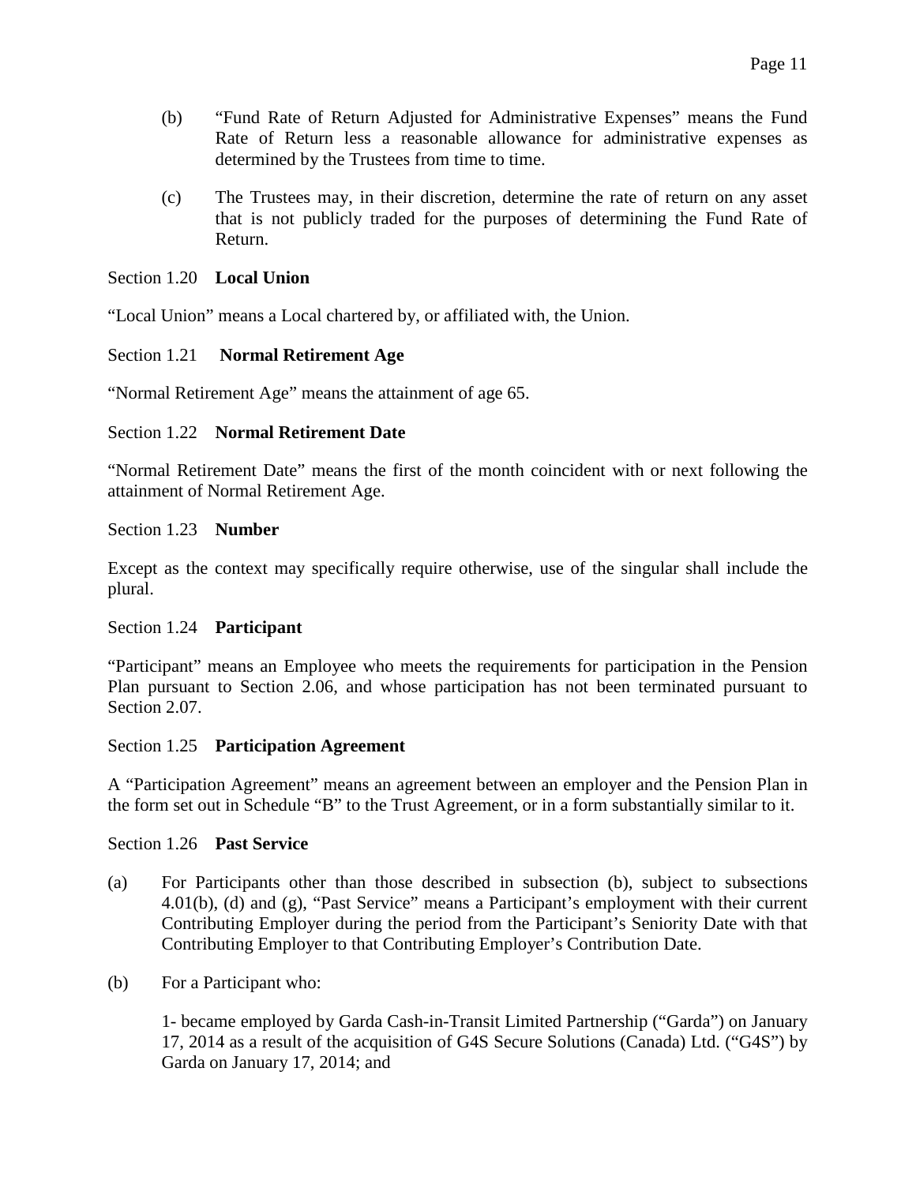(b) "Fund Rate of Return Adjusted for Administrative Expenses" means the Fund Rate of Return less a reasonable allowance for administrative expenses as determined by the Trustees from time to time.

(c) The Trustees may, in their discretion, determine the rate of return on any asset that is not publicly traded for the purposes of determining the Fund Rate of Return.

Section 1.20 **Local Union**

"Local Union" means a Local chartered by, or affiliated with, the Union.

Section 1.21 **Normal Retirement Age**

"Normal Retirement Age" means the attainment of age 65.

Section 1.22 **Normal Retirement Date**

"Normal Retirement Date" means the first of the month coincident with or next following the attainment of Normal Retirement Age.

Section 1.23 **Number**

Except as the context may specifically require otherwise, use of the singular shall include the plural.

Section 1.24 **Participant**

"Participant" means an Employee who meets the requirements for participation in the Pension Plan pursuant to Section 2.06, and whose participation has not been terminated pursuant to Section 2.07.

Section 1.25 **Participation Agreement**

A "Participation Agreement" means an agreement between an employer and the Pension Plan in the form set out in Schedule "B" to the Trust Agreement, or in a form substantially similar to it.

Section 1.26 **Past Service**

(a) For Participants other than those described in subsection (b), subject to subsections 4.01(b), (d) and (g), "Past Service" means a Participant's employment with their current Contributing Employer during the period from the Participant's Seniority Date with that Contributing Employer to that Contributing Employer's Contribution Date.

(b) For a Participant who:

1- became employed by Garda Cash-in-Transit Limited Partnership ("Garda") on January 17, 2014 as a result of the acquisition of G4S Secure Solutions (Canada) Ltd. ("G4S") by Garda on January 17, 2014; and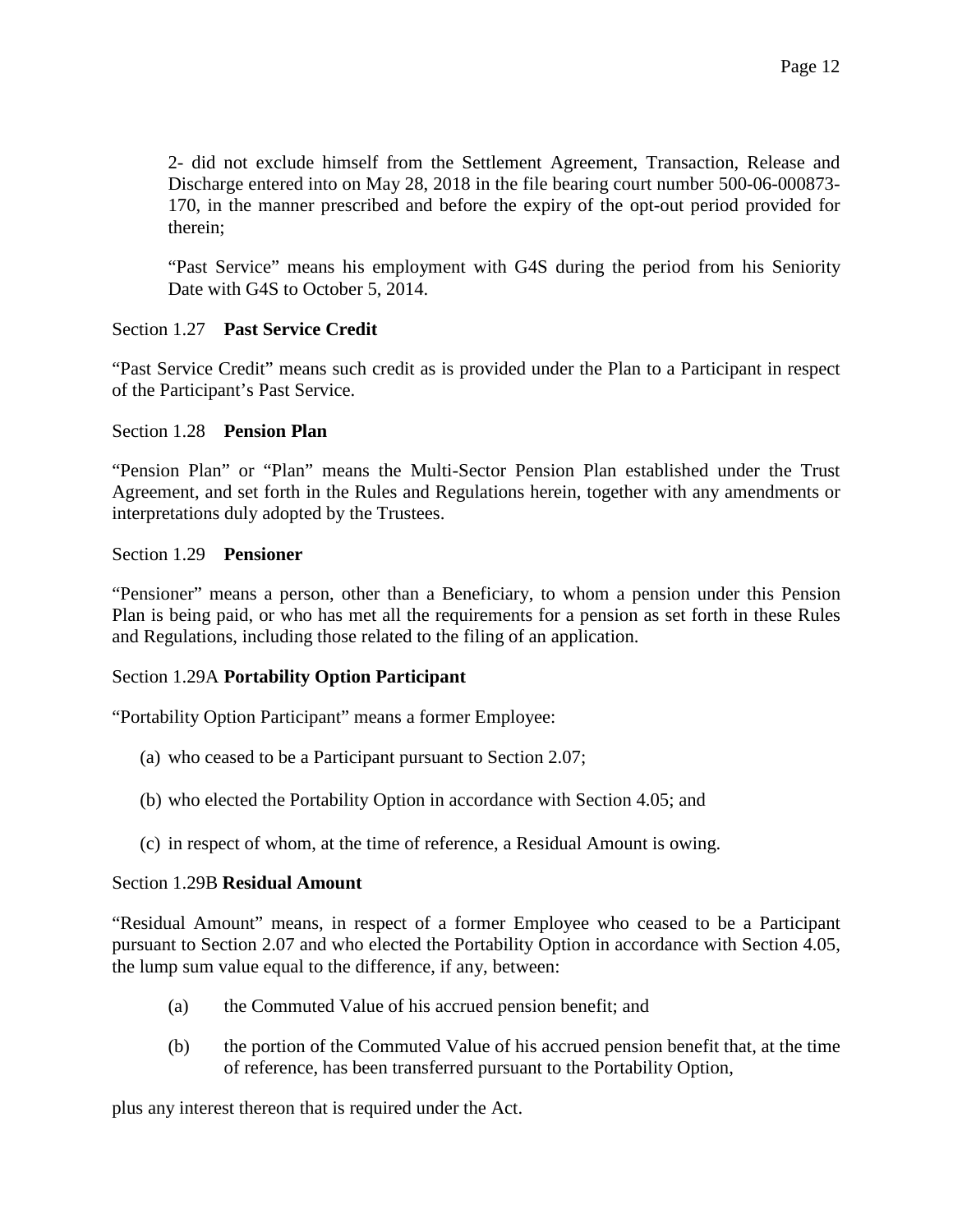2- did not exclude himself from the Settlement Agreement, Transaction, Release and Discharge entered into on May 28, 2018 in the file bearing court number 500-06-000873-170, in the manner prescribed and before the expiry of the opt-out period provided for therein;

"Past Service" means his employment with G4S during the period from his Seniority Date with G4S to October 5, 2014.

Section 1.27 **Past Service Credit**

"Past Service Credit" means such credit as is provided under the Plan to a Participant in respect of the Participant's Past Service.

Section 1.28 **Pension Plan**

"Pension Plan" or "Plan" means the Multi-Sector Pension Plan established under the Trust Agreement, and set forth in the Rules and Regulations herein, together with any amendments or interpretations duly adopted by the Trustees.

Section 1.29 **Pensioner**

"Pensioner" means a person, other than a Beneficiary, to whom a pension under this Pension Plan is being paid, or who has met all the requirements for a pension as set forth in these Rules and Regulations, including those related to the filing of an application.

Section 1.29A **Portability Option Participant**

"Portability Option Participant" means a former Employee:

(a) who ceased to be a Participant pursuant to Section 2.07;

(b) who elected the Portability Option in accordance with Section 4.05; and

(c) in respect of whom, at the time of reference, a Residual Amount is owing.

Section 1.29B **Residual Amount**

"Residual Amount" means, in respect of a former Employee who ceased to be a Participant pursuant to Section 2.07 and who elected the Portability Option in accordance with Section 4.05, the lump sum value equal to the difference, if any, between:

(a) the Commuted Value of his accrued pension benefit; and

(b) the portion of the Commuted Value of his accrued pension benefit that, at the time of reference, has been transferred pursuant to the Portability Option,

plus any interest thereon that is required under the Act.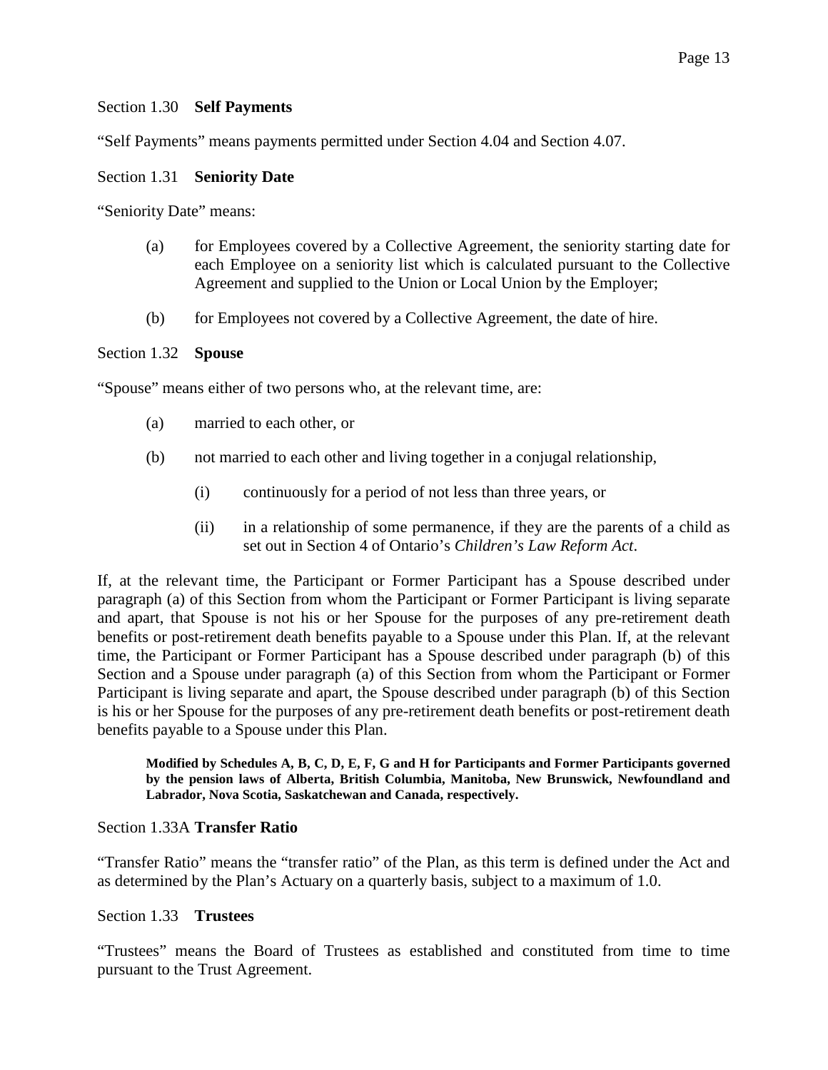Section 1.30 **Self Payments**

"Self Payments" means payments permitted under Section 4.04 and Section 4.07.

Section 1.31 **Seniority Date**

"Seniority Date" means:

(a) for Employees covered by a Collective Agreement, the seniority starting date for each Employee on a seniority list which is calculated pursuant to the Collective Agreement and supplied to the Union or Local Union by the Employer;

(b) for Employees not covered by a Collective Agreement, the date of hire.

Section 1.32 **Spouse**

"Spouse" means either of two persons who, at the relevant time, are:

(a) married to each other, or

(b) not married to each other and living together in a conjugal relationship,

  (i) continuously for a period of not less than three years, or

  (ii) in a relationship of some permanence, if they are the parents of a child as set out in Section 4 of Ontario's *Children's Law Reform Act*.

If, at the relevant time, the Participant or Former Participant has a Spouse described under paragraph (a) of this Section from whom the Participant or Former Participant is living separate and apart, that Spouse is not his or her Spouse for the purposes of any pre-retirement death benefits or post-retirement death benefits payable to a Spouse under this Plan. If, at the relevant time, the Participant or Former Participant has a Spouse described under paragraph (b) of this Section and a Spouse under paragraph (a) of this Section from whom the Participant or Former Participant is living separate and apart, the Spouse described under paragraph (b) of this Section is his or her Spouse for the purposes of any pre-retirement death benefits or post-retirement death benefits payable to a Spouse under this Plan.

**Modified by Schedules A, B, C, D, E, F, G and H for Participants and Former Participants governed by the pension laws of Alberta, British Columbia, Manitoba, New Brunswick, Newfoundland and Labrador, Nova Scotia, Saskatchewan and Canada, respectively.**

Section 1.33A **Transfer Ratio**

"Transfer Ratio" means the "transfer ratio" of the Plan, as this term is defined under the Act and as determined by the Plan's Actuary on a quarterly basis, subject to a maximum of 1.0.

Section 1.33 **Trustees**

"Trustees" means the Board of Trustees as established and constituted from time to time pursuant to the Trust Agreement.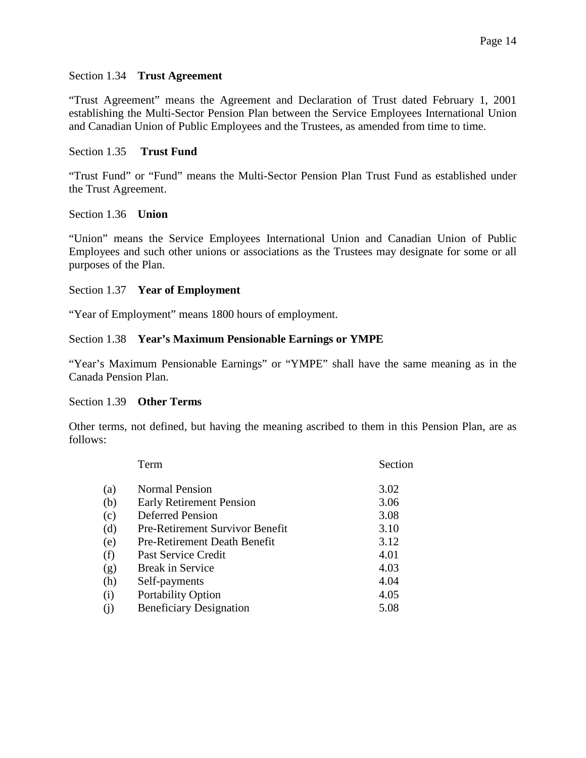Section 1.34 **Trust Agreement**

"Trust Agreement" means the Agreement and Declaration of Trust dated February 1, 2001 establishing the Multi-Sector Pension Plan between the Service Employees International Union and Canadian Union of Public Employees and the Trustees, as amended from time to time.

Section 1.35 **Trust Fund**

"Trust Fund" or "Fund" means the Multi-Sector Pension Plan Trust Fund as established under the Trust Agreement.

Section 1.36 **Union**

"Union" means the Service Employees International Union and Canadian Union of Public Employees and such other unions or associations as the Trustees may designate for some or all purposes of the Plan.

Section 1.37 **Year of Employment**

"Year of Employment" means 1800 hours of employment.

Section 1.38 **Year's Maximum Pensionable Earnings or YMPE**

"Year's Maximum Pensionable Earnings" or "YMPE" shall have the same meaning as in the Canada Pension Plan.

Section 1.39 **Other Terms**

Other terms, not defined, but having the meaning ascribed to them in this Pension Plan, are as follows:

| | Term | Section |
|---|---|---|
| (a) | Normal Pension | 3.02 |
| (b) | Early Retirement Pension | 3.06 |
| (c) | Deferred Pension | 3.08 |
| (d) | Pre-Retirement Survivor Benefit | 3.10 |
| (e) | Pre-Retirement Death Benefit | 3.12 |
| (f) | Past Service Credit | 4.01 |
| (g) | Break in Service | 4.03 |
| (h) | Self-payments | 4.04 |
| (i) | Portability Option | 4.05 |
| (j) | Beneficiary Designation | 5.08 |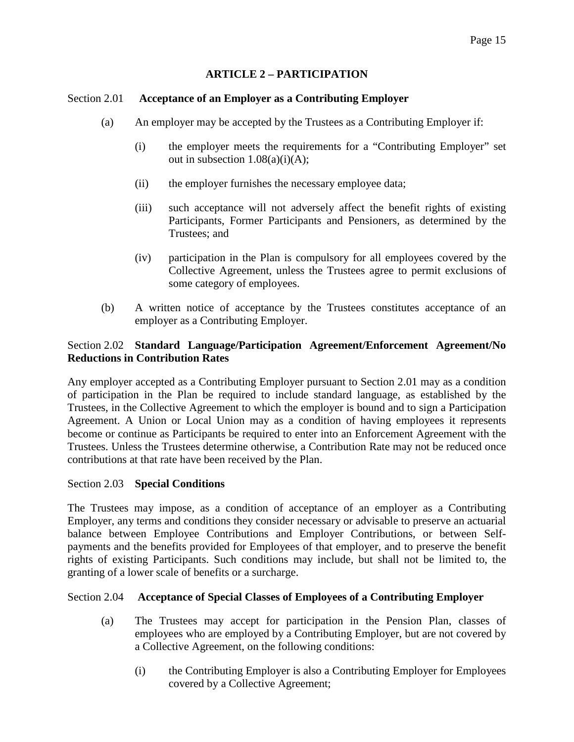## ARTICLE 2 – PARTICIPATION

### Section 2.01 Acceptance of an Employer as a Contributing Employer

(a) An employer may be accepted by the Trustees as a Contributing Employer if:

(i) the employer meets the requirements for a "Contributing Employer" set out in subsection 1.08(a)(i)(A);

(ii) the employer furnishes the necessary employee data;

(iii) such acceptance will not adversely affect the benefit rights of existing Participants, Former Participants and Pensioners, as determined by the Trustees; and

(iv) participation in the Plan is compulsory for all employees covered by the Collective Agreement, unless the Trustees agree to permit exclusions of some category of employees.

(b) A written notice of acceptance by the Trustees constitutes acceptance of an employer as a Contributing Employer.

### Section 2.02 Standard Language/Participation Agreement/Enforcement Agreement/No Reductions in Contribution Rates

Any employer accepted as a Contributing Employer pursuant to Section 2.01 may as a condition of participation in the Plan be required to include standard language, as established by the Trustees, in the Collective Agreement to which the employer is bound and to sign a Participation Agreement. A Union or Local Union may as a condition of having employees it represents become or continue as Participants be required to enter into an Enforcement Agreement with the Trustees. Unless the Trustees determine otherwise, a Contribution Rate may not be reduced once contributions at that rate have been received by the Plan.

### Section 2.03 Special Conditions

The Trustees may impose, as a condition of acceptance of an employer as a Contributing Employer, any terms and conditions they consider necessary or advisable to preserve an actuarial balance between Employee Contributions and Employer Contributions, or between Self-payments and the benefits provided for Employees of that employer, and to preserve the benefit rights of existing Participants. Such conditions may include, but shall not be limited to, the granting of a lower scale of benefits or a surcharge.

### Section 2.04 Acceptance of Special Classes of Employees of a Contributing Employer

(a) The Trustees may accept for participation in the Pension Plan, classes of employees who are employed by a Contributing Employer, but are not covered by a Collective Agreement, on the following conditions:

(i) the Contributing Employer is also a Contributing Employer for Employees covered by a Collective Agreement;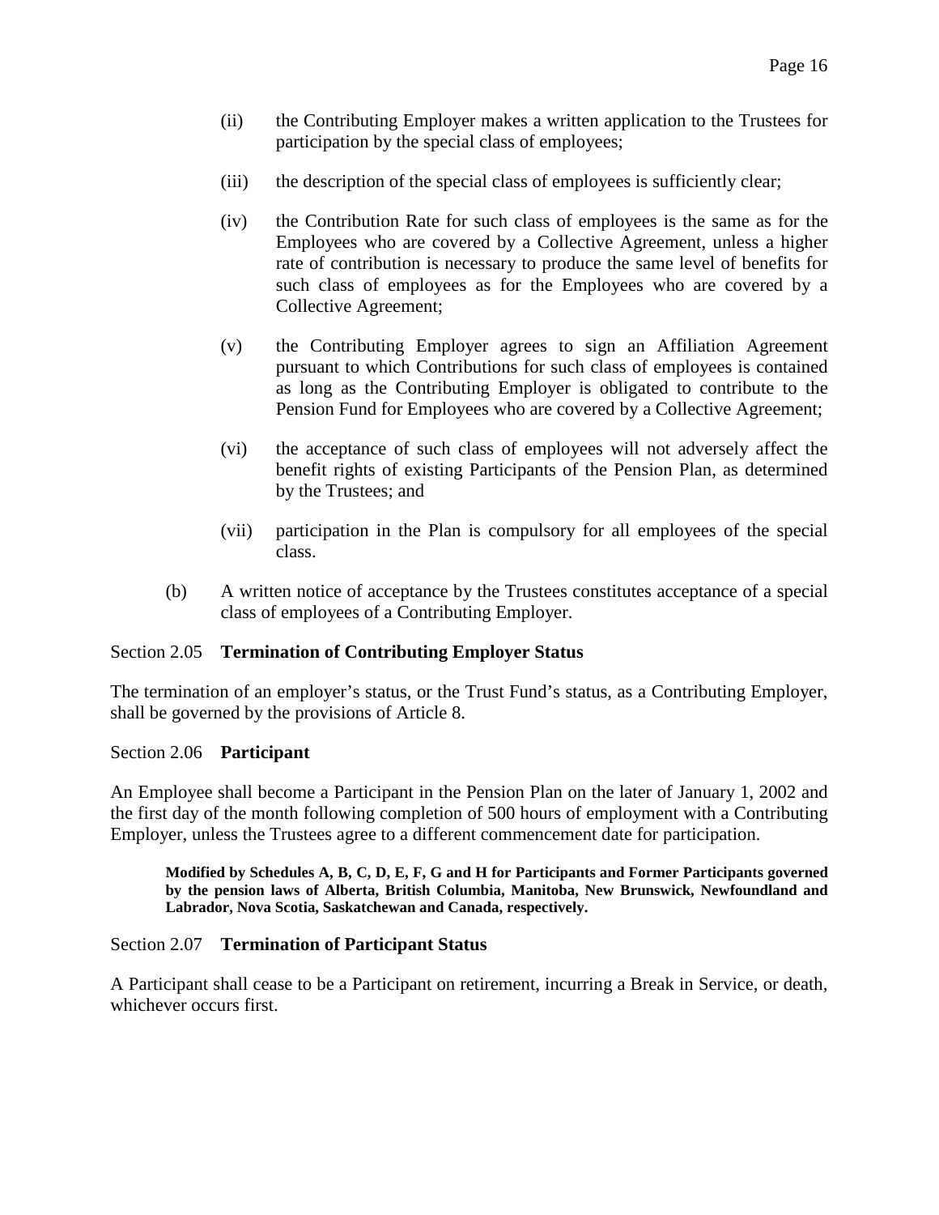(ii) the Contributing Employer makes a written application to the Trustees for participation by the special class of employees;

(iii) the description of the special class of employees is sufficiently clear;

(iv) the Contribution Rate for such class of employees is the same as for the Employees who are covered by a Collective Agreement, unless a higher rate of contribution is necessary to produce the same level of benefits for such class of employees as for the Employees who are covered by a Collective Agreement;

(v) the Contributing Employer agrees to sign an Affiliation Agreement pursuant to which Contributions for such class of employees is contained as long as the Contributing Employer is obligated to contribute to the Pension Fund for Employees who are covered by a Collective Agreement;

(vi) the acceptance of such class of employees will not adversely affect the benefit rights of existing Participants of the Pension Plan, as determined by the Trustees; and

(vii) participation in the Plan is compulsory for all employees of the special class.

(b) A written notice of acceptance by the Trustees constitutes acceptance of a special class of employees of a Contributing Employer.

Section 2.05 **Termination of Contributing Employer Status**

The termination of an employer's status, or the Trust Fund's status, as a Contributing Employer, shall be governed by the provisions of Article 8.

Section 2.06 **Participant**

An Employee shall become a Participant in the Pension Plan on the later of January 1, 2002 and the first day of the month following completion of 500 hours of employment with a Contributing Employer, unless the Trustees agree to a different commencement date for participation.

> **Modified by Schedules A, B, C, D, E, F, G and H for Participants and Former Participants governed by the pension laws of Alberta, British Columbia, Manitoba, New Brunswick, Newfoundland and Labrador, Nova Scotia, Saskatchewan and Canada, respectively.**

Section 2.07 **Termination of Participant Status**

A Participant shall cease to be a Participant on retirement, incurring a Break in Service, or death, whichever occurs first.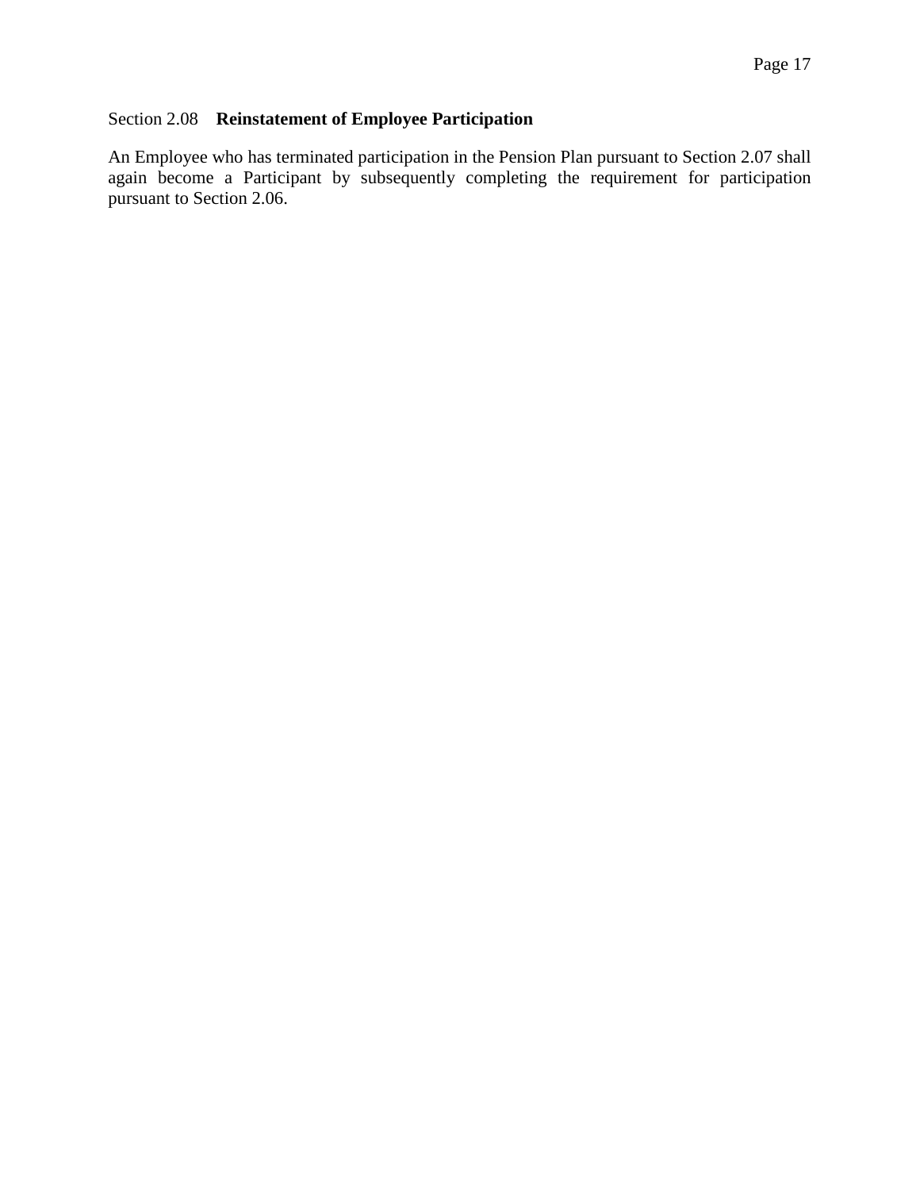### Section 2.08 **Reinstatement of Employee Participation**

An Employee who has terminated participation in the Pension Plan pursuant to Section 2.07 shall again become a Participant by subsequently completing the requirement for participation pursuant to Section 2.06.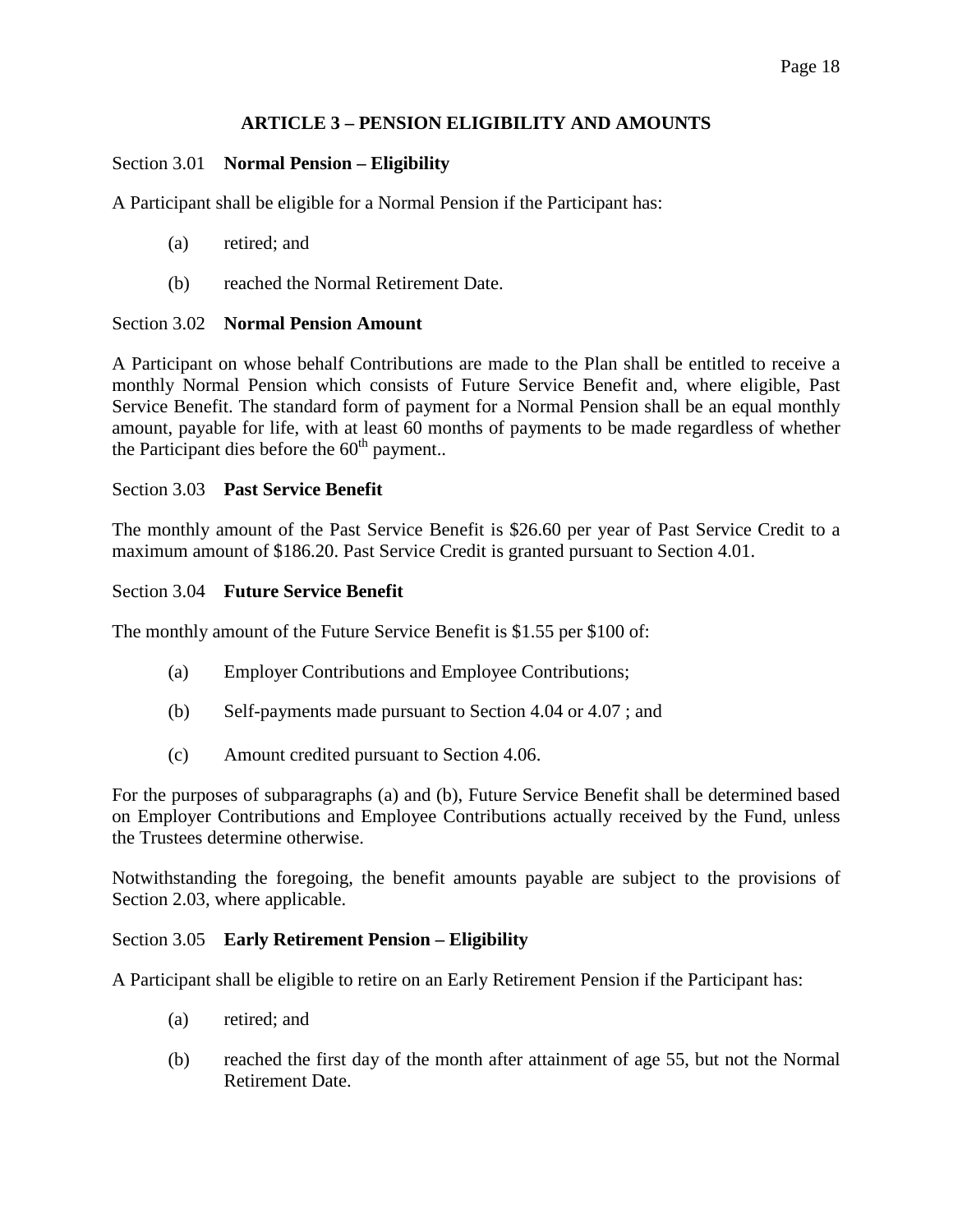## ARTICLE 3 – PENSION ELIGIBILITY AND AMOUNTS

Section 3.01 **Normal Pension – Eligibility**

A Participant shall be eligible for a Normal Pension if the Participant has:

(a) retired; and

(b) reached the Normal Retirement Date.

Section 3.02 **Normal Pension Amount**

A Participant on whose behalf Contributions are made to the Plan shall be entitled to receive a monthly Normal Pension which consists of Future Service Benefit and, where eligible, Past Service Benefit. The standard form of payment for a Normal Pension shall be an equal monthly amount, payable for life, with at least 60 months of payments to be made regardless of whether the Participant dies before the 60th payment..

Section 3.03 **Past Service Benefit**

The monthly amount of the Past Service Benefit is $26.60 per year of Past Service Credit to a maximum amount of $186.20. Past Service Credit is granted pursuant to Section 4.01.

Section 3.04 **Future Service Benefit**

The monthly amount of the Future Service Benefit is $1.55 per $100 of:

(a) Employer Contributions and Employee Contributions;

(b) Self-payments made pursuant to Section 4.04 or 4.07 ; and

(c) Amount credited pursuant to Section 4.06.

For the purposes of subparagraphs (a) and (b), Future Service Benefit shall be determined based on Employer Contributions and Employee Contributions actually received by the Fund, unless the Trustees determine otherwise.

Notwithstanding the foregoing, the benefit amounts payable are subject to the provisions of Section 2.03, where applicable.

Section 3.05 **Early Retirement Pension – Eligibility**

A Participant shall be eligible to retire on an Early Retirement Pension if the Participant has:

(a) retired; and

(b) reached the first day of the month after attainment of age 55, but not the Normal Retirement Date.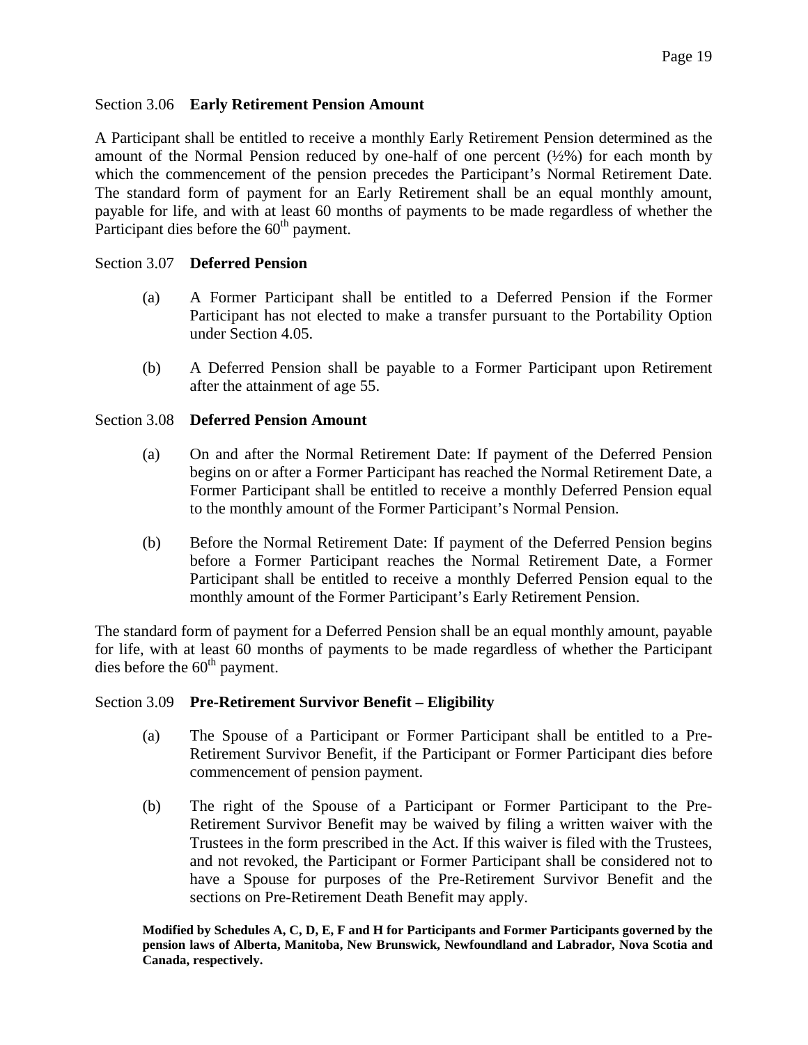### Section 3.06 **Early Retirement Pension Amount**

A Participant shall be entitled to receive a monthly Early Retirement Pension determined as the amount of the Normal Pension reduced by one-half of one percent (½%) for each month by which the commencement of the pension precedes the Participant's Normal Retirement Date. The standard form of payment for an Early Retirement shall be an equal monthly amount, payable for life, and with at least 60 months of payments to be made regardless of whether the Participant dies before the 60th payment.

### Section 3.07 **Deferred Pension**

(a) A Former Participant shall be entitled to a Deferred Pension if the Former Participant has not elected to make a transfer pursuant to the Portability Option under Section 4.05.

(b) A Deferred Pension shall be payable to a Former Participant upon Retirement after the attainment of age 55.

### Section 3.08 **Deferred Pension Amount**

(a) On and after the Normal Retirement Date: If payment of the Deferred Pension begins on or after a Former Participant has reached the Normal Retirement Date, a Former Participant shall be entitled to receive a monthly Deferred Pension equal to the monthly amount of the Former Participant's Normal Pension.

(b) Before the Normal Retirement Date: If payment of the Deferred Pension begins before a Former Participant reaches the Normal Retirement Date, a Former Participant shall be entitled to receive a monthly Deferred Pension equal to the monthly amount of the Former Participant's Early Retirement Pension.

The standard form of payment for a Deferred Pension shall be an equal monthly amount, payable for life, with at least 60 months of payments to be made regardless of whether the Participant dies before the 60th payment.

### Section 3.09 **Pre-Retirement Survivor Benefit – Eligibility**

(a) The Spouse of a Participant or Former Participant shall be entitled to a Pre-Retirement Survivor Benefit, if the Participant or Former Participant dies before commencement of pension payment.

(b) The right of the Spouse of a Participant or Former Participant to the Pre-Retirement Survivor Benefit may be waived by filing a written waiver with the Trustees in the form prescribed in the Act. If this waiver is filed with the Trustees, and not revoked, the Participant or Former Participant shall be considered not to have a Spouse for purposes of the Pre-Retirement Survivor Benefit and the sections on Pre-Retirement Death Benefit may apply.

**Modified by Schedules A, C, D, E, F and H for Participants and Former Participants governed by the pension laws of Alberta, Manitoba, New Brunswick, Newfoundland and Labrador, Nova Scotia and Canada, respectively.**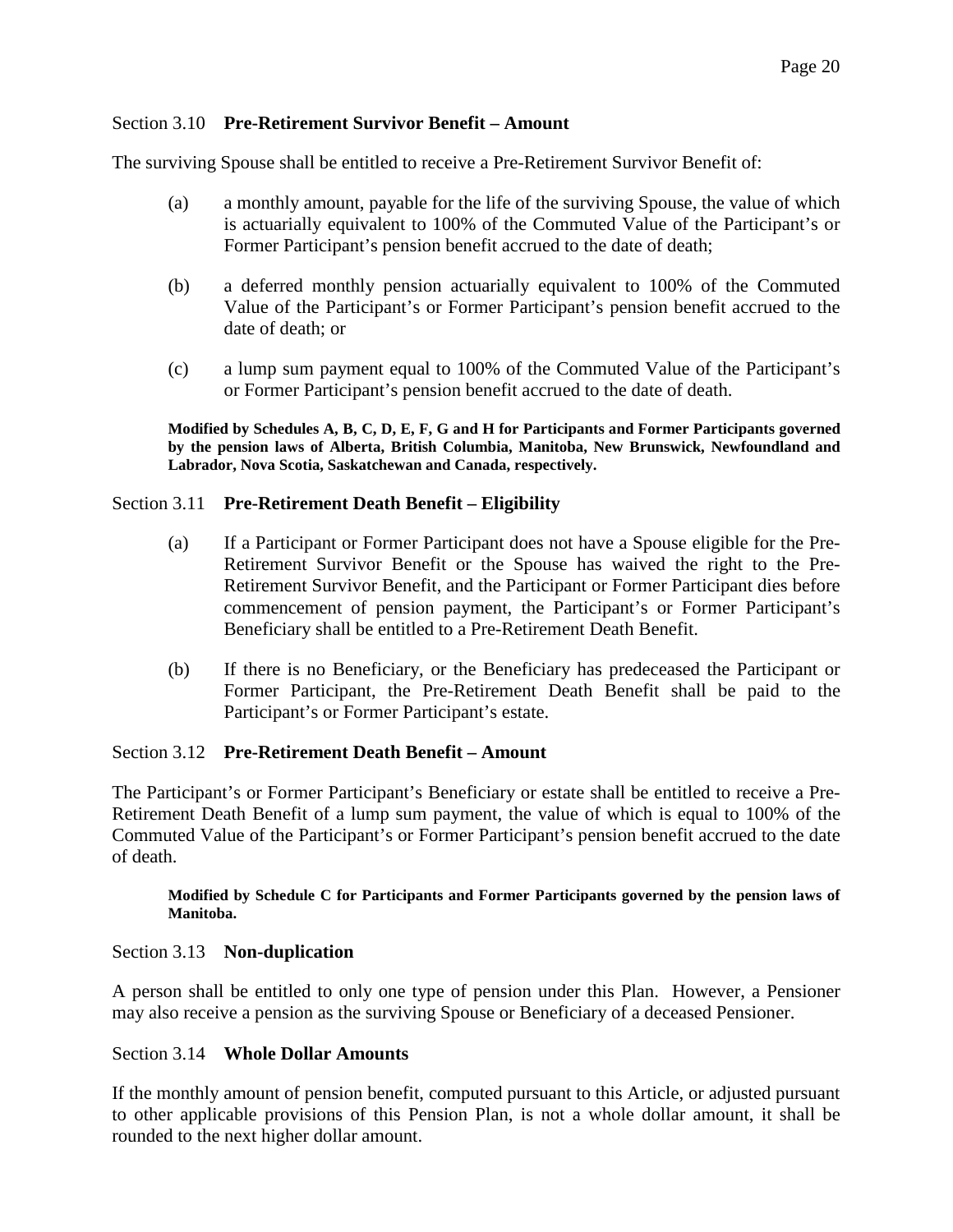### Section 3.10 **Pre-Retirement Survivor Benefit – Amount**

The surviving Spouse shall be entitled to receive a Pre-Retirement Survivor Benefit of:

(a) a monthly amount, payable for the life of the surviving Spouse, the value of which is actuarially equivalent to 100% of the Commuted Value of the Participant's or Former Participant's pension benefit accrued to the date of death;

(b) a deferred monthly pension actuarially equivalent to 100% of the Commuted Value of the Participant's or Former Participant's pension benefit accrued to the date of death; or

(c) a lump sum payment equal to 100% of the Commuted Value of the Participant's or Former Participant's pension benefit accrued to the date of death.

**Modified by Schedules A, B, C, D, E, F, G and H for Participants and Former Participants governed by the pension laws of Alberta, British Columbia, Manitoba, New Brunswick, Newfoundland and Labrador, Nova Scotia, Saskatchewan and Canada, respectively.**

### Section 3.11 **Pre-Retirement Death Benefit – Eligibility**

(a) If a Participant or Former Participant does not have a Spouse eligible for the Pre-Retirement Survivor Benefit or the Spouse has waived the right to the Pre-Retirement Survivor Benefit, and the Participant or Former Participant dies before commencement of pension payment, the Participant's or Former Participant's Beneficiary shall be entitled to a Pre-Retirement Death Benefit.

(b) If there is no Beneficiary, or the Beneficiary has predeceased the Participant or Former Participant, the Pre-Retirement Death Benefit shall be paid to the Participant's or Former Participant's estate.

### Section 3.12 **Pre-Retirement Death Benefit – Amount**

The Participant's or Former Participant's Beneficiary or estate shall be entitled to receive a Pre-Retirement Death Benefit of a lump sum payment, the value of which is equal to 100% of the Commuted Value of the Participant's or Former Participant's pension benefit accrued to the date of death.

**Modified by Schedule C for Participants and Former Participants governed by the pension laws of Manitoba.**

### Section 3.13 **Non-duplication**

A person shall be entitled to only one type of pension under this Plan. However, a Pensioner may also receive a pension as the surviving Spouse or Beneficiary of a deceased Pensioner.

### Section 3.14 **Whole Dollar Amounts**

If the monthly amount of pension benefit, computed pursuant to this Article, or adjusted pursuant to other applicable provisions of this Pension Plan, is not a whole dollar amount, it shall be rounded to the next higher dollar amount.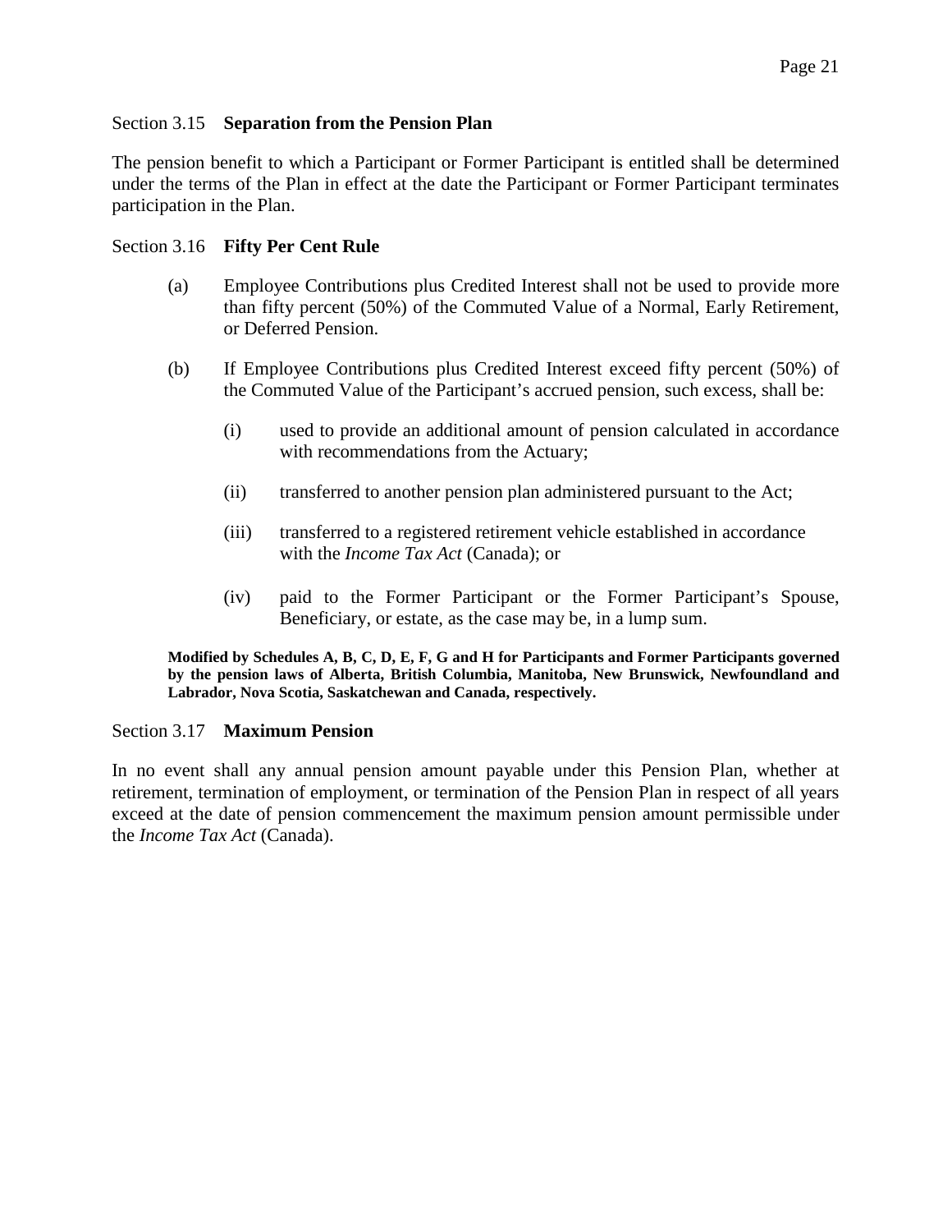### Section 3.15 **Separation from the Pension Plan**

The pension benefit to which a Participant or Former Participant is entitled shall be determined under the terms of the Plan in effect at the date the Participant or Former Participant terminates participation in the Plan.

### Section 3.16 **Fifty Per Cent Rule**

(a) Employee Contributions plus Credited Interest shall not be used to provide more than fifty percent (50%) of the Commuted Value of a Normal, Early Retirement, or Deferred Pension.

(b) If Employee Contributions plus Credited Interest exceed fifty percent (50%) of the Commuted Value of the Participant's accrued pension, such excess, shall be:

  (i) used to provide an additional amount of pension calculated in accordance with recommendations from the Actuary;

  (ii) transferred to another pension plan administered pursuant to the Act;

  (iii) transferred to a registered retirement vehicle established in accordance with the *Income Tax Act* (Canada); or

  (iv) paid to the Former Participant or the Former Participant's Spouse, Beneficiary, or estate, as the case may be, in a lump sum.

**Modified by Schedules A, B, C, D, E, F, G and H for Participants and Former Participants governed by the pension laws of Alberta, British Columbia, Manitoba, New Brunswick, Newfoundland and Labrador, Nova Scotia, Saskatchewan and Canada, respectively.**

### Section 3.17 **Maximum Pension**

In no event shall any annual pension amount payable under this Pension Plan, whether at retirement, termination of employment, or termination of the Pension Plan in respect of all years exceed at the date of pension commencement the maximum pension amount permissible under the *Income Tax Act* (Canada).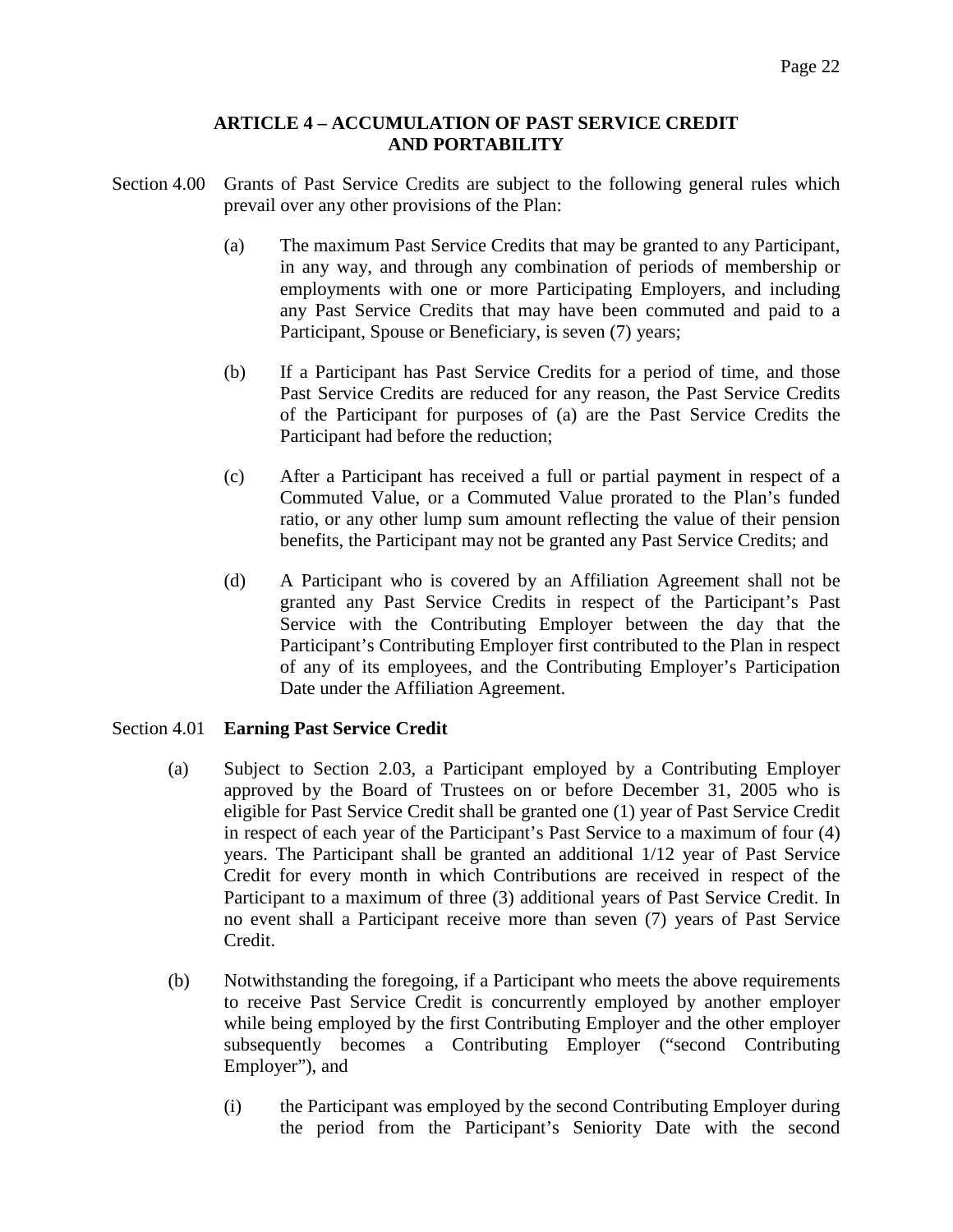## ARTICLE 4 – ACCUMULATION OF PAST SERVICE CREDIT AND PORTABILITY

Section 4.00 Grants of Past Service Credits are subject to the following general rules which prevail over any other provisions of the Plan:

(a) The maximum Past Service Credits that may be granted to any Participant, in any way, and through any combination of periods of membership or employments with one or more Participating Employers, and including any Past Service Credits that may have been commuted and paid to a Participant, Spouse or Beneficiary, is seven (7) years;

(b) If a Participant has Past Service Credits for a period of time, and those Past Service Credits are reduced for any reason, the Past Service Credits of the Participant for purposes of (a) are the Past Service Credits the Participant had before the reduction;

(c) After a Participant has received a full or partial payment in respect of a Commuted Value, or a Commuted Value prorated to the Plan's funded ratio, or any other lump sum amount reflecting the value of their pension benefits, the Participant may not be granted any Past Service Credits; and

(d) A Participant who is covered by an Affiliation Agreement shall not be granted any Past Service Credits in respect of the Participant's Past Service with the Contributing Employer between the day that the Participant's Contributing Employer first contributed to the Plan in respect of any of its employees, and the Contributing Employer's Participation Date under the Affiliation Agreement.

### Section 4.01 **Earning Past Service Credit**

(a) Subject to Section 2.03, a Participant employed by a Contributing Employer approved by the Board of Trustees on or before December 31, 2005 who is eligible for Past Service Credit shall be granted one (1) year of Past Service Credit in respect of each year of the Participant's Past Service to a maximum of four (4) years. The Participant shall be granted an additional 1/12 year of Past Service Credit for every month in which Contributions are received in respect of the Participant to a maximum of three (3) additional years of Past Service Credit. In no event shall a Participant receive more than seven (7) years of Past Service Credit.

(b) Notwithstanding the foregoing, if a Participant who meets the above requirements to receive Past Service Credit is concurrently employed by another employer while being employed by the first Contributing Employer and the other employer subsequently becomes a Contributing Employer ("second Contributing Employer"), and

(i) the Participant was employed by the second Contributing Employer during the period from the Participant's Seniority Date with the second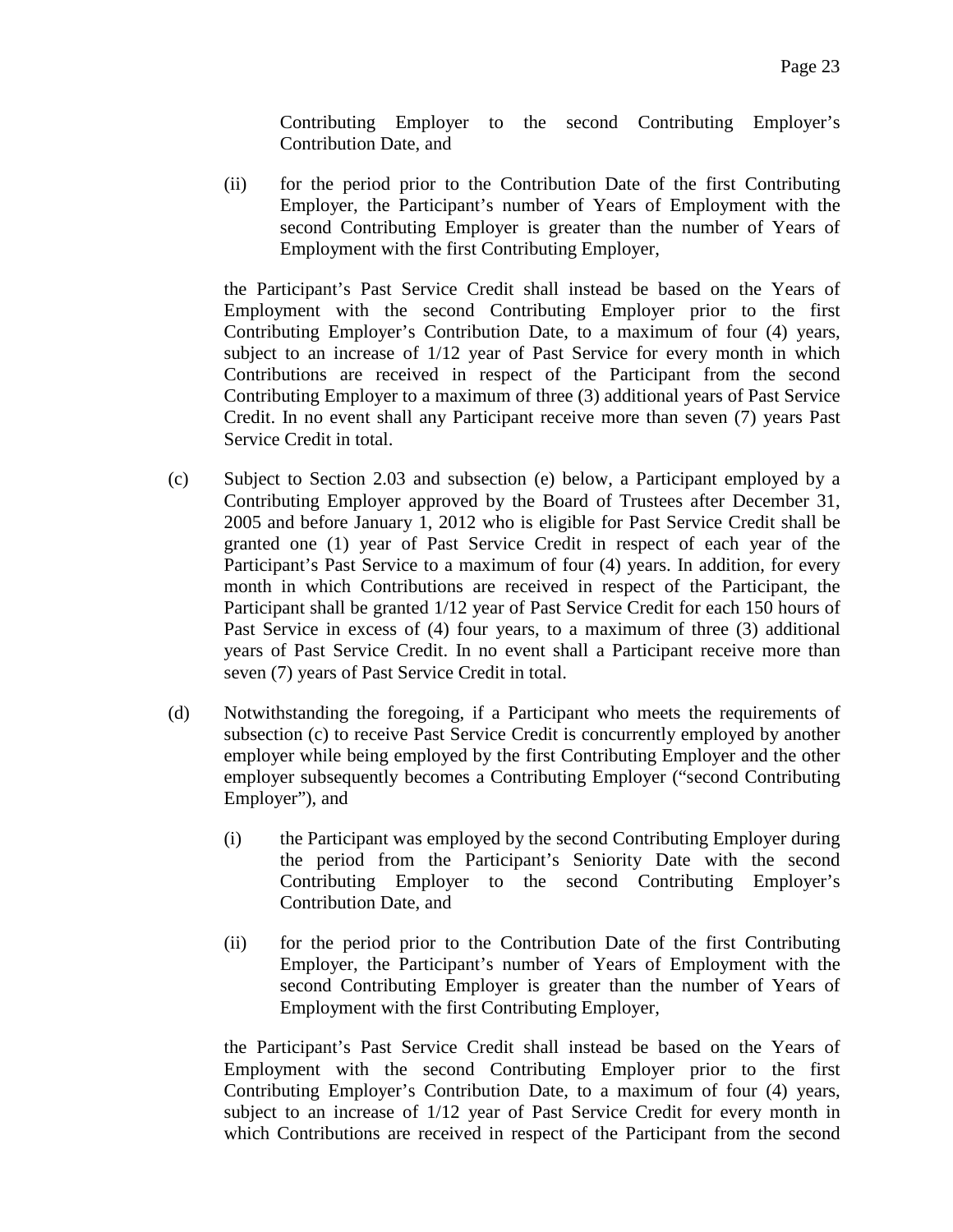Contributing Employer to the second Contributing Employer's Contribution Date, and

(ii) for the period prior to the Contribution Date of the first Contributing Employer, the Participant's number of Years of Employment with the second Contributing Employer is greater than the number of Years of Employment with the first Contributing Employer,

the Participant's Past Service Credit shall instead be based on the Years of Employment with the second Contributing Employer prior to the first Contributing Employer's Contribution Date, to a maximum of four (4) years, subject to an increase of 1/12 year of Past Service for every month in which Contributions are received in respect of the Participant from the second Contributing Employer to a maximum of three (3) additional years of Past Service Credit. In no event shall any Participant receive more than seven (7) years Past Service Credit in total.

(c) Subject to Section 2.03 and subsection (e) below, a Participant employed by a Contributing Employer approved by the Board of Trustees after December 31, 2005 and before January 1, 2012 who is eligible for Past Service Credit shall be granted one (1) year of Past Service Credit in respect of each year of the Participant's Past Service to a maximum of four (4) years. In addition, for every month in which Contributions are received in respect of the Participant, the Participant shall be granted 1/12 year of Past Service Credit for each 150 hours of Past Service in excess of (4) four years, to a maximum of three (3) additional years of Past Service Credit. In no event shall a Participant receive more than seven (7) years of Past Service Credit in total.

(d) Notwithstanding the foregoing, if a Participant who meets the requirements of subsection (c) to receive Past Service Credit is concurrently employed by another employer while being employed by the first Contributing Employer and the other employer subsequently becomes a Contributing Employer ("second Contributing Employer"), and

(i) the Participant was employed by the second Contributing Employer during the period from the Participant's Seniority Date with the second Contributing Employer to the second Contributing Employer's Contribution Date, and

(ii) for the period prior to the Contribution Date of the first Contributing Employer, the Participant's number of Years of Employment with the second Contributing Employer is greater than the number of Years of Employment with the first Contributing Employer,

the Participant's Past Service Credit shall instead be based on the Years of Employment with the second Contributing Employer prior to the first Contributing Employer's Contribution Date, to a maximum of four (4) years, subject to an increase of 1/12 year of Past Service Credit for every month in which Contributions are received in respect of the Participant from the second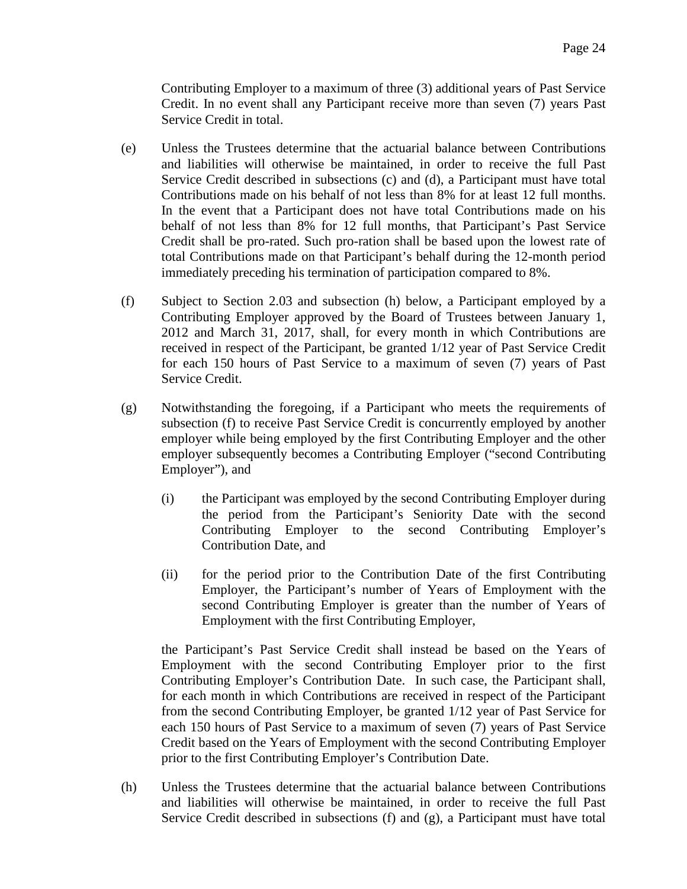Contributing Employer to a maximum of three (3) additional years of Past Service Credit. In no event shall any Participant receive more than seven (7) years Past Service Credit in total.

(e) Unless the Trustees determine that the actuarial balance between Contributions and liabilities will otherwise be maintained, in order to receive the full Past Service Credit described in subsections (c) and (d), a Participant must have total Contributions made on his behalf of not less than 8% for at least 12 full months. In the event that a Participant does not have total Contributions made on his behalf of not less than 8% for 12 full months, that Participant's Past Service Credit shall be pro-rated. Such pro-ration shall be based upon the lowest rate of total Contributions made on that Participant's behalf during the 12-month period immediately preceding his termination of participation compared to 8%.

(f) Subject to Section 2.03 and subsection (h) below, a Participant employed by a Contributing Employer approved by the Board of Trustees between January 1, 2012 and March 31, 2017, shall, for every month in which Contributions are received in respect of the Participant, be granted 1/12 year of Past Service Credit for each 150 hours of Past Service to a maximum of seven (7) years of Past Service Credit.

(g) Notwithstanding the foregoing, if a Participant who meets the requirements of subsection (f) to receive Past Service Credit is concurrently employed by another employer while being employed by the first Contributing Employer and the other employer subsequently becomes a Contributing Employer ("second Contributing Employer"), and

(i) the Participant was employed by the second Contributing Employer during the period from the Participant's Seniority Date with the second Contributing Employer to the second Contributing Employer's Contribution Date, and

(ii) for the period prior to the Contribution Date of the first Contributing Employer, the Participant's number of Years of Employment with the second Contributing Employer is greater than the number of Years of Employment with the first Contributing Employer,

the Participant's Past Service Credit shall instead be based on the Years of Employment with the second Contributing Employer prior to the first Contributing Employer's Contribution Date. In such case, the Participant shall, for each month in which Contributions are received in respect of the Participant from the second Contributing Employer, be granted 1/12 year of Past Service for each 150 hours of Past Service to a maximum of seven (7) years of Past Service Credit based on the Years of Employment with the second Contributing Employer prior to the first Contributing Employer's Contribution Date.

(h) Unless the Trustees determine that the actuarial balance between Contributions and liabilities will otherwise be maintained, in order to receive the full Past Service Credit described in subsections (f) and (g), a Participant must have total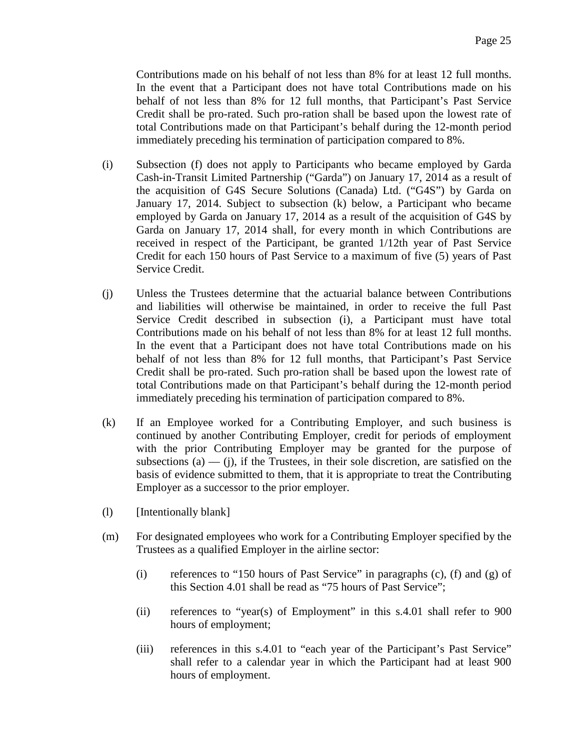Contributions made on his behalf of not less than 8% for at least 12 full months. In the event that a Participant does not have total Contributions made on his behalf of not less than 8% for 12 full months, that Participant's Past Service Credit shall be pro-rated. Such pro-ration shall be based upon the lowest rate of total Contributions made on that Participant's behalf during the 12-month period immediately preceding his termination of participation compared to 8%.

(i) Subsection (f) does not apply to Participants who became employed by Garda Cash-in-Transit Limited Partnership ("Garda") on January 17, 2014 as a result of the acquisition of G4S Secure Solutions (Canada) Ltd. ("G4S") by Garda on January 17, 2014. Subject to subsection (k) below, a Participant who became employed by Garda on January 17, 2014 as a result of the acquisition of G4S by Garda on January 17, 2014 shall, for every month in which Contributions are received in respect of the Participant, be granted 1/12th year of Past Service Credit for each 150 hours of Past Service to a maximum of five (5) years of Past Service Credit.

(j) Unless the Trustees determine that the actuarial balance between Contributions and liabilities will otherwise be maintained, in order to receive the full Past Service Credit described in subsection (i), a Participant must have total Contributions made on his behalf of not less than 8% for at least 12 full months. In the event that a Participant does not have total Contributions made on his behalf of not less than 8% for 12 full months, that Participant's Past Service Credit shall be pro-rated. Such pro-ration shall be based upon the lowest rate of total Contributions made on that Participant's behalf during the 12-month period immediately preceding his termination of participation compared to 8%.

(k) If an Employee worked for a Contributing Employer, and such business is continued by another Contributing Employer, credit for periods of employment with the prior Contributing Employer may be granted for the purpose of subsections (a) — (j), if the Trustees, in their sole discretion, are satisfied on the basis of evidence submitted to them, that it is appropriate to treat the Contributing Employer as a successor to the prior employer.

(l) [Intentionally blank]

(m) For designated employees who work for a Contributing Employer specified by the Trustees as a qualified Employer in the airline sector:

   (i) references to "150 hours of Past Service" in paragraphs (c), (f) and (g) of this Section 4.01 shall be read as "75 hours of Past Service";

   (ii) references to "year(s) of Employment" in this s.4.01 shall refer to 900 hours of employment;

   (iii) references in this s.4.01 to "each year of the Participant's Past Service" shall refer to a calendar year in which the Participant had at least 900 hours of employment.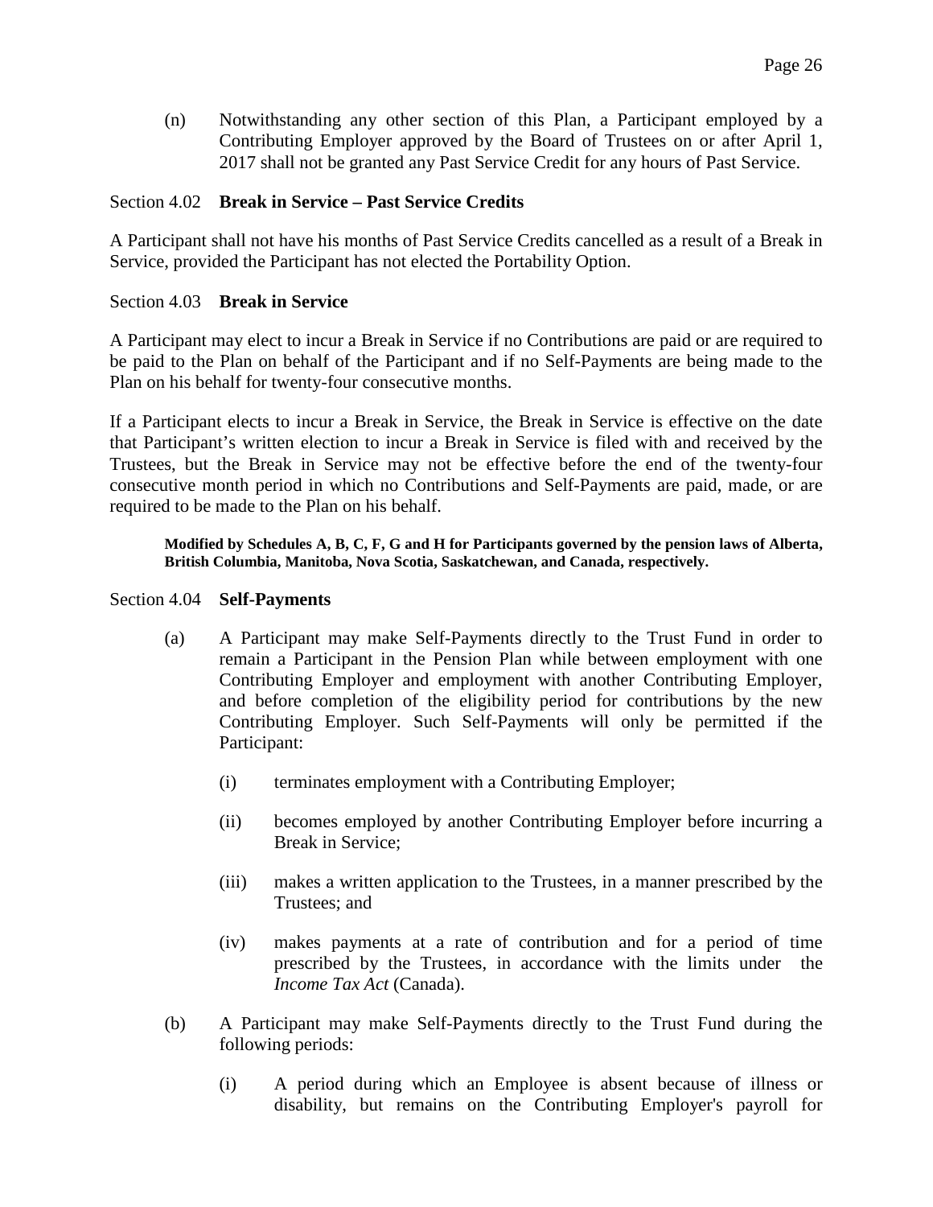(n) Notwithstanding any other section of this Plan, a Participant employed by a Contributing Employer approved by the Board of Trustees on or after April 1, 2017 shall not be granted any Past Service Credit for any hours of Past Service.

### Section 4.02 **Break in Service – Past Service Credits**

A Participant shall not have his months of Past Service Credits cancelled as a result of a Break in Service, provided the Participant has not elected the Portability Option.

### Section 4.03 **Break in Service**

A Participant may elect to incur a Break in Service if no Contributions are paid or are required to be paid to the Plan on behalf of the Participant and if no Self-Payments are being made to the Plan on his behalf for twenty-four consecutive months.

If a Participant elects to incur a Break in Service, the Break in Service is effective on the date that Participant's written election to incur a Break in Service is filed with and received by the Trustees, but the Break in Service may not be effective before the end of the twenty-four consecutive month period in which no Contributions and Self-Payments are paid, made, or are required to be made to the Plan on his behalf.

**Modified by Schedules A, B, C, F, G and H for Participants governed by the pension laws of Alberta, British Columbia, Manitoba, Nova Scotia, Saskatchewan, and Canada, respectively.**

### Section 4.04 **Self-Payments**

(a) A Participant may make Self-Payments directly to the Trust Fund in order to remain a Participant in the Pension Plan while between employment with one Contributing Employer and employment with another Contributing Employer, and before completion of the eligibility period for contributions by the new Contributing Employer. Such Self-Payments will only be permitted if the Participant:

  (i) terminates employment with a Contributing Employer;

  (ii) becomes employed by another Contributing Employer before incurring a Break in Service;

  (iii) makes a written application to the Trustees, in a manner prescribed by the Trustees; and

  (iv) makes payments at a rate of contribution and for a period of time prescribed by the Trustees, in accordance with the limits under the *Income Tax Act* (Canada).

(b) A Participant may make Self-Payments directly to the Trust Fund during the following periods:

  (i) A period during which an Employee is absent because of illness or disability, but remains on the Contributing Employer's payroll for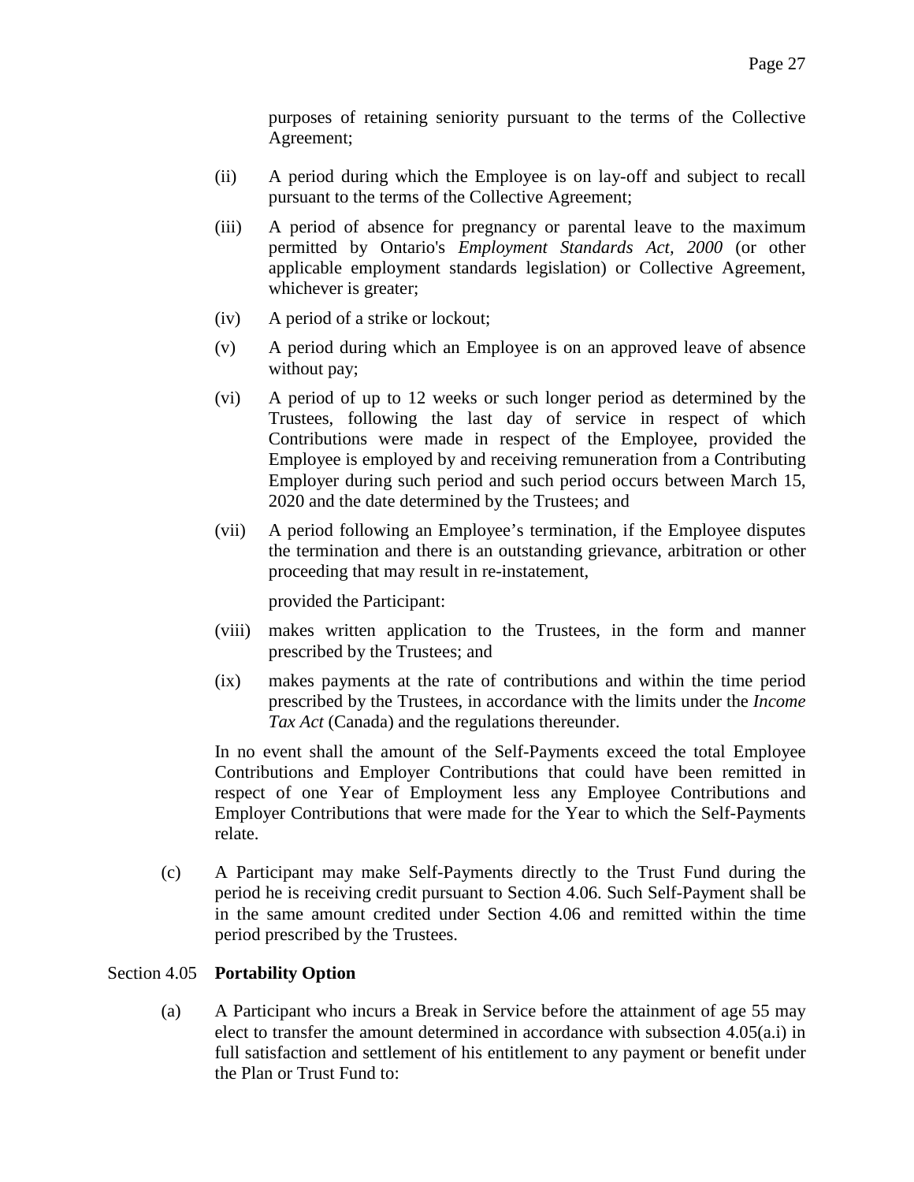purposes of retaining seniority pursuant to the terms of the Collective Agreement;

(ii) A period during which the Employee is on lay-off and subject to recall pursuant to the terms of the Collective Agreement;

(iii) A period of absence for pregnancy or parental leave to the maximum permitted by Ontario's *Employment Standards Act, 2000* (or other applicable employment standards legislation) or Collective Agreement, whichever is greater;

(iv) A period of a strike or lockout;

(v) A period during which an Employee is on an approved leave of absence without pay;

(vi) A period of up to 12 weeks or such longer period as determined by the Trustees, following the last day of service in respect of which Contributions were made in respect of the Employee, provided the Employee is employed by and receiving remuneration from a Contributing Employer during such period and such period occurs between March 15, 2020 and the date determined by the Trustees; and

(vii) A period following an Employee's termination, if the Employee disputes the termination and there is an outstanding grievance, arbitration or other proceeding that may result in re-instatement,

provided the Participant:

(viii) makes written application to the Trustees, in the form and manner prescribed by the Trustees; and

(ix) makes payments at the rate of contributions and within the time period prescribed by the Trustees, in accordance with the limits under the *Income Tax Act* (Canada) and the regulations thereunder.

In no event shall the amount of the Self-Payments exceed the total Employee Contributions and Employer Contributions that could have been remitted in respect of one Year of Employment less any Employee Contributions and Employer Contributions that were made for the Year to which the Self-Payments relate.

(c) A Participant may make Self-Payments directly to the Trust Fund during the period he is receiving credit pursuant to Section 4.06. Such Self-Payment shall be in the same amount credited under Section 4.06 and remitted within the time period prescribed by the Trustees.

Section 4.05 **Portability Option**

(a) A Participant who incurs a Break in Service before the attainment of age 55 may elect to transfer the amount determined in accordance with subsection 4.05(a.i) in full satisfaction and settlement of his entitlement to any payment or benefit under the Plan or Trust Fund to: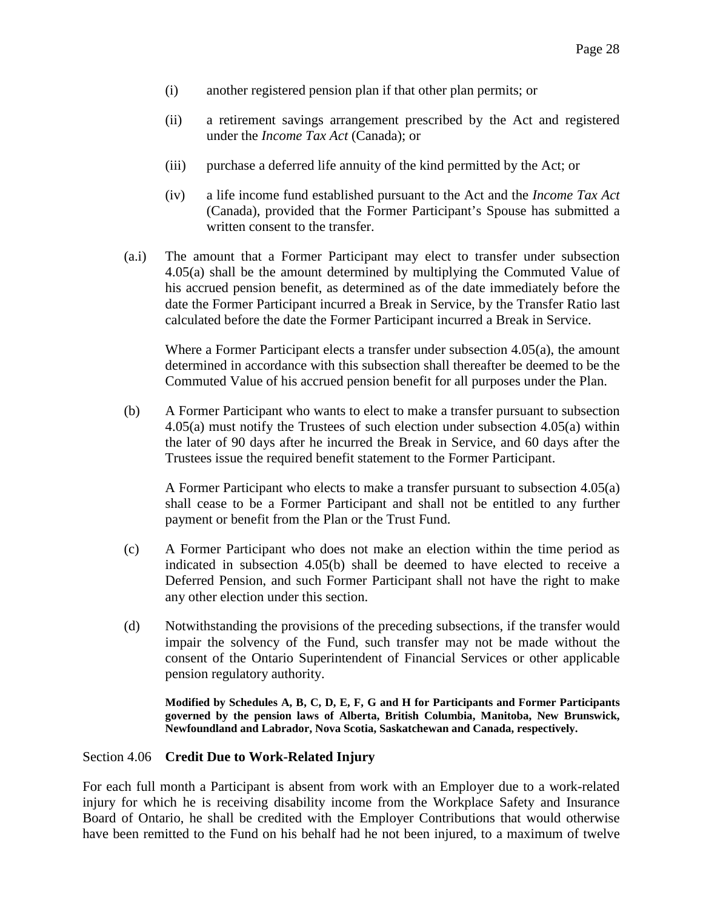(i) another registered pension plan if that other plan permits; or

(ii) a retirement savings arrangement prescribed by the Act and registered under the *Income Tax Act* (Canada); or

(iii) purchase a deferred life annuity of the kind permitted by the Act; or

(iv) a life income fund established pursuant to the Act and the *Income Tax Act* (Canada), provided that the Former Participant's Spouse has submitted a written consent to the transfer.

(a.i) The amount that a Former Participant may elect to transfer under subsection 4.05(a) shall be the amount determined by multiplying the Commuted Value of his accrued pension benefit, as determined as of the date immediately before the date the Former Participant incurred a Break in Service, by the Transfer Ratio last calculated before the date the Former Participant incurred a Break in Service.

Where a Former Participant elects a transfer under subsection 4.05(a), the amount determined in accordance with this subsection shall thereafter be deemed to be the Commuted Value of his accrued pension benefit for all purposes under the Plan.

(b) A Former Participant who wants to elect to make a transfer pursuant to subsection 4.05(a) must notify the Trustees of such election under subsection 4.05(a) within the later of 90 days after he incurred the Break in Service, and 60 days after the Trustees issue the required benefit statement to the Former Participant.

A Former Participant who elects to make a transfer pursuant to subsection 4.05(a) shall cease to be a Former Participant and shall not be entitled to any further payment or benefit from the Plan or the Trust Fund.

(c) A Former Participant who does not make an election within the time period as indicated in subsection 4.05(b) shall be deemed to have elected to receive a Deferred Pension, and such Former Participant shall not have the right to make any other election under this section.

(d) Notwithstanding the provisions of the preceding subsections, if the transfer would impair the solvency of the Fund, such transfer may not be made without the consent of the Ontario Superintendent of Financial Services or other applicable pension regulatory authority.

**Modified by Schedules A, B, C, D, E, F, G and H for Participants and Former Participants governed by the pension laws of Alberta, British Columbia, Manitoba, New Brunswick, Newfoundland and Labrador, Nova Scotia, Saskatchewan and Canada, respectively.**

Section 4.06 **Credit Due to Work-Related Injury**

For each full month a Participant is absent from work with an Employer due to a work-related injury for which he is receiving disability income from the Workplace Safety and Insurance Board of Ontario, he shall be credited with the Employer Contributions that would otherwise have been remitted to the Fund on his behalf had he not been injured, to a maximum of twelve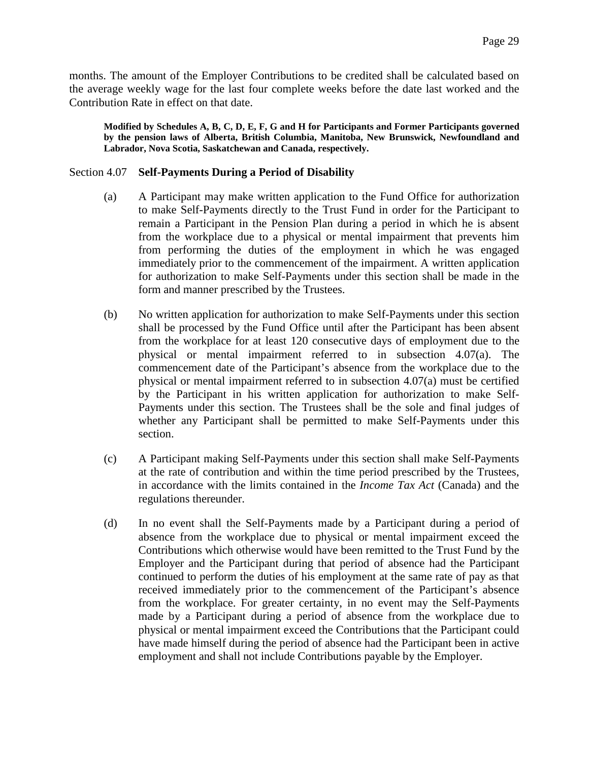months. The amount of the Employer Contributions to be credited shall be calculated based on the average weekly wage for the last four complete weeks before the date last worked and the Contribution Rate in effect on that date.

**Modified by Schedules A, B, C, D, E, F, G and H for Participants and Former Participants governed by the pension laws of Alberta, British Columbia, Manitoba, New Brunswick, Newfoundland and Labrador, Nova Scotia, Saskatchewan and Canada, respectively.**

Section 4.07 **Self-Payments During a Period of Disability**

(a) A Participant may make written application to the Fund Office for authorization to make Self-Payments directly to the Trust Fund in order for the Participant to remain a Participant in the Pension Plan during a period in which he is absent from the workplace due to a physical or mental impairment that prevents him from performing the duties of the employment in which he was engaged immediately prior to the commencement of the impairment. A written application for authorization to make Self-Payments under this section shall be made in the form and manner prescribed by the Trustees.

(b) No written application for authorization to make Self-Payments under this section shall be processed by the Fund Office until after the Participant has been absent from the workplace for at least 120 consecutive days of employment due to the physical or mental impairment referred to in subsection 4.07(a). The commencement date of the Participant's absence from the workplace due to the physical or mental impairment referred to in subsection 4.07(a) must be certified by the Participant in his written application for authorization to make Self-Payments under this section. The Trustees shall be the sole and final judges of whether any Participant shall be permitted to make Self-Payments under this section.

(c) A Participant making Self-Payments under this section shall make Self-Payments at the rate of contribution and within the time period prescribed by the Trustees, in accordance with the limits contained in the *Income Tax Act* (Canada) and the regulations thereunder.

(d) In no event shall the Self-Payments made by a Participant during a period of absence from the workplace due to physical or mental impairment exceed the Contributions which otherwise would have been remitted to the Trust Fund by the Employer and the Participant during that period of absence had the Participant continued to perform the duties of his employment at the same rate of pay as that received immediately prior to the commencement of the Participant's absence from the workplace. For greater certainty, in no event may the Self-Payments made by a Participant during a period of absence from the workplace due to physical or mental impairment exceed the Contributions that the Participant could have made himself during the period of absence had the Participant been in active employment and shall not include Contributions payable by the Employer.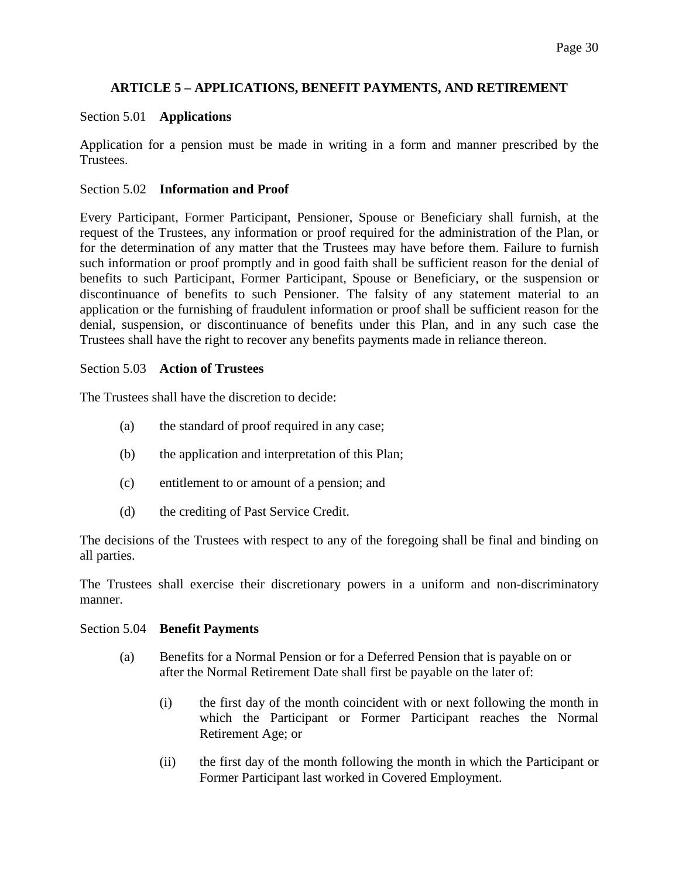## ARTICLE 5 – APPLICATIONS, BENEFIT PAYMENTS, AND RETIREMENT

### Section 5.01 **Applications**

Application for a pension must be made in writing in a form and manner prescribed by the Trustees.

### Section 5.02 **Information and Proof**

Every Participant, Former Participant, Pensioner, Spouse or Beneficiary shall furnish, at the request of the Trustees, any information or proof required for the administration of the Plan, or for the determination of any matter that the Trustees may have before them. Failure to furnish such information or proof promptly and in good faith shall be sufficient reason for the denial of benefits to such Participant, Former Participant, Spouse or Beneficiary, or the suspension or discontinuance of benefits to such Pensioner. The falsity of any statement material to an application or the furnishing of fraudulent information or proof shall be sufficient reason for the denial, suspension, or discontinuance of benefits under this Plan, and in any such case the Trustees shall have the right to recover any benefits payments made in reliance thereon.

### Section 5.03 **Action of Trustees**

The Trustees shall have the discretion to decide:

(a) the standard of proof required in any case;

(b) the application and interpretation of this Plan;

(c) entitlement to or amount of a pension; and

(d) the crediting of Past Service Credit.

The decisions of the Trustees with respect to any of the foregoing shall be final and binding on all parties.

The Trustees shall exercise their discretionary powers in a uniform and non-discriminatory manner.

### Section 5.04 **Benefit Payments**

(a) Benefits for a Normal Pension or for a Deferred Pension that is payable on or after the Normal Retirement Date shall first be payable on the later of:

  (i) the first day of the month coincident with or next following the month in which the Participant or Former Participant reaches the Normal Retirement Age; or

  (ii) the first day of the month following the month in which the Participant or Former Participant last worked in Covered Employment.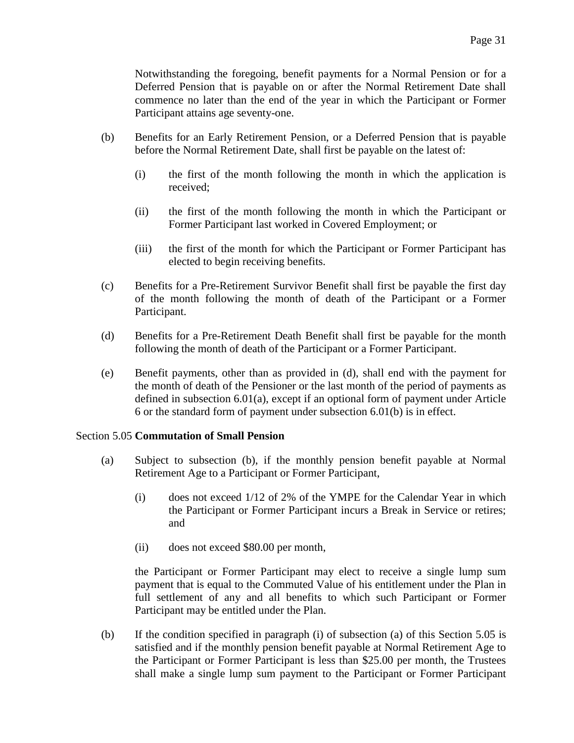Notwithstanding the foregoing, benefit payments for a Normal Pension or for a Deferred Pension that is payable on or after the Normal Retirement Date shall commence no later than the end of the year in which the Participant or Former Participant attains age seventy-one.

(b) Benefits for an Early Retirement Pension, or a Deferred Pension that is payable before the Normal Retirement Date, shall first be payable on the latest of:

(i) the first of the month following the month in which the application is received;

(ii) the first of the month following the month in which the Participant or Former Participant last worked in Covered Employment; or

(iii) the first of the month for which the Participant or Former Participant has elected to begin receiving benefits.

(c) Benefits for a Pre-Retirement Survivor Benefit shall first be payable the first day of the month following the month of death of the Participant or a Former Participant.

(d) Benefits for a Pre-Retirement Death Benefit shall first be payable for the month following the month of death of the Participant or a Former Participant.

(e) Benefit payments, other than as provided in (d), shall end with the payment for the month of death of the Pensioner or the last month of the period of payments as defined in subsection 6.01(a), except if an optional form of payment under Article 6 or the standard form of payment under subsection 6.01(b) is in effect.

Section 5.05 **Commutation of Small Pension**

(a) Subject to subsection (b), if the monthly pension benefit payable at Normal Retirement Age to a Participant or Former Participant,

(i) does not exceed 1/12 of 2% of the YMPE for the Calendar Year in which the Participant or Former Participant incurs a Break in Service or retires; and

(ii) does not exceed $80.00 per month,

the Participant or Former Participant may elect to receive a single lump sum payment that is equal to the Commuted Value of his entitlement under the Plan in full settlement of any and all benefits to which such Participant or Former Participant may be entitled under the Plan.

(b) If the condition specified in paragraph (i) of subsection (a) of this Section 5.05 is satisfied and if the monthly pension benefit payable at Normal Retirement Age to the Participant or Former Participant is less than $25.00 per month, the Trustees shall make a single lump sum payment to the Participant or Former Participant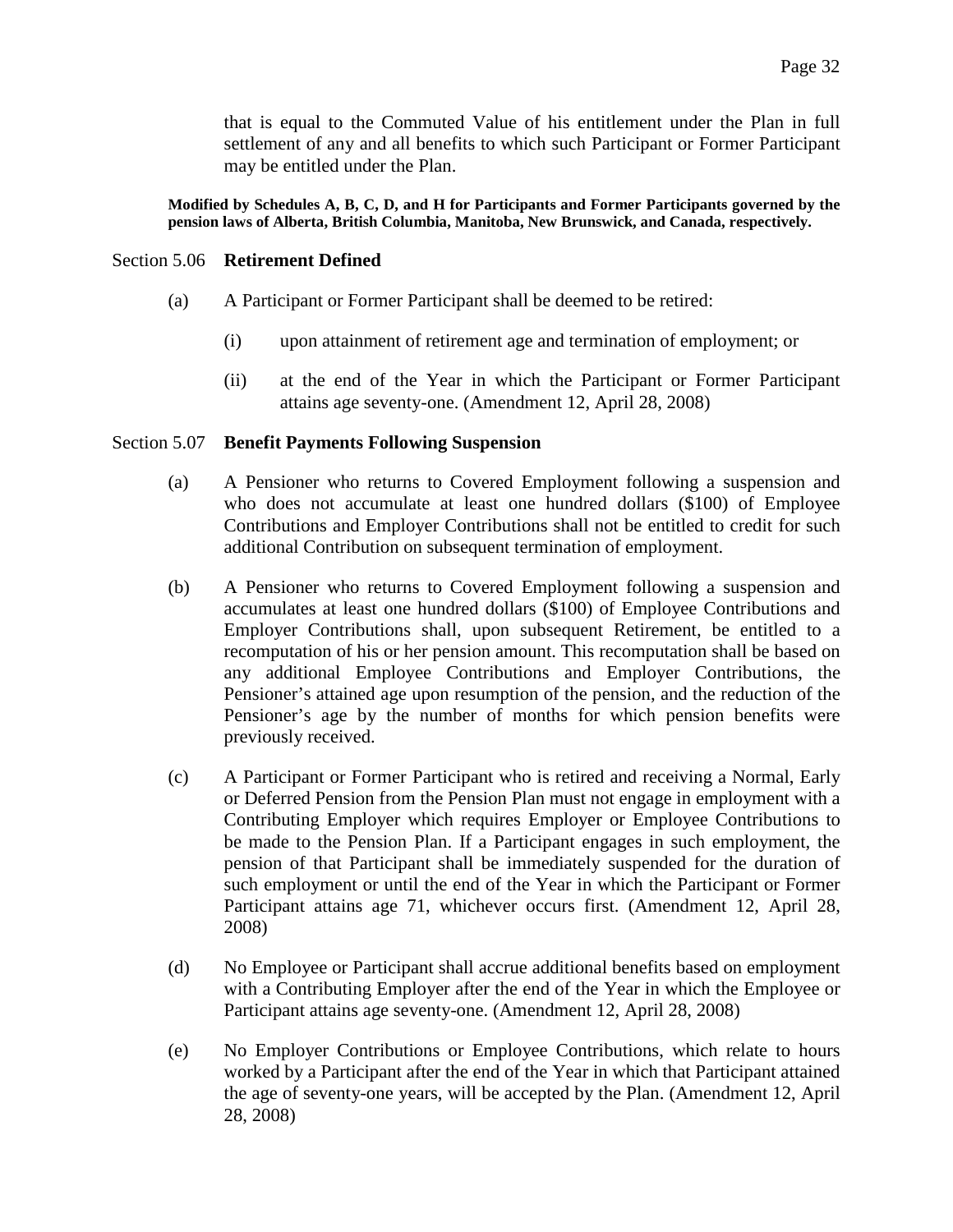that is equal to the Commuted Value of his entitlement under the Plan in full settlement of any and all benefits to which such Participant or Former Participant may be entitled under the Plan.

**Modified by Schedules A, B, C, D, and H for Participants and Former Participants governed by the pension laws of Alberta, British Columbia, Manitoba, New Brunswick, and Canada, respectively.**

### Section 5.06 **Retirement Defined**

(a) A Participant or Former Participant shall be deemed to be retired:

(i) upon attainment of retirement age and termination of employment; or

(ii) at the end of the Year in which the Participant or Former Participant attains age seventy-one. (Amendment 12, April 28, 2008)

### Section 5.07 **Benefit Payments Following Suspension**

(a) A Pensioner who returns to Covered Employment following a suspension and who does not accumulate at least one hundred dollars ($100) of Employee Contributions and Employer Contributions shall not be entitled to credit for such additional Contribution on subsequent termination of employment.

(b) A Pensioner who returns to Covered Employment following a suspension and accumulates at least one hundred dollars ($100) of Employee Contributions and Employer Contributions shall, upon subsequent Retirement, be entitled to a recomputation of his or her pension amount. This recomputation shall be based on any additional Employee Contributions and Employer Contributions, the Pensioner's attained age upon resumption of the pension, and the reduction of the Pensioner's age by the number of months for which pension benefits were previously received.

(c) A Participant or Former Participant who is retired and receiving a Normal, Early or Deferred Pension from the Pension Plan must not engage in employment with a Contributing Employer which requires Employer or Employee Contributions to be made to the Pension Plan. If a Participant engages in such employment, the pension of that Participant shall be immediately suspended for the duration of such employment or until the end of the Year in which the Participant or Former Participant attains age 71, whichever occurs first. (Amendment 12, April 28, 2008)

(d) No Employee or Participant shall accrue additional benefits based on employment with a Contributing Employer after the end of the Year in which the Employee or Participant attains age seventy-one. (Amendment 12, April 28, 2008)

(e) No Employer Contributions or Employee Contributions, which relate to hours worked by a Participant after the end of the Year in which that Participant attained the age of seventy-one years, will be accepted by the Plan. (Amendment 12, April 28, 2008)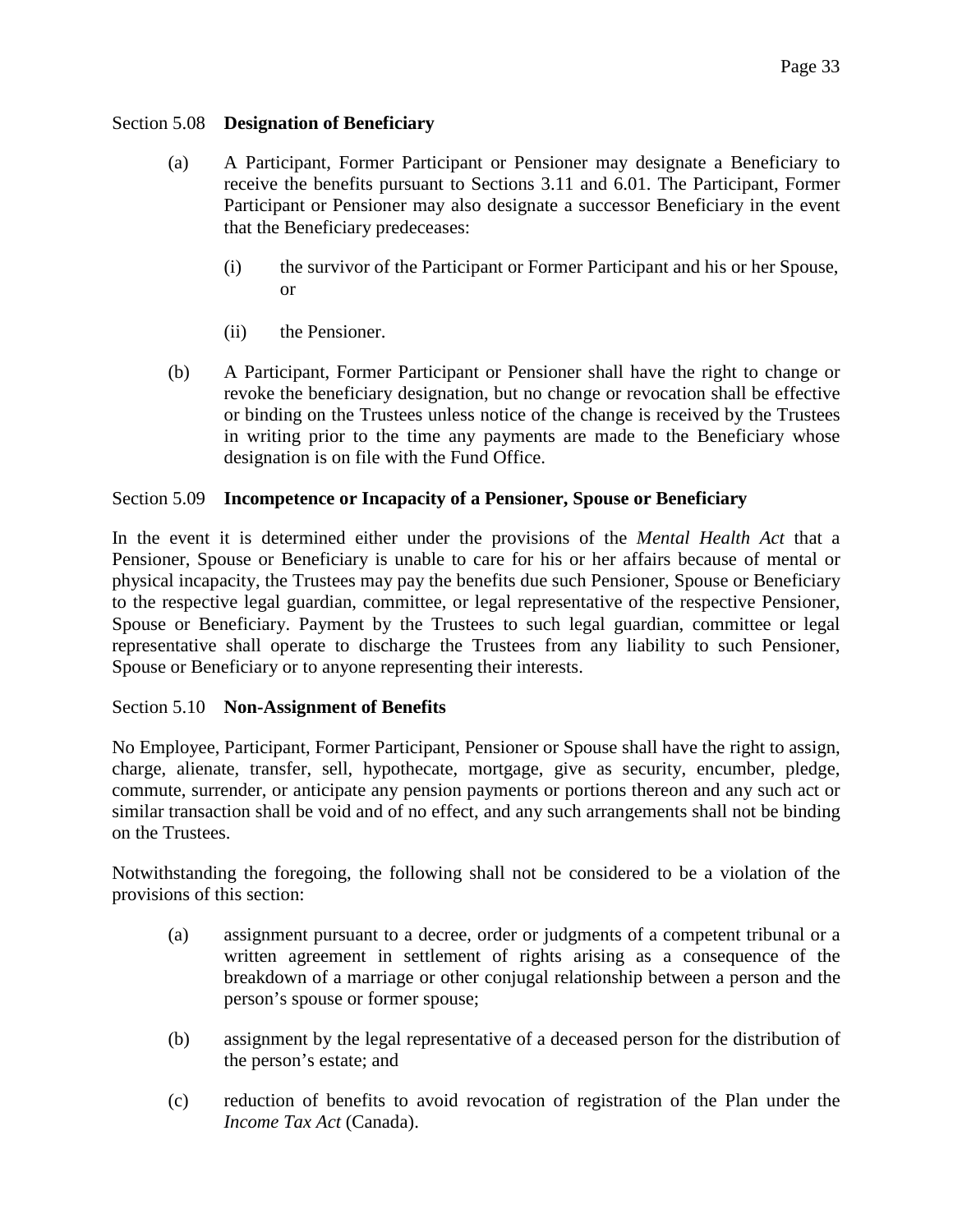### Section 5.08 **Designation of Beneficiary**

(a) A Participant, Former Participant or Pensioner may designate a Beneficiary to receive the benefits pursuant to Sections 3.11 and 6.01. The Participant, Former Participant or Pensioner may also designate a successor Beneficiary in the event that the Beneficiary predeceases:

   (i) the survivor of the Participant or Former Participant and his or her Spouse, or

   (ii) the Pensioner.

(b) A Participant, Former Participant or Pensioner shall have the right to change or revoke the beneficiary designation, but no change or revocation shall be effective or binding on the Trustees unless notice of the change is received by the Trustees in writing prior to the time any payments are made to the Beneficiary whose designation is on file with the Fund Office.

### Section 5.09 **Incompetence or Incapacity of a Pensioner, Spouse or Beneficiary**

In the event it is determined either under the provisions of the *Mental Health Act* that a Pensioner, Spouse or Beneficiary is unable to care for his or her affairs because of mental or physical incapacity, the Trustees may pay the benefits due such Pensioner, Spouse or Beneficiary to the respective legal guardian, committee, or legal representative of the respective Pensioner, Spouse or Beneficiary. Payment by the Trustees to such legal guardian, committee or legal representative shall operate to discharge the Trustees from any liability to such Pensioner, Spouse or Beneficiary or to anyone representing their interests.

### Section 5.10 **Non-Assignment of Benefits**

No Employee, Participant, Former Participant, Pensioner or Spouse shall have the right to assign, charge, alienate, transfer, sell, hypothecate, mortgage, give as security, encumber, pledge, commute, surrender, or anticipate any pension payments or portions thereon and any such act or similar transaction shall be void and of no effect, and any such arrangements shall not be binding on the Trustees.

Notwithstanding the foregoing, the following shall not be considered to be a violation of the provisions of this section:

(a) assignment pursuant to a decree, order or judgments of a competent tribunal or a written agreement in settlement of rights arising as a consequence of the breakdown of a marriage or other conjugal relationship between a person and the person's spouse or former spouse;

(b) assignment by the legal representative of a deceased person for the distribution of the person's estate; and

(c) reduction of benefits to avoid revocation of registration of the Plan under the *Income Tax Act* (Canada).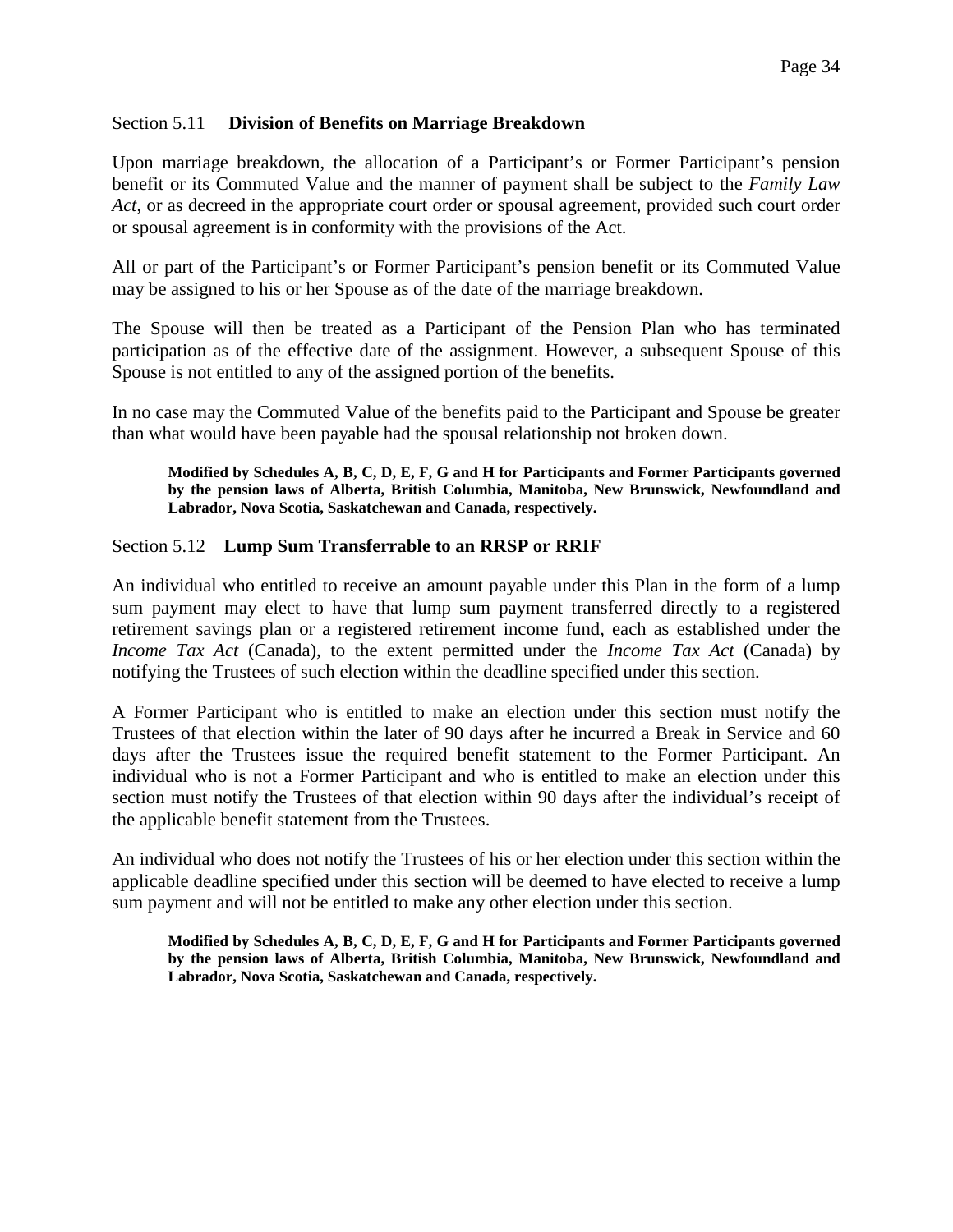### Section 5.11 **Division of Benefits on Marriage Breakdown**

Upon marriage breakdown, the allocation of a Participant's or Former Participant's pension benefit or its Commuted Value and the manner of payment shall be subject to the *Family Law Act*, or as decreed in the appropriate court order or spousal agreement, provided such court order or spousal agreement is in conformity with the provisions of the Act.

All or part of the Participant's or Former Participant's pension benefit or its Commuted Value may be assigned to his or her Spouse as of the date of the marriage breakdown.

The Spouse will then be treated as a Participant of the Pension Plan who has terminated participation as of the effective date of the assignment. However, a subsequent Spouse of this Spouse is not entitled to any of the assigned portion of the benefits.

In no case may the Commuted Value of the benefits paid to the Participant and Spouse be greater than what would have been payable had the spousal relationship not broken down.

> **Modified by Schedules A, B, C, D, E, F, G and H for Participants and Former Participants governed by the pension laws of Alberta, British Columbia, Manitoba, New Brunswick, Newfoundland and Labrador, Nova Scotia, Saskatchewan and Canada, respectively.**

### Section 5.12 **Lump Sum Transferrable to an RRSP or RRIF**

An individual who entitled to receive an amount payable under this Plan in the form of a lump sum payment may elect to have that lump sum payment transferred directly to a registered retirement savings plan or a registered retirement income fund, each as established under the *Income Tax Act* (Canada), to the extent permitted under the *Income Tax Act* (Canada) by notifying the Trustees of such election within the deadline specified under this section.

A Former Participant who is entitled to make an election under this section must notify the Trustees of that election within the later of 90 days after he incurred a Break in Service and 60 days after the Trustees issue the required benefit statement to the Former Participant. An individual who is not a Former Participant and who is entitled to make an election under this section must notify the Trustees of that election within 90 days after the individual's receipt of the applicable benefit statement from the Trustees.

An individual who does not notify the Trustees of his or her election under this section within the applicable deadline specified under this section will be deemed to have elected to receive a lump sum payment and will not be entitled to make any other election under this section.

> **Modified by Schedules A, B, C, D, E, F, G and H for Participants and Former Participants governed by the pension laws of Alberta, British Columbia, Manitoba, New Brunswick, Newfoundland and Labrador, Nova Scotia, Saskatchewan and Canada, respectively.**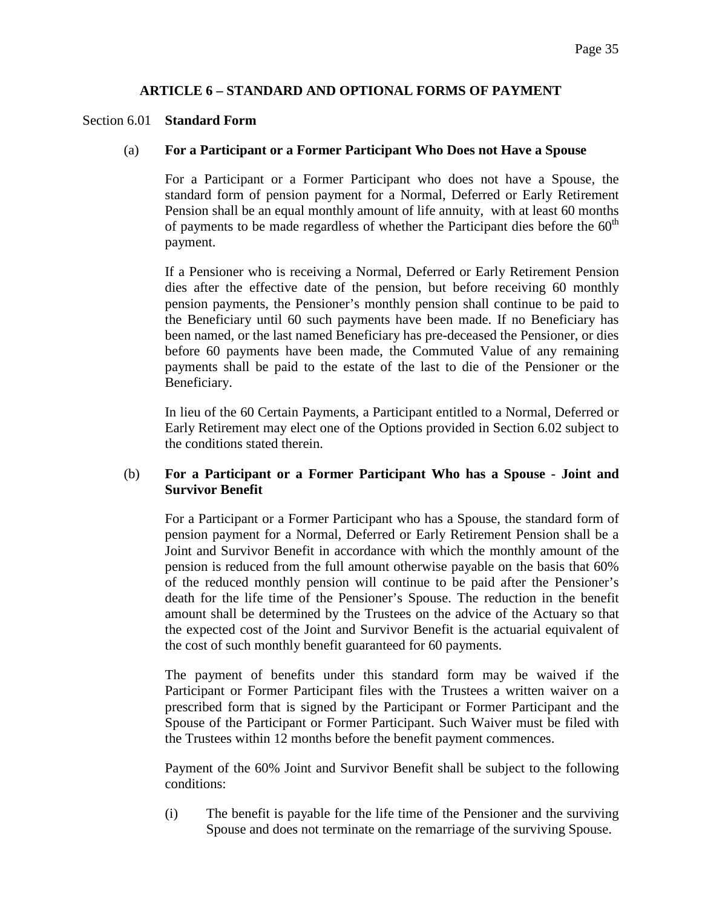## ARTICLE 6 – STANDARD AND OPTIONAL FORMS OF PAYMENT

Section 6.01 **Standard Form**

(a) **For a Participant or a Former Participant Who Does not Have a Spouse**

For a Participant or a Former Participant who does not have a Spouse, the standard form of pension payment for a Normal, Deferred or Early Retirement Pension shall be an equal monthly amount of life annuity, with at least 60 months of payments to be made regardless of whether the Participant dies before the 60th payment.

If a Pensioner who is receiving a Normal, Deferred or Early Retirement Pension dies after the effective date of the pension, but before receiving 60 monthly pension payments, the Pensioner's monthly pension shall continue to be paid to the Beneficiary until 60 such payments have been made. If no Beneficiary has been named, or the last named Beneficiary has pre-deceased the Pensioner, or dies before 60 payments have been made, the Commuted Value of any remaining payments shall be paid to the estate of the last to die of the Pensioner or the Beneficiary.

In lieu of the 60 Certain Payments, a Participant entitled to a Normal, Deferred or Early Retirement may elect one of the Options provided in Section 6.02 subject to the conditions stated therein.

(b) **For a Participant or a Former Participant Who has a Spouse - Joint and Survivor Benefit**

For a Participant or a Former Participant who has a Spouse, the standard form of pension payment for a Normal, Deferred or Early Retirement Pension shall be a Joint and Survivor Benefit in accordance with which the monthly amount of the pension is reduced from the full amount otherwise payable on the basis that 60% of the reduced monthly pension will continue to be paid after the Pensioner's death for the life time of the Pensioner's Spouse. The reduction in the benefit amount shall be determined by the Trustees on the advice of the Actuary so that the expected cost of the Joint and Survivor Benefit is the actuarial equivalent of the cost of such monthly benefit guaranteed for 60 payments.

The payment of benefits under this standard form may be waived if the Participant or Former Participant files with the Trustees a written waiver on a prescribed form that is signed by the Participant or Former Participant and the Spouse of the Participant or Former Participant. Such Waiver must be filed with the Trustees within 12 months before the benefit payment commences.

Payment of the 60% Joint and Survivor Benefit shall be subject to the following conditions:

(i) The benefit is payable for the life time of the Pensioner and the surviving Spouse and does not terminate on the remarriage of the surviving Spouse.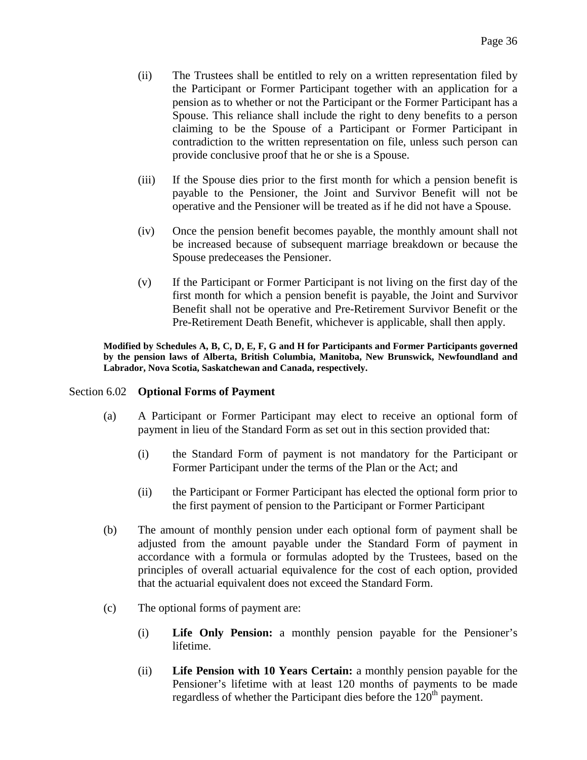(ii) The Trustees shall be entitled to rely on a written representation filed by the Participant or Former Participant together with an application for a pension as to whether or not the Participant or the Former Participant has a Spouse. This reliance shall include the right to deny benefits to a person claiming to be the Spouse of a Participant or Former Participant in contradiction to the written representation on file, unless such person can provide conclusive proof that he or she is a Spouse.

(iii) If the Spouse dies prior to the first month for which a pension benefit is payable to the Pensioner, the Joint and Survivor Benefit will not be operative and the Pensioner will be treated as if he did not have a Spouse.

(iv) Once the pension benefit becomes payable, the monthly amount shall not be increased because of subsequent marriage breakdown or because the Spouse predeceases the Pensioner.

(v) If the Participant or Former Participant is not living on the first day of the first month for which a pension benefit is payable, the Joint and Survivor Benefit shall not be operative and Pre-Retirement Survivor Benefit or the Pre-Retirement Death Benefit, whichever is applicable, shall then apply.

**Modified by Schedules A, B, C, D, E, F, G and H for Participants and Former Participants governed by the pension laws of Alberta, British Columbia, Manitoba, New Brunswick, Newfoundland and Labrador, Nova Scotia, Saskatchewan and Canada, respectively.**

## Section 6.02 Optional Forms of Payment

(a) A Participant or Former Participant may elect to receive an optional form of payment in lieu of the Standard Form as set out in this section provided that:

(i) the Standard Form of payment is not mandatory for the Participant or Former Participant under the terms of the Plan or the Act; and

(ii) the Participant or Former Participant has elected the optional form prior to the first payment of pension to the Participant or Former Participant

(b) The amount of monthly pension under each optional form of payment shall be adjusted from the amount payable under the Standard Form of payment in accordance with a formula or formulas adopted by the Trustees, based on the principles of overall actuarial equivalence for the cost of each option, provided that the actuarial equivalent does not exceed the Standard Form.

(c) The optional forms of payment are:

(i) **Life Only Pension:** a monthly pension payable for the Pensioner's lifetime.

(ii) **Life Pension with 10 Years Certain:** a monthly pension payable for the Pensioner's lifetime with at least 120 months of payments to be made regardless of whether the Participant dies before the 120th payment.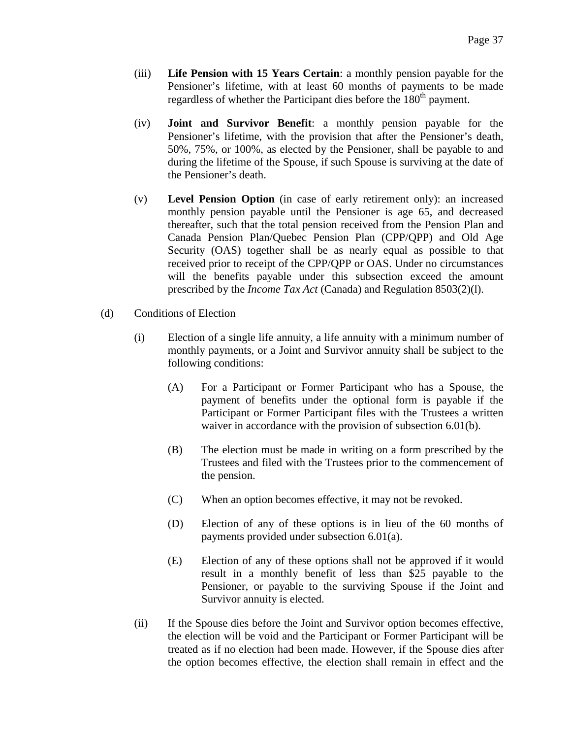(iii) **Life Pension with 15 Years Certain**: a monthly pension payable for the Pensioner's lifetime, with at least 60 months of payments to be made regardless of whether the Participant dies before the 180th payment.

(iv) **Joint and Survivor Benefit**: a monthly pension payable for the Pensioner's lifetime, with the provision that after the Pensioner's death, 50%, 75%, or 100%, as elected by the Pensioner, shall be payable to and during the lifetime of the Spouse, if such Spouse is surviving at the date of the Pensioner's death.

(v) **Level Pension Option** (in case of early retirement only): an increased monthly pension payable until the Pensioner is age 65, and decreased thereafter, such that the total pension received from the Pension Plan and Canada Pension Plan/Quebec Pension Plan (CPP/QPP) and Old Age Security (OAS) together shall be as nearly equal as possible to that received prior to receipt of the CPP/QPP or OAS. Under no circumstances will the benefits payable under this subsection exceed the amount prescribed by the *Income Tax Act* (Canada) and Regulation 8503(2)(l).

(d) Conditions of Election

(i) Election of a single life annuity, a life annuity with a minimum number of monthly payments, or a Joint and Survivor annuity shall be subject to the following conditions:

(A) For a Participant or Former Participant who has a Spouse, the payment of benefits under the optional form is payable if the Participant or Former Participant files with the Trustees a written waiver in accordance with the provision of subsection 6.01(b).

(B) The election must be made in writing on a form prescribed by the Trustees and filed with the Trustees prior to the commencement of the pension.

(C) When an option becomes effective, it may not be revoked.

(D) Election of any of these options is in lieu of the 60 months of payments provided under subsection 6.01(a).

(E) Election of any of these options shall not be approved if it would result in a monthly benefit of less than $25 payable to the Pensioner, or payable to the surviving Spouse if the Joint and Survivor annuity is elected.

(ii) If the Spouse dies before the Joint and Survivor option becomes effective, the election will be void and the Participant or Former Participant will be treated as if no election had been made. However, if the Spouse dies after the option becomes effective, the election shall remain in effect and the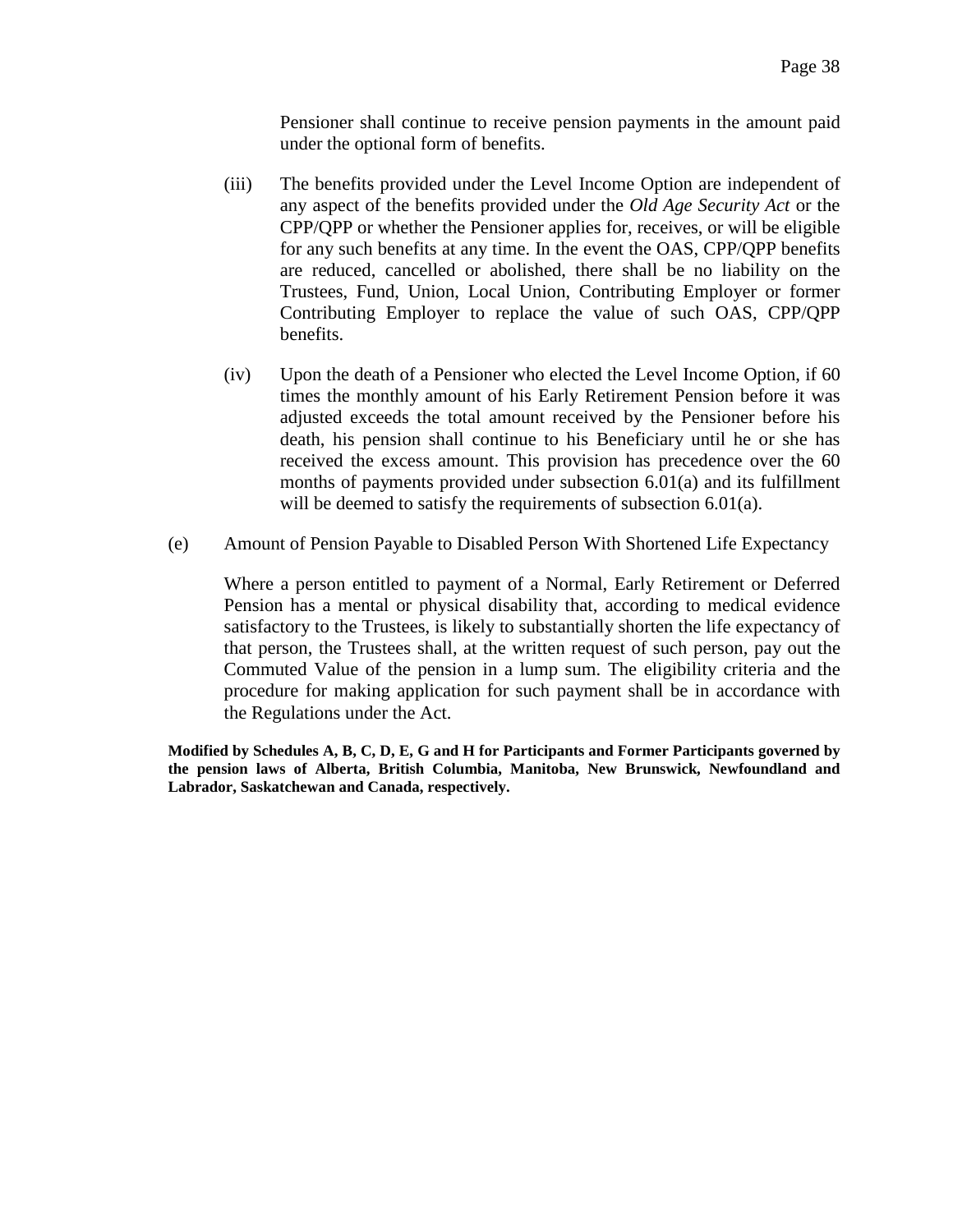Pensioner shall continue to receive pension payments in the amount paid under the optional form of benefits.

(iii) The benefits provided under the Level Income Option are independent of any aspect of the benefits provided under the *Old Age Security Act* or the CPP/QPP or whether the Pensioner applies for, receives, or will be eligible for any such benefits at any time. In the event the OAS, CPP/QPP benefits are reduced, cancelled or abolished, there shall be no liability on the Trustees, Fund, Union, Local Union, Contributing Employer or former Contributing Employer to replace the value of such OAS, CPP/QPP benefits.

(iv) Upon the death of a Pensioner who elected the Level Income Option, if 60 times the monthly amount of his Early Retirement Pension before it was adjusted exceeds the total amount received by the Pensioner before his death, his pension shall continue to his Beneficiary until he or she has received the excess amount. This provision has precedence over the 60 months of payments provided under subsection 6.01(a) and its fulfillment will be deemed to satisfy the requirements of subsection 6.01(a).

(e) Amount of Pension Payable to Disabled Person With Shortened Life Expectancy

Where a person entitled to payment of a Normal, Early Retirement or Deferred Pension has a mental or physical disability that, according to medical evidence satisfactory to the Trustees, is likely to substantially shorten the life expectancy of that person, the Trustees shall, at the written request of such person, pay out the Commuted Value of the pension in a lump sum. The eligibility criteria and the procedure for making application for such payment shall be in accordance with the Regulations under the Act.

**Modified by Schedules A, B, C, D, E, G and H for Participants and Former Participants governed by the pension laws of Alberta, British Columbia, Manitoba, New Brunswick, Newfoundland and Labrador, Saskatchewan and Canada, respectively.**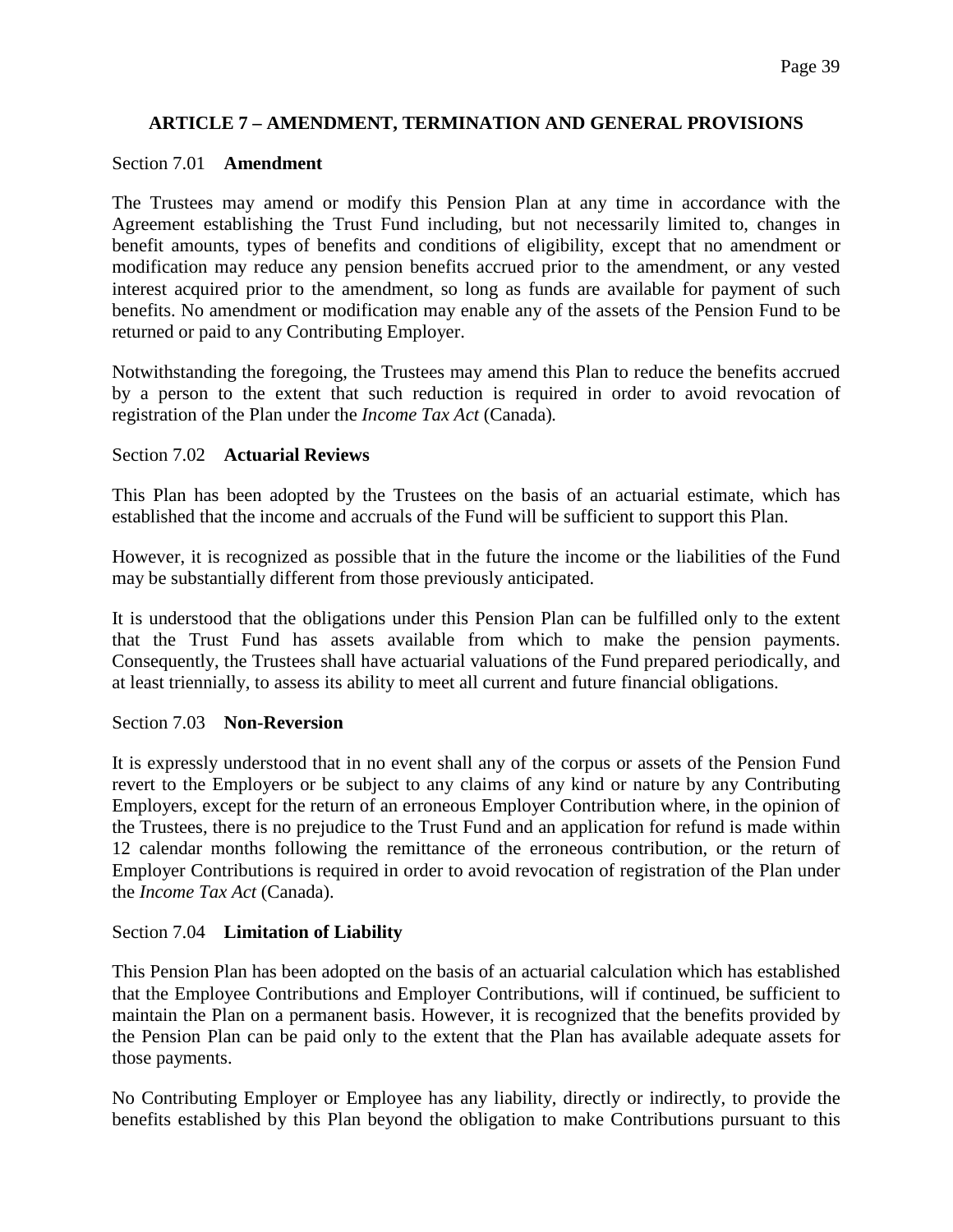## ARTICLE 7 – AMENDMENT, TERMINATION AND GENERAL PROVISIONS

### Section 7.01 **Amendment**

The Trustees may amend or modify this Pension Plan at any time in accordance with the Agreement establishing the Trust Fund including, but not necessarily limited to, changes in benefit amounts, types of benefits and conditions of eligibility, except that no amendment or modification may reduce any pension benefits accrued prior to the amendment, or any vested interest acquired prior to the amendment, so long as funds are available for payment of such benefits. No amendment or modification may enable any of the assets of the Pension Fund to be returned or paid to any Contributing Employer.

Notwithstanding the foregoing, the Trustees may amend this Plan to reduce the benefits accrued by a person to the extent that such reduction is required in order to avoid revocation of registration of the Plan under the *Income Tax Act* (Canada).

### Section 7.02 **Actuarial Reviews**

This Plan has been adopted by the Trustees on the basis of an actuarial estimate, which has established that the income and accruals of the Fund will be sufficient to support this Plan.

However, it is recognized as possible that in the future the income or the liabilities of the Fund may be substantially different from those previously anticipated.

It is understood that the obligations under this Pension Plan can be fulfilled only to the extent that the Trust Fund has assets available from which to make the pension payments. Consequently, the Trustees shall have actuarial valuations of the Fund prepared periodically, and at least triennially, to assess its ability to meet all current and future financial obligations.

### Section 7.03 **Non-Reversion**

It is expressly understood that in no event shall any of the corpus or assets of the Pension Fund revert to the Employers or be subject to any claims of any kind or nature by any Contributing Employers, except for the return of an erroneous Employer Contribution where, in the opinion of the Trustees, there is no prejudice to the Trust Fund and an application for refund is made within 12 calendar months following the remittance of the erroneous contribution, or the return of Employer Contributions is required in order to avoid revocation of registration of the Plan under the *Income Tax Act* (Canada).

### Section 7.04 **Limitation of Liability**

This Pension Plan has been adopted on the basis of an actuarial calculation which has established that the Employee Contributions and Employer Contributions, will if continued, be sufficient to maintain the Plan on a permanent basis. However, it is recognized that the benefits provided by the Pension Plan can be paid only to the extent that the Plan has available adequate assets for those payments.

No Contributing Employer or Employee has any liability, directly or indirectly, to provide the benefits established by this Plan beyond the obligation to make Contributions pursuant to this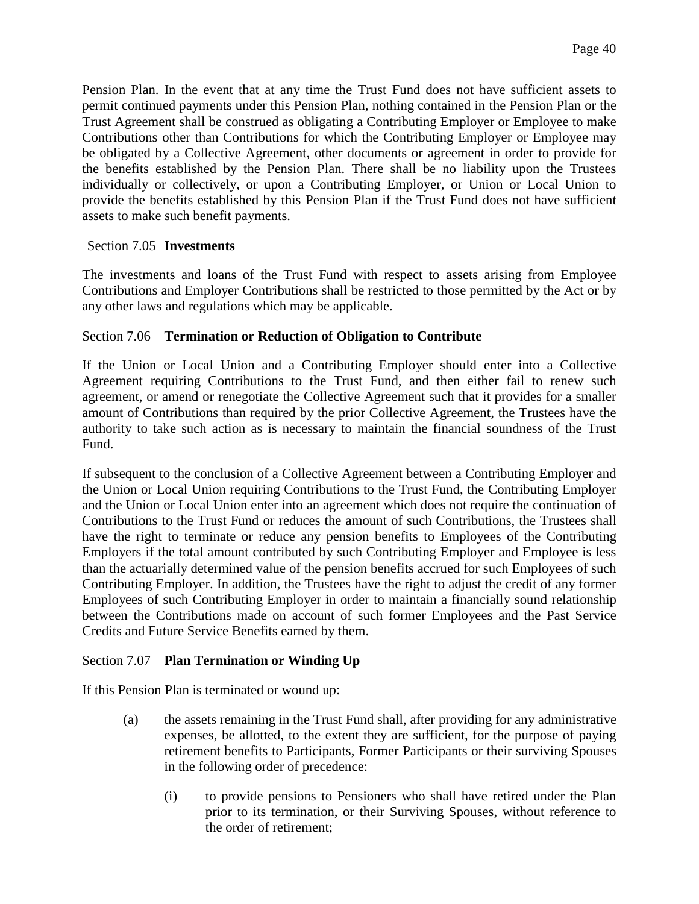Pension Plan. In the event that at any time the Trust Fund does not have sufficient assets to permit continued payments under this Pension Plan, nothing contained in the Pension Plan or the Trust Agreement shall be construed as obligating a Contributing Employer or Employee to make Contributions other than Contributions for which the Contributing Employer or Employee may be obligated by a Collective Agreement, other documents or agreement in order to provide for the benefits established by the Pension Plan. There shall be no liability upon the Trustees individually or collectively, or upon a Contributing Employer, or Union or Local Union to provide the benefits established by this Pension Plan if the Trust Fund does not have sufficient assets to make such benefit payments.

### Section 7.05 **Investments**

The investments and loans of the Trust Fund with respect to assets arising from Employee Contributions and Employer Contributions shall be restricted to those permitted by the Act or by any other laws and regulations which may be applicable.

### Section 7.06 **Termination or Reduction of Obligation to Contribute**

If the Union or Local Union and a Contributing Employer should enter into a Collective Agreement requiring Contributions to the Trust Fund, and then either fail to renew such agreement, or amend or renegotiate the Collective Agreement such that it provides for a smaller amount of Contributions than required by the prior Collective Agreement, the Trustees have the authority to take such action as is necessary to maintain the financial soundness of the Trust Fund.

If subsequent to the conclusion of a Collective Agreement between a Contributing Employer and the Union or Local Union requiring Contributions to the Trust Fund, the Contributing Employer and the Union or Local Union enter into an agreement which does not require the continuation of Contributions to the Trust Fund or reduces the amount of such Contributions, the Trustees shall have the right to terminate or reduce any pension benefits to Employees of the Contributing Employers if the total amount contributed by such Contributing Employer and Employee is less than the actuarially determined value of the pension benefits accrued for such Employees of such Contributing Employer. In addition, the Trustees have the right to adjust the credit of any former Employees of such Contributing Employer in order to maintain a financially sound relationship between the Contributions made on account of such former Employees and the Past Service Credits and Future Service Benefits earned by them.

### Section 7.07 **Plan Termination or Winding Up**

If this Pension Plan is terminated or wound up:

(a) the assets remaining in the Trust Fund shall, after providing for any administrative expenses, be allotted, to the extent they are sufficient, for the purpose of paying retirement benefits to Participants, Former Participants or their surviving Spouses in the following order of precedence:

   (i) to provide pensions to Pensioners who shall have retired under the Plan prior to its termination, or their Surviving Spouses, without reference to the order of retirement;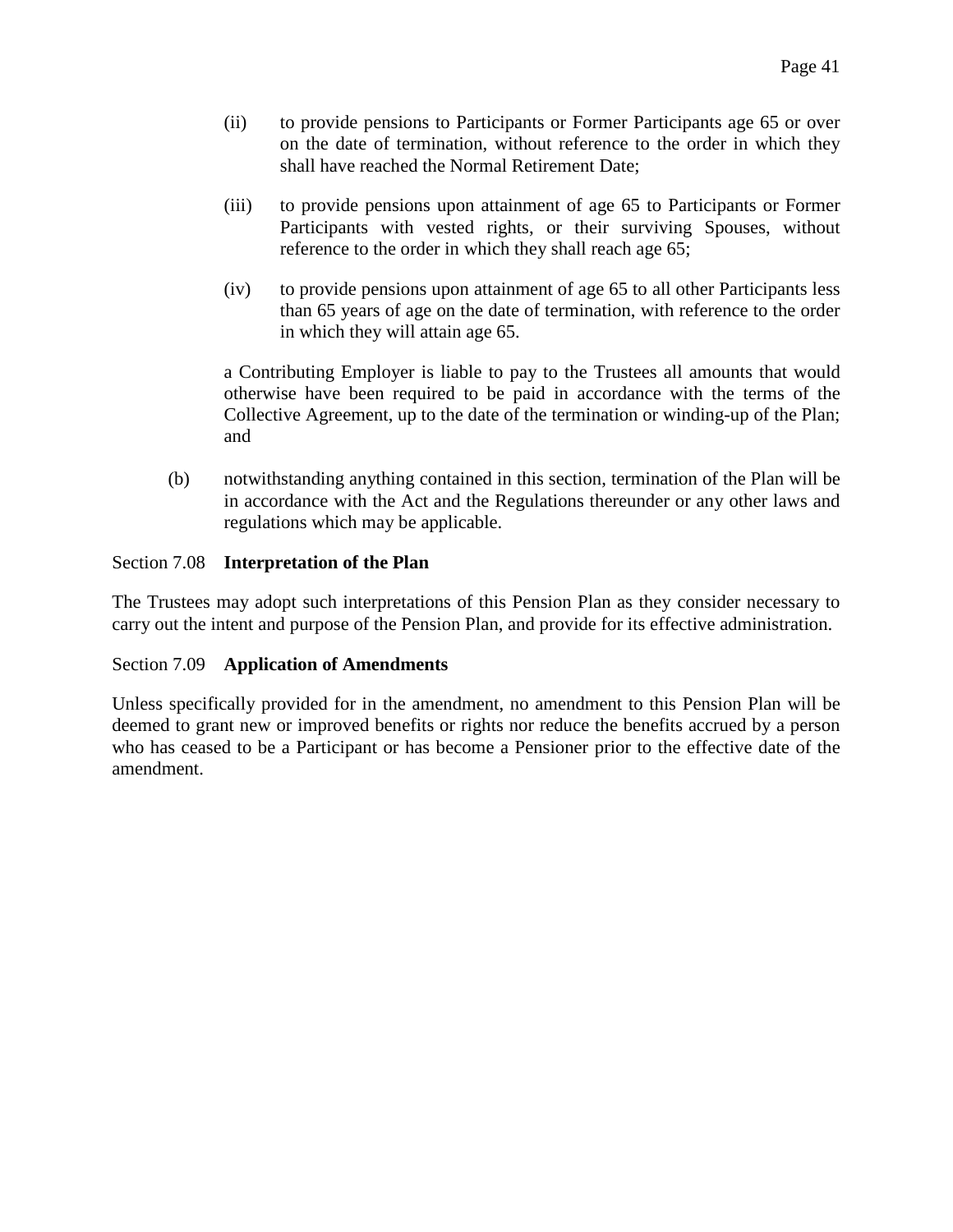(ii) to provide pensions to Participants or Former Participants age 65 or over on the date of termination, without reference to the order in which they shall have reached the Normal Retirement Date;

(iii) to provide pensions upon attainment of age 65 to Participants or Former Participants with vested rights, or their surviving Spouses, without reference to the order in which they shall reach age 65;

(iv) to provide pensions upon attainment of age 65 to all other Participants less than 65 years of age on the date of termination, with reference to the order in which they will attain age 65.

a Contributing Employer is liable to pay to the Trustees all amounts that would otherwise have been required to be paid in accordance with the terms of the Collective Agreement, up to the date of the termination or winding-up of the Plan; and

(b) notwithstanding anything contained in this section, termination of the Plan will be in accordance with the Act and the Regulations thereunder or any other laws and regulations which may be applicable.

Section 7.08 **Interpretation of the Plan**

The Trustees may adopt such interpretations of this Pension Plan as they consider necessary to carry out the intent and purpose of the Pension Plan, and provide for its effective administration.

Section 7.09 **Application of Amendments**

Unless specifically provided for in the amendment, no amendment to this Pension Plan will be deemed to grant new or improved benefits or rights nor reduce the benefits accrued by a person who has ceased to be a Participant or has become a Pensioner prior to the effective date of the amendment.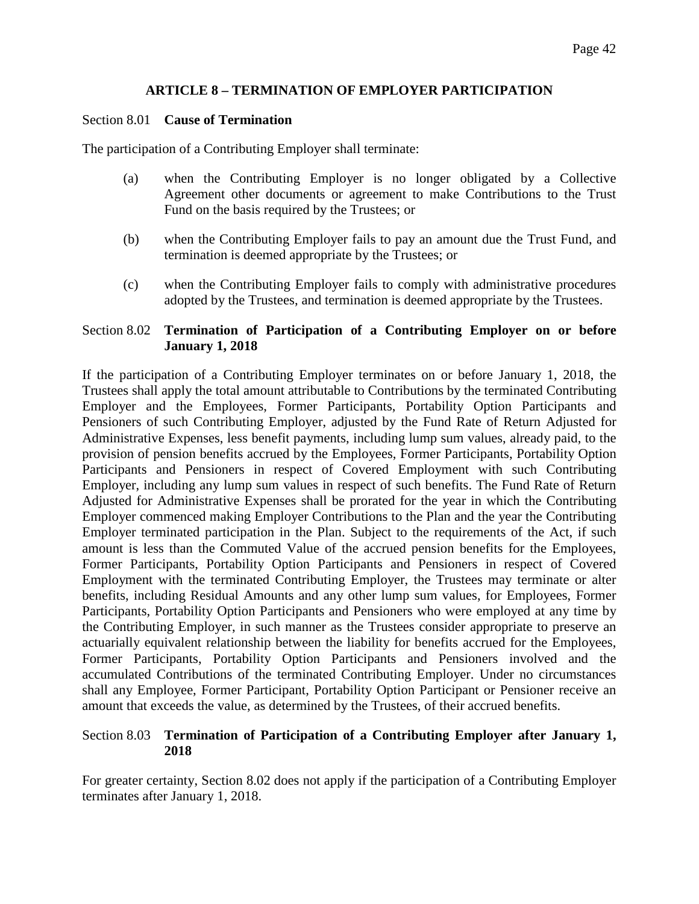## ARTICLE 8 – TERMINATION OF EMPLOYER PARTICIPATION

### Section 8.01 **Cause of Termination**

The participation of a Contributing Employer shall terminate:

(a) when the Contributing Employer is no longer obligated by a Collective Agreement other documents or agreement to make Contributions to the Trust Fund on the basis required by the Trustees; or

(b) when the Contributing Employer fails to pay an amount due the Trust Fund, and termination is deemed appropriate by the Trustees; or

(c) when the Contributing Employer fails to comply with administrative procedures adopted by the Trustees, and termination is deemed appropriate by the Trustees.

### Section 8.02 **Termination of Participation of a Contributing Employer on or before January 1, 2018**

If the participation of a Contributing Employer terminates on or before January 1, 2018, the Trustees shall apply the total amount attributable to Contributions by the terminated Contributing Employer and the Employees, Former Participants, Portability Option Participants and Pensioners of such Contributing Employer, adjusted by the Fund Rate of Return Adjusted for Administrative Expenses, less benefit payments, including lump sum values, already paid, to the provision of pension benefits accrued by the Employees, Former Participants, Portability Option Participants and Pensioners in respect of Covered Employment with such Contributing Employer, including any lump sum values in respect of such benefits. The Fund Rate of Return Adjusted for Administrative Expenses shall be prorated for the year in which the Contributing Employer commenced making Employer Contributions to the Plan and the year the Contributing Employer terminated participation in the Plan. Subject to the requirements of the Act, if such amount is less than the Commuted Value of the accrued pension benefits for the Employees, Former Participants, Portability Option Participants and Pensioners in respect of Covered Employment with the terminated Contributing Employer, the Trustees may terminate or alter benefits, including Residual Amounts and any other lump sum values, for Employees, Former Participants, Portability Option Participants and Pensioners who were employed at any time by the Contributing Employer, in such manner as the Trustees consider appropriate to preserve an actuarially equivalent relationship between the liability for benefits accrued for the Employees, Former Participants, Portability Option Participants and Pensioners involved and the accumulated Contributions of the terminated Contributing Employer. Under no circumstances shall any Employee, Former Participant, Portability Option Participant or Pensioner receive an amount that exceeds the value, as determined by the Trustees, of their accrued benefits.

### Section 8.03 **Termination of Participation of a Contributing Employer after January 1, 2018**

For greater certainty, Section 8.02 does not apply if the participation of a Contributing Employer terminates after January 1, 2018.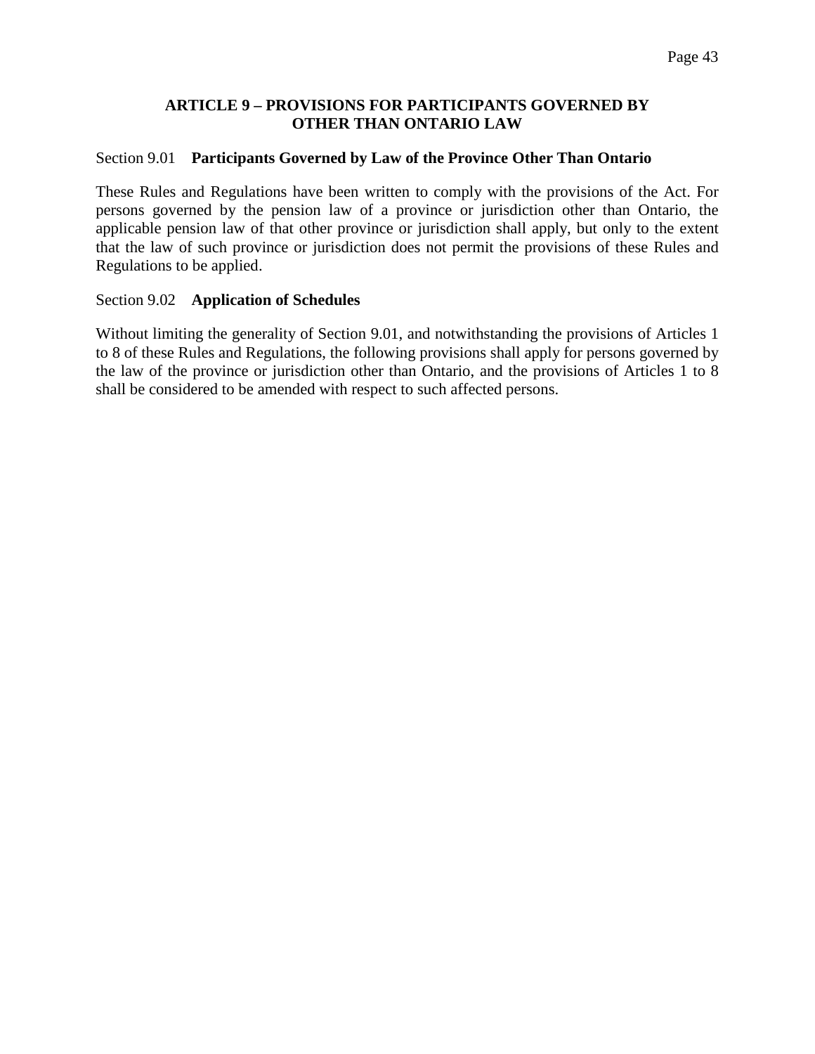## ARTICLE 9 – PROVISIONS FOR PARTICIPANTS GOVERNED BY OTHER THAN ONTARIO LAW

Section 9.01 **Participants Governed by Law of the Province Other Than Ontario**

These Rules and Regulations have been written to comply with the provisions of the Act. For persons governed by the pension law of a province or jurisdiction other than Ontario, the applicable pension law of that other province or jurisdiction shall apply, but only to the extent that the law of such province or jurisdiction does not permit the provisions of these Rules and Regulations to be applied.

Section 9.02 **Application of Schedules**

Without limiting the generality of Section 9.01, and notwithstanding the provisions of Articles 1 to 8 of these Rules and Regulations, the following provisions shall apply for persons governed by the law of the province or jurisdiction other than Ontario, and the provisions of Articles 1 to 8 shall be considered to be amended with respect to such affected persons.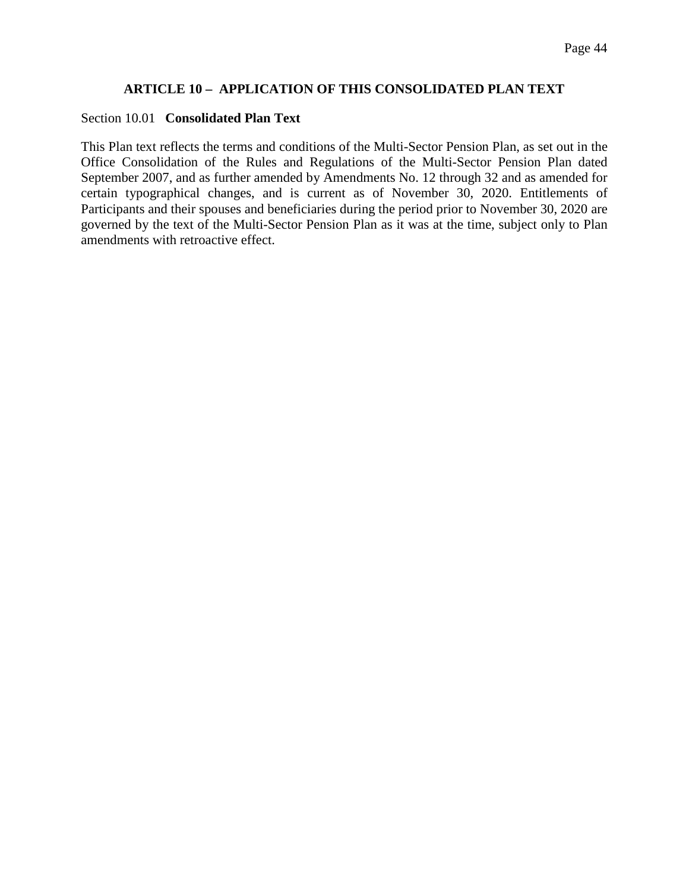## ARTICLE 10 – APPLICATION OF THIS CONSOLIDATED PLAN TEXT

Section 10.01 **Consolidated Plan Text**

This Plan text reflects the terms and conditions of the Multi-Sector Pension Plan, as set out in the Office Consolidation of the Rules and Regulations of the Multi-Sector Pension Plan dated September 2007, and as further amended by Amendments No. 12 through 32 and as amended for certain typographical changes, and is current as of November 30, 2020. Entitlements of Participants and their spouses and beneficiaries during the period prior to November 30, 2020 are governed by the text of the Multi-Sector Pension Plan as it was at the time, subject only to Plan amendments with retroactive effect.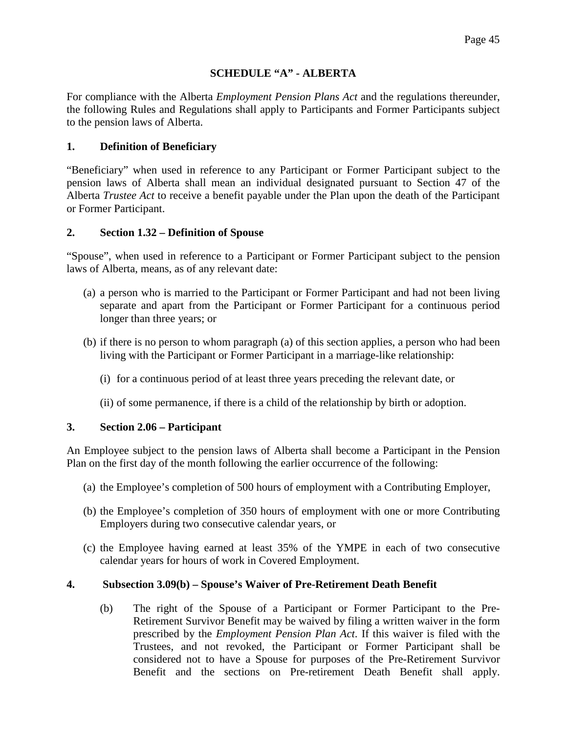# SCHEDULE "A" - ALBERTA

For compliance with the Alberta *Employment Pension Plans Act* and the regulations thereunder, the following Rules and Regulations shall apply to Participants and Former Participants subject to the pension laws of Alberta.

## 1. Definition of Beneficiary

"Beneficiary" when used in reference to any Participant or Former Participant subject to the pension laws of Alberta shall mean an individual designated pursuant to Section 47 of the Alberta *Trustee Act* to receive a benefit payable under the Plan upon the death of the Participant or Former Participant.

## 2. Section 1.32 – Definition of Spouse

"Spouse", when used in reference to a Participant or Former Participant subject to the pension laws of Alberta, means, as of any relevant date:

(a) a person who is married to the Participant or Former Participant and had not been living separate and apart from the Participant or Former Participant for a continuous period longer than three years; or

(b) if there is no person to whom paragraph (a) of this section applies, a person who had been living with the Participant or Former Participant in a marriage-like relationship:

   (i) for a continuous period of at least three years preceding the relevant date, or

   (ii) of some permanence, if there is a child of the relationship by birth or adoption.

## 3. Section 2.06 – Participant

An Employee subject to the pension laws of Alberta shall become a Participant in the Pension Plan on the first day of the month following the earlier occurrence of the following:

(a) the Employee's completion of 500 hours of employment with a Contributing Employer,

(b) the Employee's completion of 350 hours of employment with one or more Contributing Employers during two consecutive calendar years, or

(c) the Employee having earned at least 35% of the YMPE in each of two consecutive calendar years for hours of work in Covered Employment.

## 4. Subsection 3.09(b) – Spouse's Waiver of Pre-Retirement Death Benefit

(b) The right of the Spouse of a Participant or Former Participant to the Pre-Retirement Survivor Benefit may be waived by filing a written waiver in the form prescribed by the *Employment Pension Plan Act*. If this waiver is filed with the Trustees, and not revoked, the Participant or Former Participant shall be considered not to have a Spouse for purposes of the Pre-Retirement Survivor Benefit and the sections on Pre-retirement Death Benefit shall apply.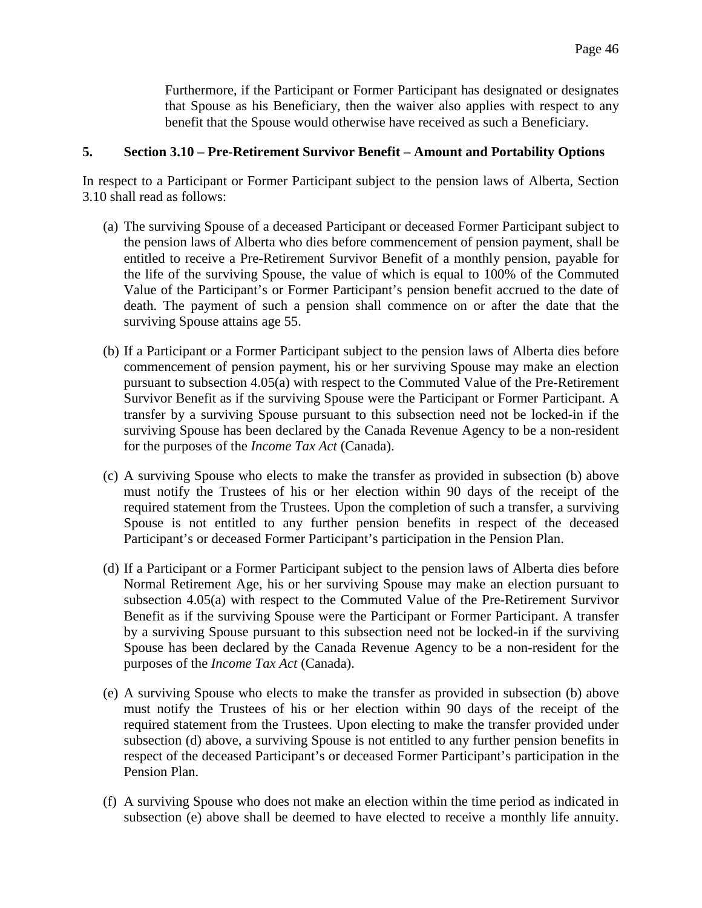Furthermore, if the Participant or Former Participant has designated or designates that Spouse as his Beneficiary, then the waiver also applies with respect to any benefit that the Spouse would otherwise have received as such a Beneficiary.

## 5. Section 3.10 – Pre-Retirement Survivor Benefit – Amount and Portability Options

In respect to a Participant or Former Participant subject to the pension laws of Alberta, Section 3.10 shall read as follows:

(a) The surviving Spouse of a deceased Participant or deceased Former Participant subject to the pension laws of Alberta who dies before commencement of pension payment, shall be entitled to receive a Pre-Retirement Survivor Benefit of a monthly pension, payable for the life of the surviving Spouse, the value of which is equal to 100% of the Commuted Value of the Participant's or Former Participant's pension benefit accrued to the date of death. The payment of such a pension shall commence on or after the date that the surviving Spouse attains age 55.

(b) If a Participant or a Former Participant subject to the pension laws of Alberta dies before commencement of pension payment, his or her surviving Spouse may make an election pursuant to subsection 4.05(a) with respect to the Commuted Value of the Pre-Retirement Survivor Benefit as if the surviving Spouse were the Participant or Former Participant. A transfer by a surviving Spouse pursuant to this subsection need not be locked-in if the surviving Spouse has been declared by the Canada Revenue Agency to be a non-resident for the purposes of the *Income Tax Act* (Canada).

(c) A surviving Spouse who elects to make the transfer as provided in subsection (b) above must notify the Trustees of his or her election within 90 days of the receipt of the required statement from the Trustees. Upon the completion of such a transfer, a surviving Spouse is not entitled to any further pension benefits in respect of the deceased Participant's or deceased Former Participant's participation in the Pension Plan.

(d) If a Participant or a Former Participant subject to the pension laws of Alberta dies before Normal Retirement Age, his or her surviving Spouse may make an election pursuant to subsection 4.05(a) with respect to the Commuted Value of the Pre-Retirement Survivor Benefit as if the surviving Spouse were the Participant or Former Participant. A transfer by a surviving Spouse pursuant to this subsection need not be locked-in if the surviving Spouse has been declared by the Canada Revenue Agency to be a non-resident for the purposes of the *Income Tax Act* (Canada).

(e) A surviving Spouse who elects to make the transfer as provided in subsection (b) above must notify the Trustees of his or her election within 90 days of the receipt of the required statement from the Trustees. Upon electing to make the transfer provided under subsection (d) above, a surviving Spouse is not entitled to any further pension benefits in respect of the deceased Participant's or deceased Former Participant's participation in the Pension Plan.

(f) A surviving Spouse who does not make an election within the time period as indicated in subsection (e) above shall be deemed to have elected to receive a monthly life annuity.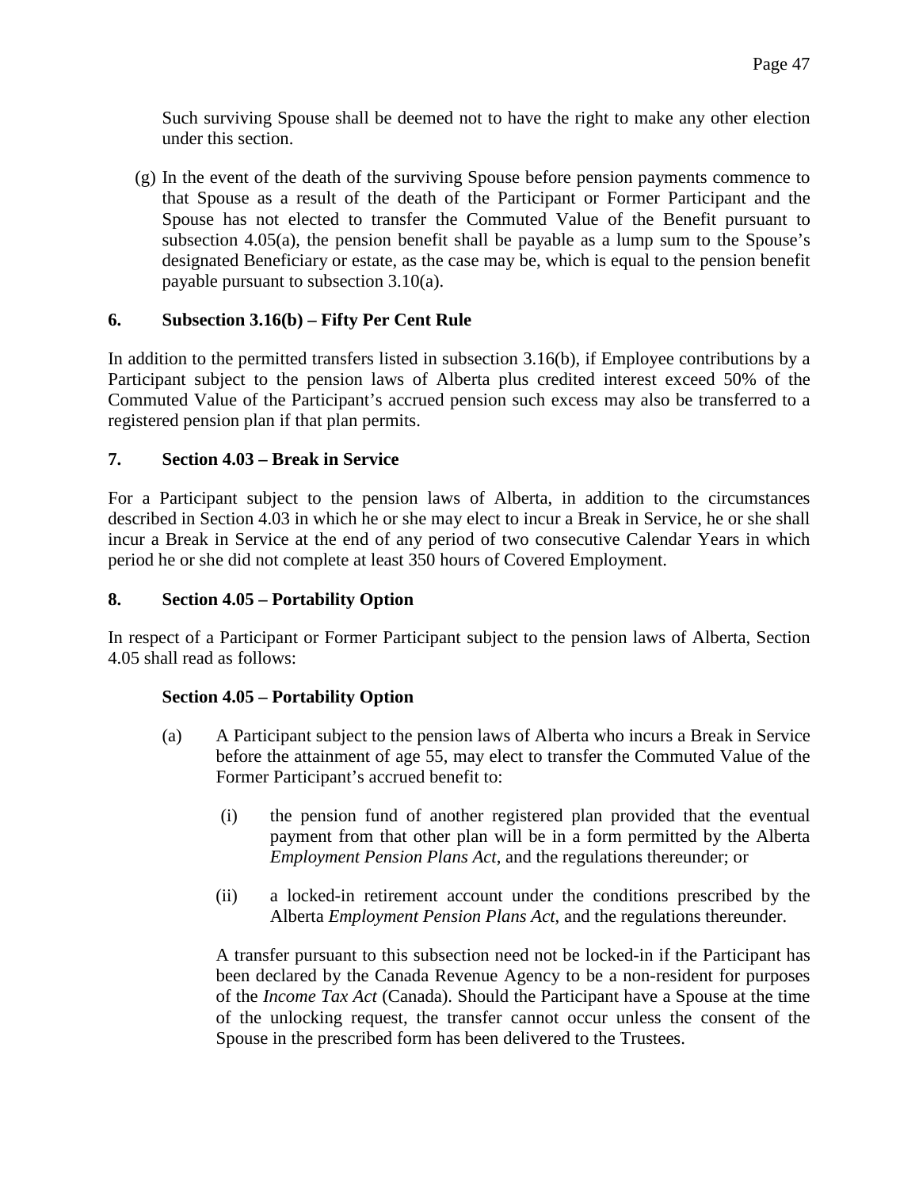Such surviving Spouse shall be deemed not to have the right to make any other election under this section.

(g) In the event of the death of the surviving Spouse before pension payments commence to that Spouse as a result of the death of the Participant or Former Participant and the Spouse has not elected to transfer the Commuted Value of the Benefit pursuant to subsection 4.05(a), the pension benefit shall be payable as a lump sum to the Spouse's designated Beneficiary or estate, as the case may be, which is equal to the pension benefit payable pursuant to subsection 3.10(a).

**6. Subsection 3.16(b) – Fifty Per Cent Rule**

In addition to the permitted transfers listed in subsection 3.16(b), if Employee contributions by a Participant subject to the pension laws of Alberta plus credited interest exceed 50% of the Commuted Value of the Participant's accrued pension such excess may also be transferred to a registered pension plan if that plan permits.

**7. Section 4.03 – Break in Service**

For a Participant subject to the pension laws of Alberta, in addition to the circumstances described in Section 4.03 in which he or she may elect to incur a Break in Service, he or she shall incur a Break in Service at the end of any period of two consecutive Calendar Years in which period he or she did not complete at least 350 hours of Covered Employment.

**8. Section 4.05 – Portability Option**

In respect of a Participant or Former Participant subject to the pension laws of Alberta, Section 4.05 shall read as follows:

**Section 4.05 – Portability Option**

(a) A Participant subject to the pension laws of Alberta who incurs a Break in Service before the attainment of age 55, may elect to transfer the Commuted Value of the Former Participant's accrued benefit to:

(i) the pension fund of another registered plan provided that the eventual payment from that other plan will be in a form permitted by the Alberta *Employment Pension Plans Act*, and the regulations thereunder; or

(ii) a locked-in retirement account under the conditions prescribed by the Alberta *Employment Pension Plans Act*, and the regulations thereunder.

A transfer pursuant to this subsection need not be locked-in if the Participant has been declared by the Canada Revenue Agency to be a non-resident for purposes of the *Income Tax Act* (Canada). Should the Participant have a Spouse at the time of the unlocking request, the transfer cannot occur unless the consent of the Spouse in the prescribed form has been delivered to the Trustees.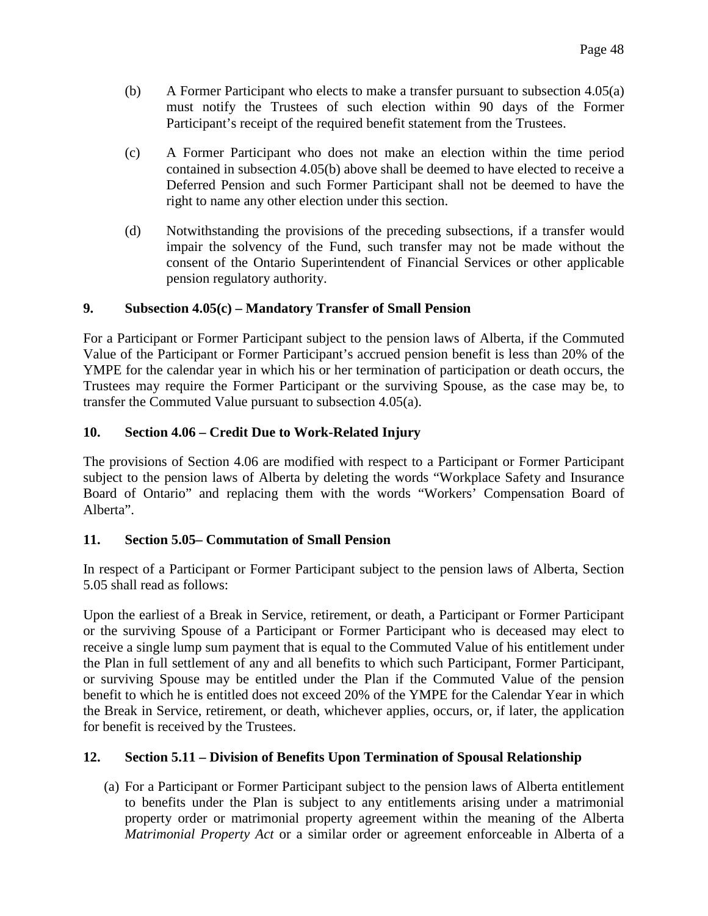(b) A Former Participant who elects to make a transfer pursuant to subsection 4.05(a) must notify the Trustees of such election within 90 days of the Former Participant's receipt of the required benefit statement from the Trustees.

(c) A Former Participant who does not make an election within the time period contained in subsection 4.05(b) above shall be deemed to have elected to receive a Deferred Pension and such Former Participant shall not be deemed to have the right to name any other election under this section.

(d) Notwithstanding the provisions of the preceding subsections, if a transfer would impair the solvency of the Fund, such transfer may not be made without the consent of the Ontario Superintendent of Financial Services or other applicable pension regulatory authority.

**9. Subsection 4.05(c) – Mandatory Transfer of Small Pension**

For a Participant or Former Participant subject to the pension laws of Alberta, if the Commuted Value of the Participant or Former Participant's accrued pension benefit is less than 20% of the YMPE for the calendar year in which his or her termination of participation or death occurs, the Trustees may require the Former Participant or the surviving Spouse, as the case may be, to transfer the Commuted Value pursuant to subsection 4.05(a).

**10. Section 4.06 – Credit Due to Work-Related Injury**

The provisions of Section 4.06 are modified with respect to a Participant or Former Participant subject to the pension laws of Alberta by deleting the words "Workplace Safety and Insurance Board of Ontario" and replacing them with the words "Workers' Compensation Board of Alberta".

**11. Section 5.05– Commutation of Small Pension**

In respect of a Participant or Former Participant subject to the pension laws of Alberta, Section 5.05 shall read as follows:

Upon the earliest of a Break in Service, retirement, or death, a Participant or Former Participant or the surviving Spouse of a Participant or Former Participant who is deceased may elect to receive a single lump sum payment that is equal to the Commuted Value of his entitlement under the Plan in full settlement of any and all benefits to which such Participant, Former Participant, or surviving Spouse may be entitled under the Plan if the Commuted Value of the pension benefit to which he is entitled does not exceed 20% of the YMPE for the Calendar Year in which the Break in Service, retirement, or death, whichever applies, occurs, or, if later, the application for benefit is received by the Trustees.

**12. Section 5.11 – Division of Benefits Upon Termination of Spousal Relationship**

(a) For a Participant or Former Participant subject to the pension laws of Alberta entitlement to benefits under the Plan is subject to any entitlements arising under a matrimonial property order or matrimonial property agreement within the meaning of the Alberta *Matrimonial Property Act* or a similar order or agreement enforceable in Alberta of a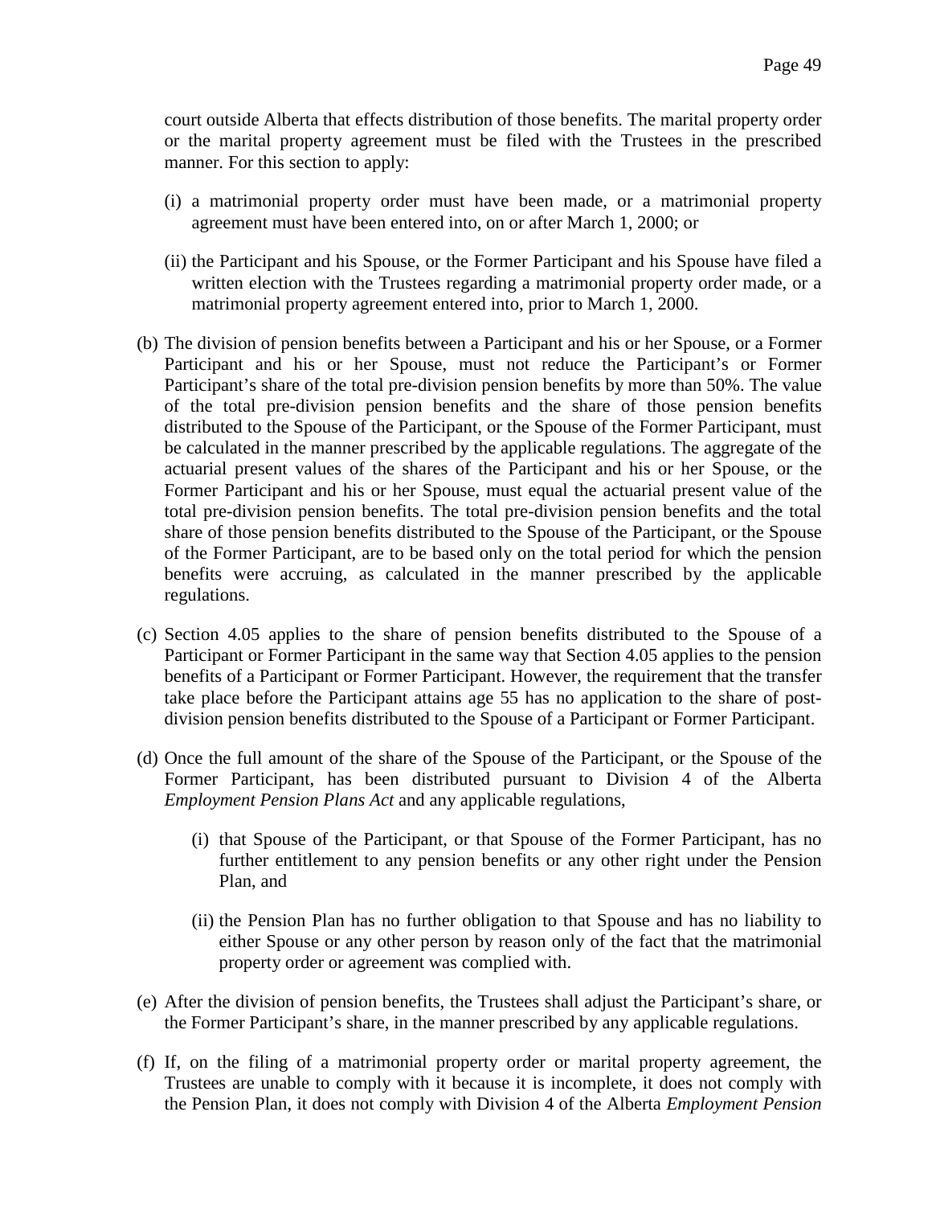court outside Alberta that effects distribution of those benefits. The marital property order or the marital property agreement must be filed with the Trustees in the prescribed manner. For this section to apply:

(i) a matrimonial property order must have been made, or a matrimonial property agreement must have been entered into, on or after March 1, 2000; or

(ii) the Participant and his Spouse, or the Former Participant and his Spouse have filed a written election with the Trustees regarding a matrimonial property order made, or a matrimonial property agreement entered into, prior to March 1, 2000.

(b) The division of pension benefits between a Participant and his or her Spouse, or a Former Participant and his or her Spouse, must not reduce the Participant's or Former Participant's share of the total pre-division pension benefits by more than 50%. The value of the total pre-division pension benefits and the share of those pension benefits distributed to the Spouse of the Participant, or the Spouse of the Former Participant, must be calculated in the manner prescribed by the applicable regulations. The aggregate of the actuarial present values of the shares of the Participant and his or her Spouse, or the Former Participant and his or her Spouse, must equal the actuarial present value of the total pre-division pension benefits. The total pre-division pension benefits and the total share of those pension benefits distributed to the Spouse of the Participant, or the Spouse of the Former Participant, are to be based only on the total period for which the pension benefits were accruing, as calculated in the manner prescribed by the applicable regulations.

(c) Section 4.05 applies to the share of pension benefits distributed to the Spouse of a Participant or Former Participant in the same way that Section 4.05 applies to the pension benefits of a Participant or Former Participant. However, the requirement that the transfer take place before the Participant attains age 55 has no application to the share of post-division pension benefits distributed to the Spouse of a Participant or Former Participant.

(d) Once the full amount of the share of the Spouse of the Participant, or the Spouse of the Former Participant, has been distributed pursuant to Division 4 of the Alberta *Employment Pension Plans Act* and any applicable regulations,

(i) that Spouse of the Participant, or that Spouse of the Former Participant, has no further entitlement to any pension benefits or any other right under the Pension Plan, and

(ii) the Pension Plan has no further obligation to that Spouse and has no liability to either Spouse or any other person by reason only of the fact that the matrimonial property order or agreement was complied with.

(e) After the division of pension benefits, the Trustees shall adjust the Participant's share, or the Former Participant's share, in the manner prescribed by any applicable regulations.

(f) If, on the filing of a matrimonial property order or marital property agreement, the Trustees are unable to comply with it because it is incomplete, it does not comply with the Pension Plan, it does not comply with Division 4 of the Alberta *Employment Pension*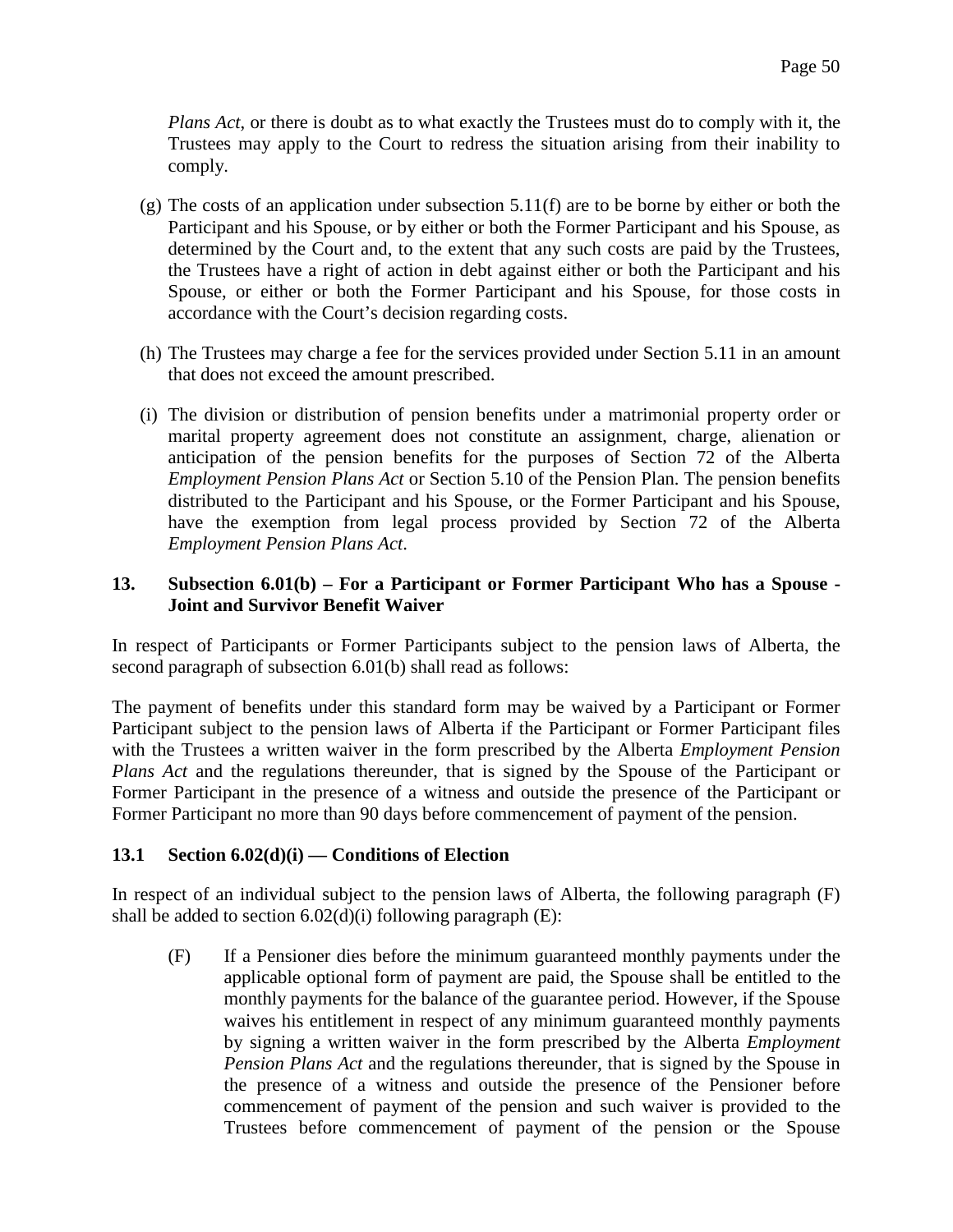*Plans Act*, or there is doubt as to what exactly the Trustees must do to comply with it, the Trustees may apply to the Court to redress the situation arising from their inability to comply.

(g) The costs of an application under subsection 5.11(f) are to be borne by either or both the Participant and his Spouse, or by either or both the Former Participant and his Spouse, as determined by the Court and, to the extent that any such costs are paid by the Trustees, the Trustees have a right of action in debt against either or both the Participant and his Spouse, or either or both the Former Participant and his Spouse, for those costs in accordance with the Court's decision regarding costs.

(h) The Trustees may charge a fee for the services provided under Section 5.11 in an amount that does not exceed the amount prescribed.

(i) The division or distribution of pension benefits under a matrimonial property order or marital property agreement does not constitute an assignment, charge, alienation or anticipation of the pension benefits for the purposes of Section 72 of the Alberta *Employment Pension Plans Act* or Section 5.10 of the Pension Plan. The pension benefits distributed to the Participant and his Spouse, or the Former Participant and his Spouse, have the exemption from legal process provided by Section 72 of the Alberta *Employment Pension Plans Act*.

### 13. Subsection 6.01(b) – For a Participant or Former Participant Who has a Spouse - Joint and Survivor Benefit Waiver

In respect of Participants or Former Participants subject to the pension laws of Alberta, the second paragraph of subsection 6.01(b) shall read as follows:

The payment of benefits under this standard form may be waived by a Participant or Former Participant subject to the pension laws of Alberta if the Participant or Former Participant files with the Trustees a written waiver in the form prescribed by the Alberta *Employment Pension Plans Act* and the regulations thereunder, that is signed by the Spouse of the Participant or Former Participant in the presence of a witness and outside the presence of the Participant or Former Participant no more than 90 days before commencement of payment of the pension.

### 13.1 Section 6.02(d)(i) — Conditions of Election

In respect of an individual subject to the pension laws of Alberta, the following paragraph (F) shall be added to section 6.02(d)(i) following paragraph (E):

(F) If a Pensioner dies before the minimum guaranteed monthly payments under the applicable optional form of payment are paid, the Spouse shall be entitled to the monthly payments for the balance of the guarantee period. However, if the Spouse waives his entitlement in respect of any minimum guaranteed monthly payments by signing a written waiver in the form prescribed by the Alberta *Employment Pension Plans Act* and the regulations thereunder, that is signed by the Spouse in the presence of a witness and outside the presence of the Pensioner before commencement of payment of the pension and such waiver is provided to the Trustees before commencement of payment of the pension or the Spouse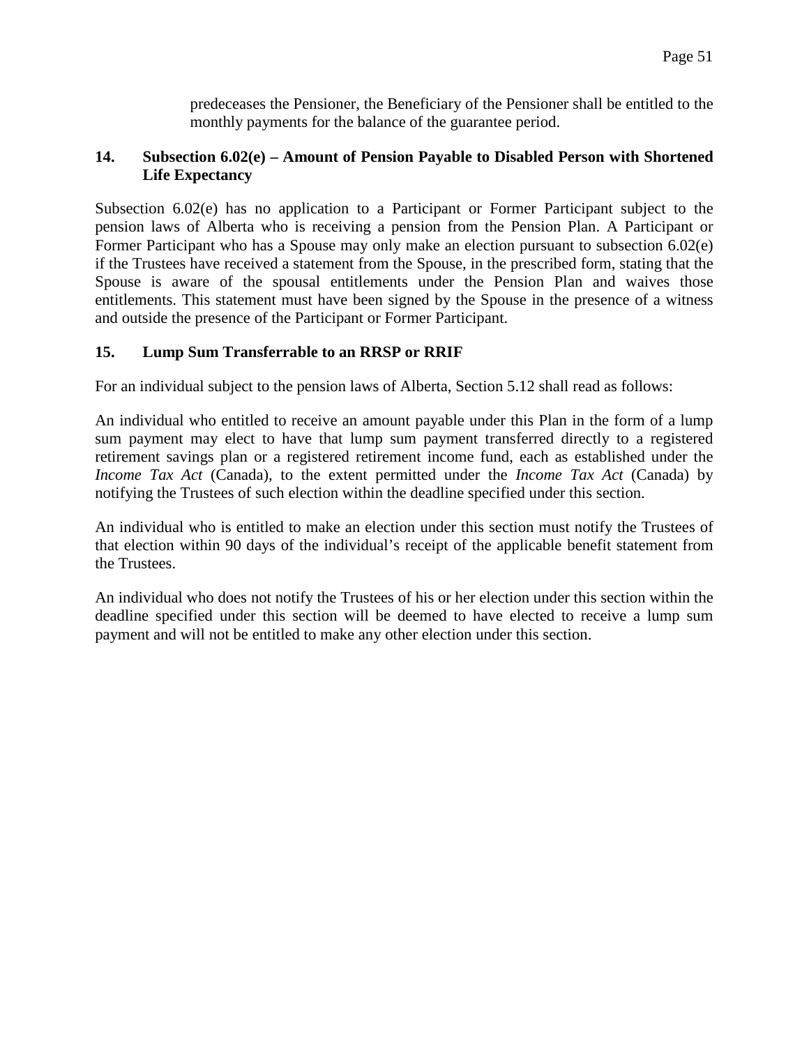predeceases the Pensioner, the Beneficiary of the Pensioner shall be entitled to the monthly payments for the balance of the guarantee period.

### 14. Subsection 6.02(e) – Amount of Pension Payable to Disabled Person with Shortened Life Expectancy

Subsection 6.02(e) has no application to a Participant or Former Participant subject to the pension laws of Alberta who is receiving a pension from the Pension Plan. A Participant or Former Participant who has a Spouse may only make an election pursuant to subsection 6.02(e) if the Trustees have received a statement from the Spouse, in the prescribed form, stating that the Spouse is aware of the spousal entitlements under the Pension Plan and waives those entitlements. This statement must have been signed by the Spouse in the presence of a witness and outside the presence of the Participant or Former Participant.

### 15. Lump Sum Transferrable to an RRSP or RRIF

For an individual subject to the pension laws of Alberta, Section 5.12 shall read as follows:

An individual who entitled to receive an amount payable under this Plan in the form of a lump sum payment may elect to have that lump sum payment transferred directly to a registered retirement savings plan or a registered retirement income fund, each as established under the *Income Tax Act* (Canada), to the extent permitted under the *Income Tax Act* (Canada) by notifying the Trustees of such election within the deadline specified under this section.

An individual who is entitled to make an election under this section must notify the Trustees of that election within 90 days of the individual's receipt of the applicable benefit statement from the Trustees.

An individual who does not notify the Trustees of his or her election under this section within the deadline specified under this section will be deemed to have elected to receive a lump sum payment and will not be entitled to make any other election under this section.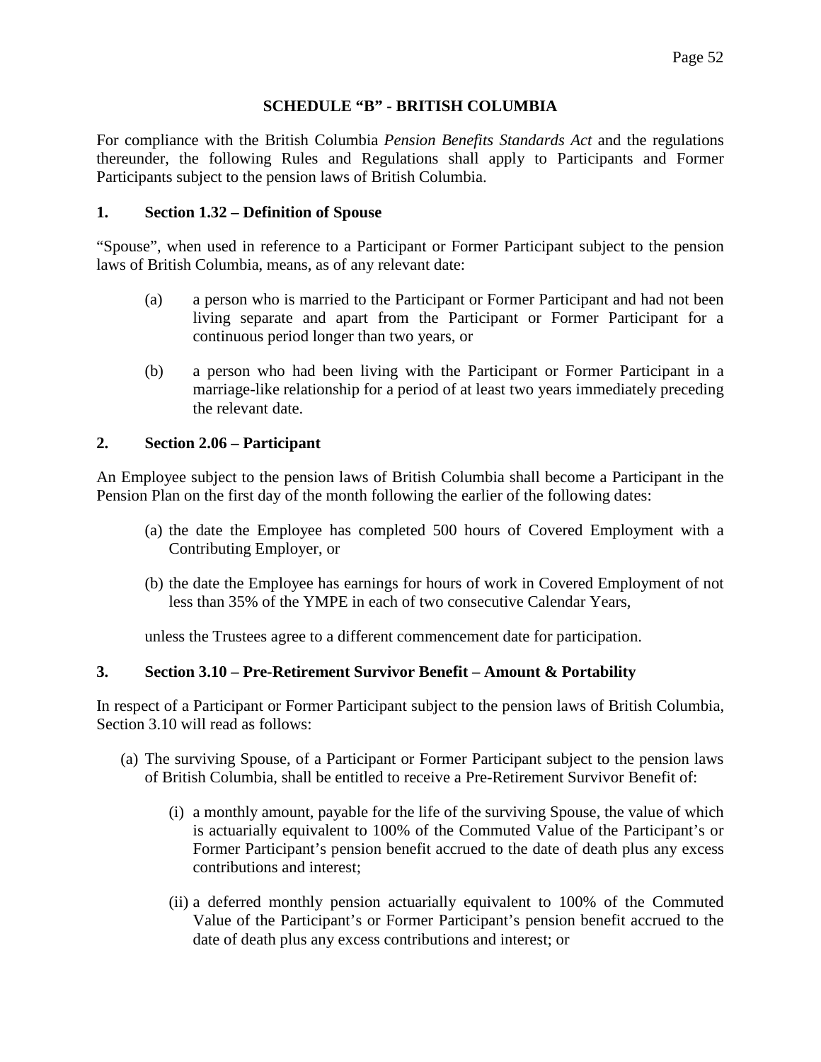## SCHEDULE "B" - BRITISH COLUMBIA

For compliance with the British Columbia *Pension Benefits Standards Act* and the regulations thereunder, the following Rules and Regulations shall apply to Participants and Former Participants subject to the pension laws of British Columbia.

### 1. Section 1.32 – Definition of Spouse

"Spouse", when used in reference to a Participant or Former Participant subject to the pension laws of British Columbia, means, as of any relevant date:

(a) a person who is married to the Participant or Former Participant and had not been living separate and apart from the Participant or Former Participant for a continuous period longer than two years, or

(b) a person who had been living with the Participant or Former Participant in a marriage-like relationship for a period of at least two years immediately preceding the relevant date.

### 2. Section 2.06 – Participant

An Employee subject to the pension laws of British Columbia shall become a Participant in the Pension Plan on the first day of the month following the earlier of the following dates:

(a) the date the Employee has completed 500 hours of Covered Employment with a Contributing Employer, or

(b) the date the Employee has earnings for hours of work in Covered Employment of not less than 35% of the YMPE in each of two consecutive Calendar Years,

unless the Trustees agree to a different commencement date for participation.

### 3. Section 3.10 – Pre-Retirement Survivor Benefit – Amount & Portability

In respect of a Participant or Former Participant subject to the pension laws of British Columbia, Section 3.10 will read as follows:

(a) The surviving Spouse, of a Participant or Former Participant subject to the pension laws of British Columbia, shall be entitled to receive a Pre-Retirement Survivor Benefit of:

   (i) a monthly amount, payable for the life of the surviving Spouse, the value of which is actuarially equivalent to 100% of the Commuted Value of the Participant's or Former Participant's pension benefit accrued to the date of death plus any excess contributions and interest;

   (ii) a deferred monthly pension actuarially equivalent to 100% of the Commuted Value of the Participant's or Former Participant's pension benefit accrued to the date of death plus any excess contributions and interest; or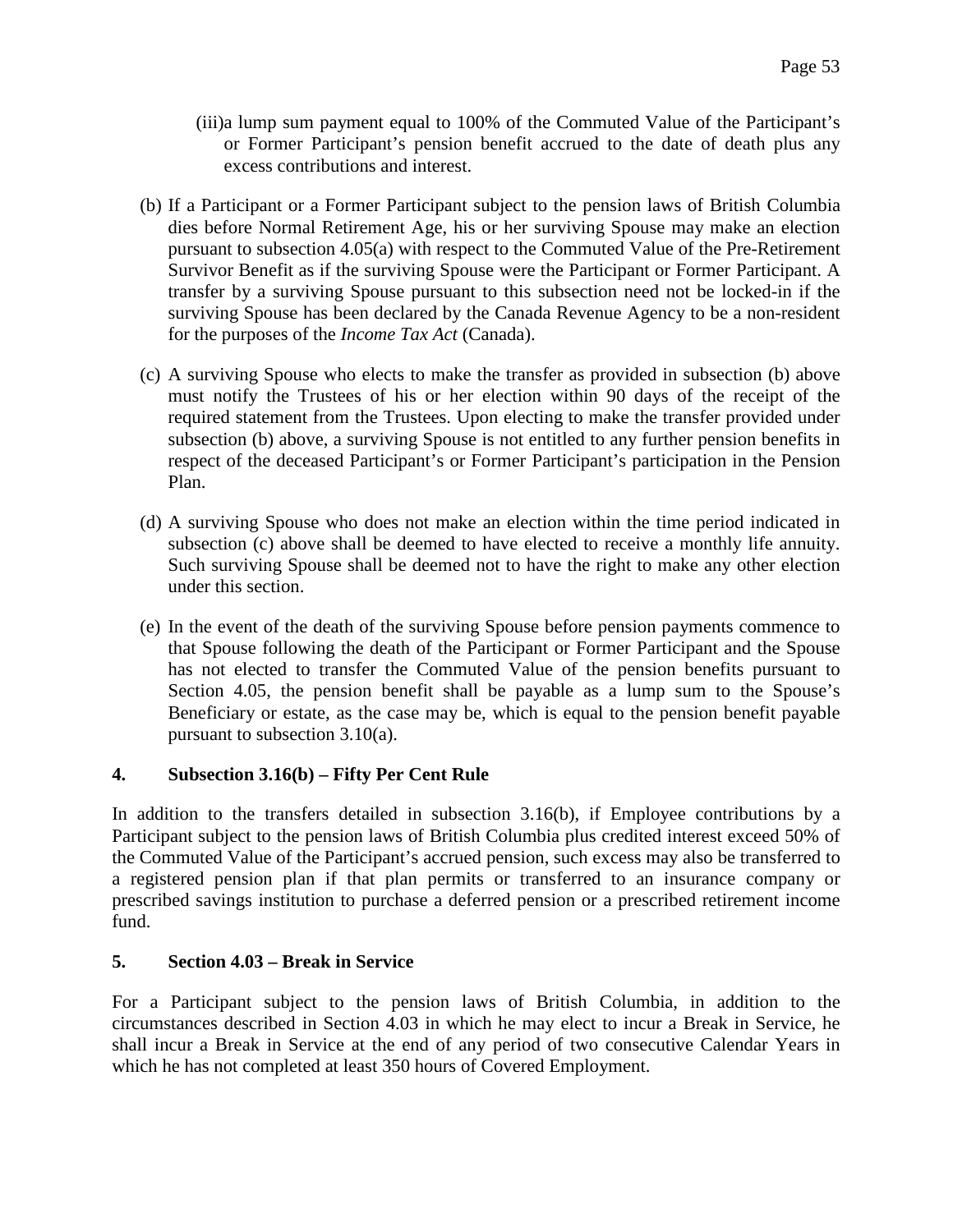(iii) a lump sum payment equal to 100% of the Commuted Value of the Participant's or Former Participant's pension benefit accrued to the date of death plus any excess contributions and interest.

(b) If a Participant or a Former Participant subject to the pension laws of British Columbia dies before Normal Retirement Age, his or her surviving Spouse may make an election pursuant to subsection 4.05(a) with respect to the Commuted Value of the Pre-Retirement Survivor Benefit as if the surviving Spouse were the Participant or Former Participant. A transfer by a surviving Spouse pursuant to this subsection need not be locked-in if the surviving Spouse has been declared by the Canada Revenue Agency to be a non-resident for the purposes of the *Income Tax Act* (Canada).

(c) A surviving Spouse who elects to make the transfer as provided in subsection (b) above must notify the Trustees of his or her election within 90 days of the receipt of the required statement from the Trustees. Upon electing to make the transfer provided under subsection (b) above, a surviving Spouse is not entitled to any further pension benefits in respect of the deceased Participant's or Former Participant's participation in the Pension Plan.

(d) A surviving Spouse who does not make an election within the time period indicated in subsection (c) above shall be deemed to have elected to receive a monthly life annuity. Such surviving Spouse shall be deemed not to have the right to make any other election under this section.

(e) In the event of the death of the surviving Spouse before pension payments commence to that Spouse following the death of the Participant or Former Participant and the Spouse has not elected to transfer the Commuted Value of the pension benefits pursuant to Section 4.05, the pension benefit shall be payable as a lump sum to the Spouse's Beneficiary or estate, as the case may be, which is equal to the pension benefit payable pursuant to subsection 3.10(a).

**4. Subsection 3.16(b) – Fifty Per Cent Rule**

In addition to the transfers detailed in subsection 3.16(b), if Employee contributions by a Participant subject to the pension laws of British Columbia plus credited interest exceed 50% of the Commuted Value of the Participant's accrued pension, such excess may also be transferred to a registered pension plan if that plan permits or transferred to an insurance company or prescribed savings institution to purchase a deferred pension or a prescribed retirement income fund.

**5. Section 4.03 – Break in Service**

For a Participant subject to the pension laws of British Columbia, in addition to the circumstances described in Section 4.03 in which he may elect to incur a Break in Service, he shall incur a Break in Service at the end of any period of two consecutive Calendar Years in which he has not completed at least 350 hours of Covered Employment.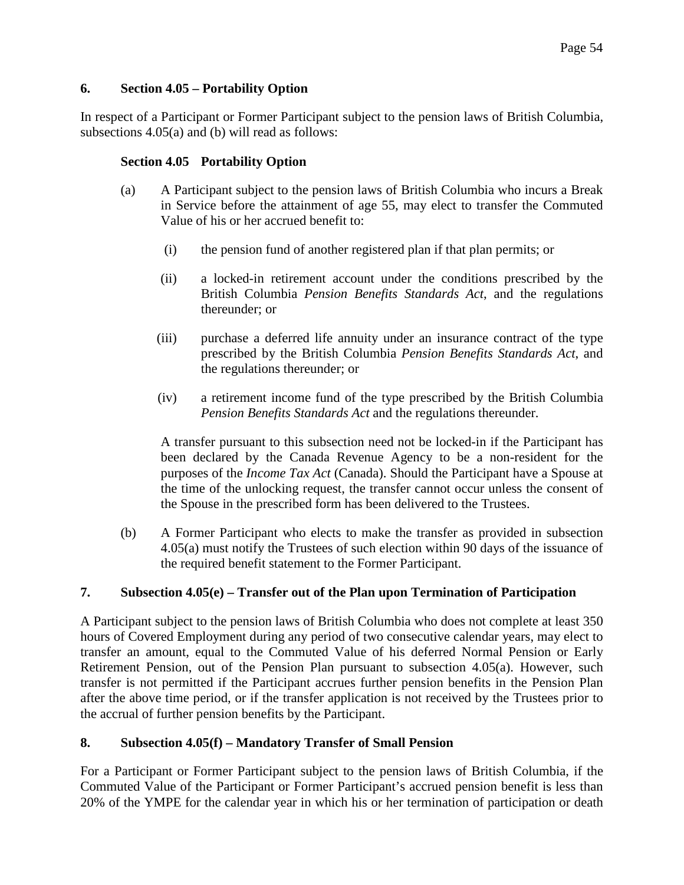### 6. Section 4.05 – Portability Option

In respect of a Participant or Former Participant subject to the pension laws of British Columbia, subsections 4.05(a) and (b) will read as follows:

**Section 4.05 Portability Option**

(a) A Participant subject to the pension laws of British Columbia who incurs a Break in Service before the attainment of age 55, may elect to transfer the Commuted Value of his or her accrued benefit to:

(i) the pension fund of another registered plan if that plan permits; or

(ii) a locked-in retirement account under the conditions prescribed by the British Columbia *Pension Benefits Standards Act*, and the regulations thereunder; or

(iii) purchase a deferred life annuity under an insurance contract of the type prescribed by the British Columbia *Pension Benefits Standards Act*, and the regulations thereunder; or

(iv) a retirement income fund of the type prescribed by the British Columbia *Pension Benefits Standards Act* and the regulations thereunder.

A transfer pursuant to this subsection need not be locked-in if the Participant has been declared by the Canada Revenue Agency to be a non-resident for the purposes of the *Income Tax Act* (Canada). Should the Participant have a Spouse at the time of the unlocking request, the transfer cannot occur unless the consent of the Spouse in the prescribed form has been delivered to the Trustees.

(b) A Former Participant who elects to make the transfer as provided in subsection 4.05(a) must notify the Trustees of such election within 90 days of the issuance of the required benefit statement to the Former Participant.

### 7. Subsection 4.05(e) – Transfer out of the Plan upon Termination of Participation

A Participant subject to the pension laws of British Columbia who does not complete at least 350 hours of Covered Employment during any period of two consecutive calendar years, may elect to transfer an amount, equal to the Commuted Value of his deferred Normal Pension or Early Retirement Pension, out of the Pension Plan pursuant to subsection 4.05(a). However, such transfer is not permitted if the Participant accrues further pension benefits in the Pension Plan after the above time period, or if the transfer application is not received by the Trustees prior to the accrual of further pension benefits by the Participant.

### 8. Subsection 4.05(f) – Mandatory Transfer of Small Pension

For a Participant or Former Participant subject to the pension laws of British Columbia, if the Commuted Value of the Participant or Former Participant's accrued pension benefit is less than 20% of the YMPE for the calendar year in which his or her termination of participation or death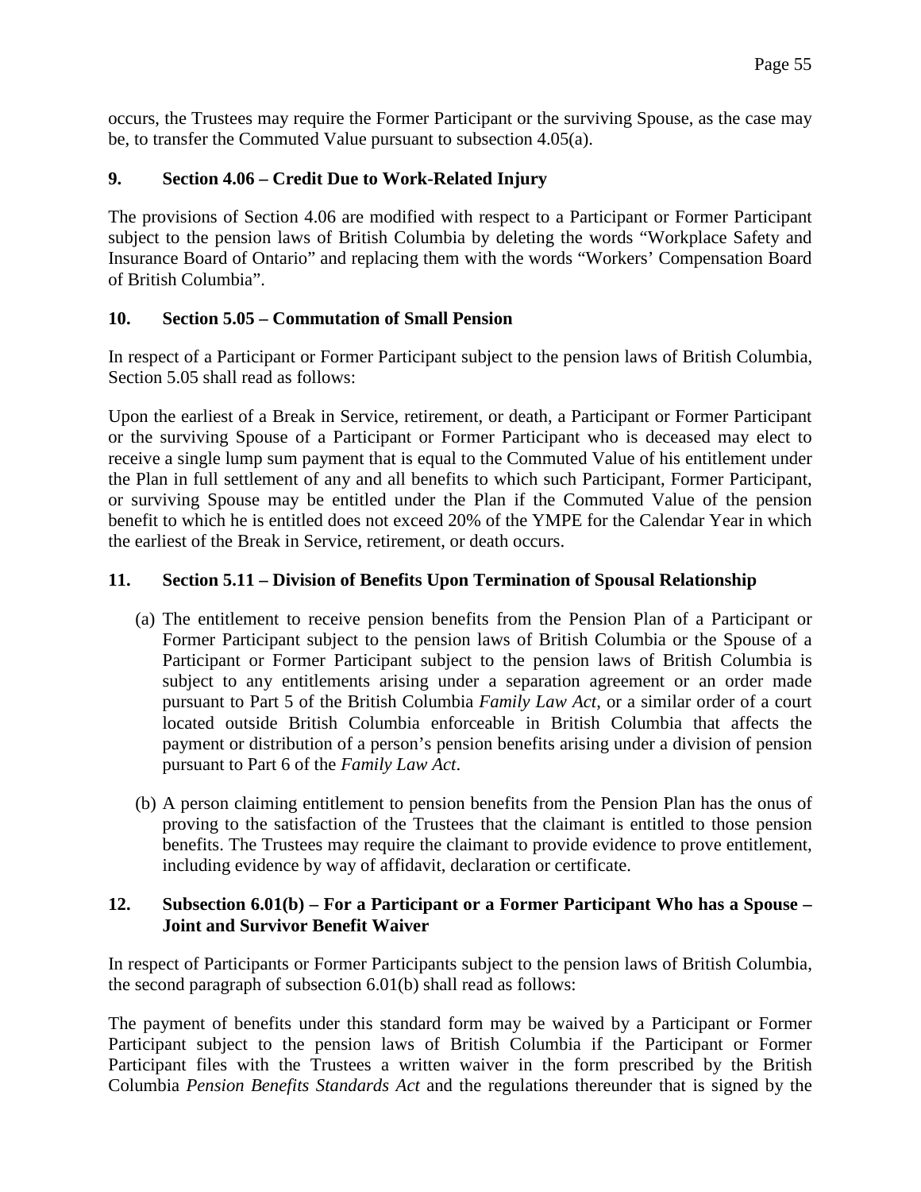occurs, the Trustees may require the Former Participant or the surviving Spouse, as the case may be, to transfer the Commuted Value pursuant to subsection 4.05(a).

### 9. Section 4.06 – Credit Due to Work-Related Injury

The provisions of Section 4.06 are modified with respect to a Participant or Former Participant subject to the pension laws of British Columbia by deleting the words "Workplace Safety and Insurance Board of Ontario" and replacing them with the words "Workers' Compensation Board of British Columbia".

### 10. Section 5.05 – Commutation of Small Pension

In respect of a Participant or Former Participant subject to the pension laws of British Columbia, Section 5.05 shall read as follows:

Upon the earliest of a Break in Service, retirement, or death, a Participant or Former Participant or the surviving Spouse of a Participant or Former Participant who is deceased may elect to receive a single lump sum payment that is equal to the Commuted Value of his entitlement under the Plan in full settlement of any and all benefits to which such Participant, Former Participant, or surviving Spouse may be entitled under the Plan if the Commuted Value of the pension benefit to which he is entitled does not exceed 20% of the YMPE for the Calendar Year in which the earliest of the Break in Service, retirement, or death occurs.

### 11. Section 5.11 – Division of Benefits Upon Termination of Spousal Relationship

(a) The entitlement to receive pension benefits from the Pension Plan of a Participant or Former Participant subject to the pension laws of British Columbia or the Spouse of a Participant or Former Participant subject to the pension laws of British Columbia is subject to any entitlements arising under a separation agreement or an order made pursuant to Part 5 of the British Columbia *Family Law Act*, or a similar order of a court located outside British Columbia enforceable in British Columbia that affects the payment or distribution of a person's pension benefits arising under a division of pension pursuant to Part 6 of the *Family Law Act*.

(b) A person claiming entitlement to pension benefits from the Pension Plan has the onus of proving to the satisfaction of the Trustees that the claimant is entitled to those pension benefits. The Trustees may require the claimant to provide evidence to prove entitlement, including evidence by way of affidavit, declaration or certificate.

### 12. Subsection 6.01(b) – For a Participant or a Former Participant Who has a Spouse – Joint and Survivor Benefit Waiver

In respect of Participants or Former Participants subject to the pension laws of British Columbia, the second paragraph of subsection 6.01(b) shall read as follows:

The payment of benefits under this standard form may be waived by a Participant or Former Participant subject to the pension laws of British Columbia if the Participant or Former Participant files with the Trustees a written waiver in the form prescribed by the British Columbia *Pension Benefits Standards Act* and the regulations thereunder that is signed by the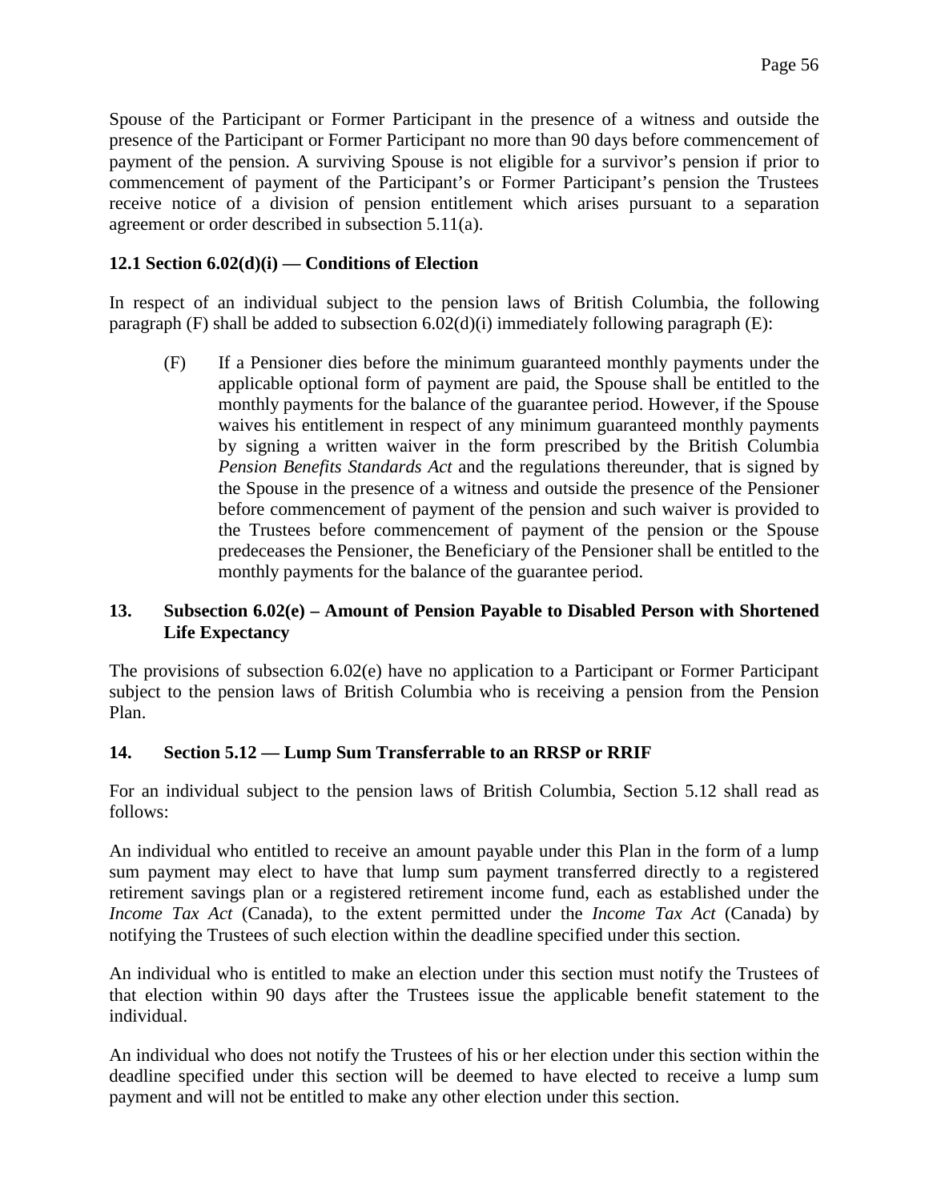Spouse of the Participant or Former Participant in the presence of a witness and outside the presence of the Participant or Former Participant no more than 90 days before commencement of payment of the pension. A surviving Spouse is not eligible for a survivor's pension if prior to commencement of payment of the Participant's or Former Participant's pension the Trustees receive notice of a division of pension entitlement which arises pursuant to a separation agreement or order described in subsection 5.11(a).

### 12.1 Section 6.02(d)(i) — Conditions of Election

In respect of an individual subject to the pension laws of British Columbia, the following paragraph (F) shall be added to subsection 6.02(d)(i) immediately following paragraph (E):

> (F) If a Pensioner dies before the minimum guaranteed monthly payments under the applicable optional form of payment are paid, the Spouse shall be entitled to the monthly payments for the balance of the guarantee period. However, if the Spouse waives his entitlement in respect of any minimum guaranteed monthly payments by signing a written waiver in the form prescribed by the British Columbia *Pension Benefits Standards Act* and the regulations thereunder, that is signed by the Spouse in the presence of a witness and outside the presence of the Pensioner before commencement of payment of the pension and such waiver is provided to the Trustees before commencement of payment of the pension or the Spouse predeceases the Pensioner, the Beneficiary of the Pensioner shall be entitled to the monthly payments for the balance of the guarantee period.

### 13. Subsection 6.02(e) – Amount of Pension Payable to Disabled Person with Shortened Life Expectancy

The provisions of subsection 6.02(e) have no application to a Participant or Former Participant subject to the pension laws of British Columbia who is receiving a pension from the Pension Plan.

### 14. Section 5.12 — Lump Sum Transferrable to an RRSP or RRIF

For an individual subject to the pension laws of British Columbia, Section 5.12 shall read as follows:

An individual who entitled to receive an amount payable under this Plan in the form of a lump sum payment may elect to have that lump sum payment transferred directly to a registered retirement savings plan or a registered retirement income fund, each as established under the *Income Tax Act* (Canada), to the extent permitted under the *Income Tax Act* (Canada) by notifying the Trustees of such election within the deadline specified under this section.

An individual who is entitled to make an election under this section must notify the Trustees of that election within 90 days after the Trustees issue the applicable benefit statement to the individual.

An individual who does not notify the Trustees of his or her election under this section within the deadline specified under this section will be deemed to have elected to receive a lump sum payment and will not be entitled to make any other election under this section.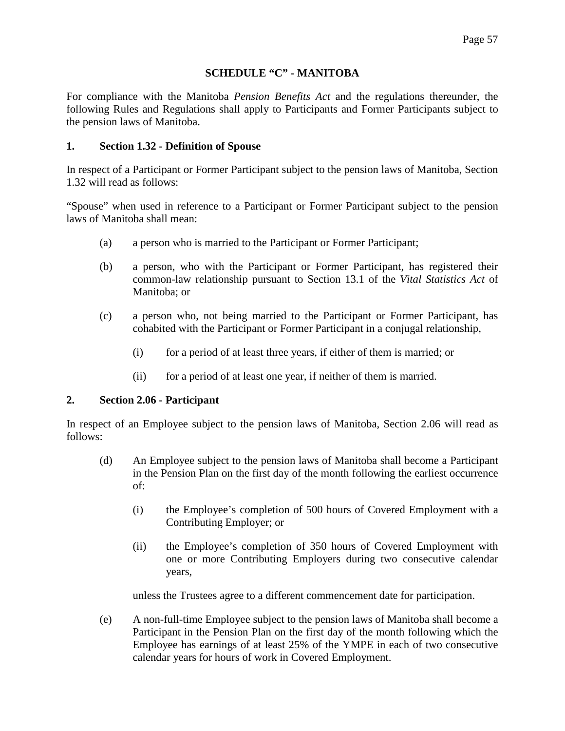## SCHEDULE "C" - MANITOBA

For compliance with the Manitoba *Pension Benefits Act* and the regulations thereunder, the following Rules and Regulations shall apply to Participants and Former Participants subject to the pension laws of Manitoba.

### 1. Section 1.32 - Definition of Spouse

In respect of a Participant or Former Participant subject to the pension laws of Manitoba, Section 1.32 will read as follows:

"Spouse" when used in reference to a Participant or Former Participant subject to the pension laws of Manitoba shall mean:

(a) a person who is married to the Participant or Former Participant;

(b) a person, who with the Participant or Former Participant, has registered their common-law relationship pursuant to Section 13.1 of the *Vital Statistics Act* of Manitoba; or

(c) a person who, not being married to the Participant or Former Participant, has cohabited with the Participant or Former Participant in a conjugal relationship,

   (i) for a period of at least three years, if either of them is married; or

   (ii) for a period of at least one year, if neither of them is married.

### 2. Section 2.06 - Participant

In respect of an Employee subject to the pension laws of Manitoba, Section 2.06 will read as follows:

(d) An Employee subject to the pension laws of Manitoba shall become a Participant in the Pension Plan on the first day of the month following the earliest occurrence of:

   (i) the Employee's completion of 500 hours of Covered Employment with a Contributing Employer; or

   (ii) the Employee's completion of 350 hours of Covered Employment with one or more Contributing Employers during two consecutive calendar years,

   unless the Trustees agree to a different commencement date for participation.

(e) A non-full-time Employee subject to the pension laws of Manitoba shall become a Participant in the Pension Plan on the first day of the month following which the Employee has earnings of at least 25% of the YMPE in each of two consecutive calendar years for hours of work in Covered Employment.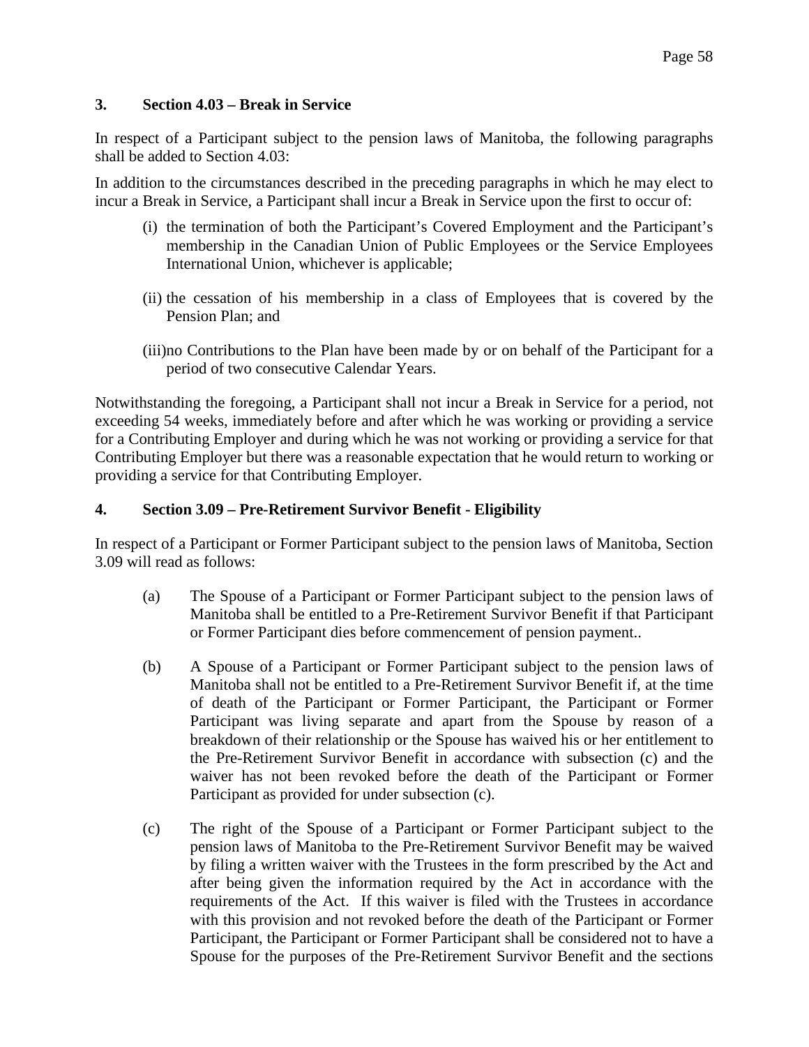### 3. Section 4.03 – Break in Service

In respect of a Participant subject to the pension laws of Manitoba, the following paragraphs shall be added to Section 4.03:

In addition to the circumstances described in the preceding paragraphs in which he may elect to incur a Break in Service, a Participant shall incur a Break in Service upon the first to occur of:

(i) the termination of both the Participant's Covered Employment and the Participant's membership in the Canadian Union of Public Employees or the Service Employees International Union, whichever is applicable;

(ii) the cessation of his membership in a class of Employees that is covered by the Pension Plan; and

(iii) no Contributions to the Plan have been made by or on behalf of the Participant for a period of two consecutive Calendar Years.

Notwithstanding the foregoing, a Participant shall not incur a Break in Service for a period, not exceeding 54 weeks, immediately before and after which he was working or providing a service for a Contributing Employer and during which he was not working or providing a service for that Contributing Employer but there was a reasonable expectation that he would return to working or providing a service for that Contributing Employer.

### 4. Section 3.09 – Pre-Retirement Survivor Benefit - Eligibility

In respect of a Participant or Former Participant subject to the pension laws of Manitoba, Section 3.09 will read as follows:

(a) The Spouse of a Participant or Former Participant subject to the pension laws of Manitoba shall be entitled to a Pre-Retirement Survivor Benefit if that Participant or Former Participant dies before commencement of pension payment..

(b) A Spouse of a Participant or Former Participant subject to the pension laws of Manitoba shall not be entitled to a Pre-Retirement Survivor Benefit if, at the time of death of the Participant or Former Participant, the Participant or Former Participant was living separate and apart from the Spouse by reason of a breakdown of their relationship or the Spouse has waived his or her entitlement to the Pre-Retirement Survivor Benefit in accordance with subsection (c) and the waiver has not been revoked before the death of the Participant or Former Participant as provided for under subsection (c).

(c) The right of the Spouse of a Participant or Former Participant subject to the pension laws of Manitoba to the Pre-Retirement Survivor Benefit may be waived by filing a written waiver with the Trustees in the form prescribed by the Act and after being given the information required by the Act in accordance with the requirements of the Act. If this waiver is filed with the Trustees in accordance with this provision and not revoked before the death of the Participant or Former Participant, the Participant or Former Participant shall be considered not to have a Spouse for the purposes of the Pre-Retirement Survivor Benefit and the sections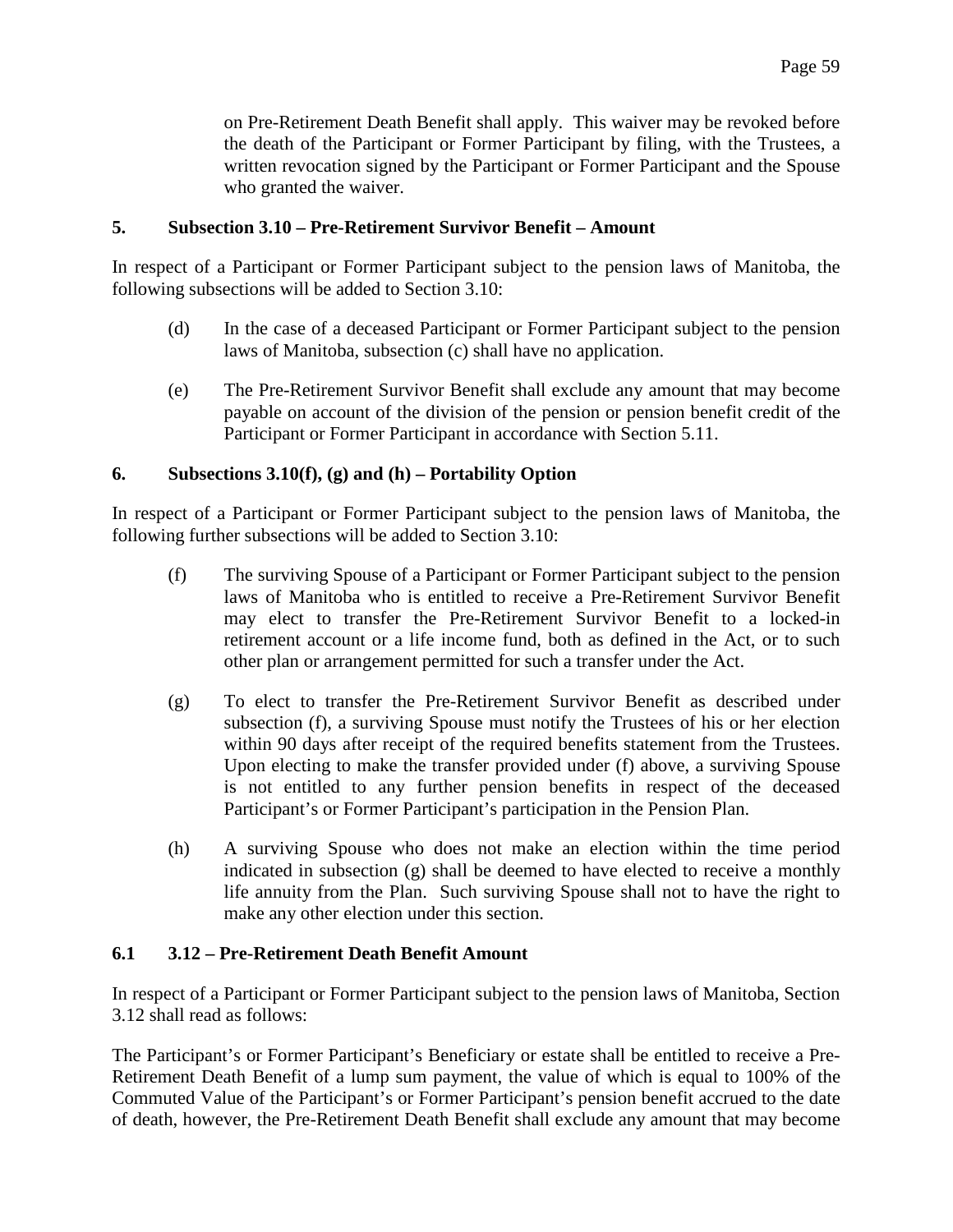on Pre-Retirement Death Benefit shall apply. This waiver may be revoked before the death of the Participant or Former Participant by filing, with the Trustees, a written revocation signed by the Participant or Former Participant and the Spouse who granted the waiver.

### 5. Subsection 3.10 – Pre-Retirement Survivor Benefit – Amount

In respect of a Participant or Former Participant subject to the pension laws of Manitoba, the following subsections will be added to Section 3.10:

(d) In the case of a deceased Participant or Former Participant subject to the pension laws of Manitoba, subsection (c) shall have no application.

(e) The Pre-Retirement Survivor Benefit shall exclude any amount that may become payable on account of the division of the pension or pension benefit credit of the Participant or Former Participant in accordance with Section 5.11.

### 6. Subsections 3.10(f), (g) and (h) – Portability Option

In respect of a Participant or Former Participant subject to the pension laws of Manitoba, the following further subsections will be added to Section 3.10:

(f) The surviving Spouse of a Participant or Former Participant subject to the pension laws of Manitoba who is entitled to receive a Pre-Retirement Survivor Benefit may elect to transfer the Pre-Retirement Survivor Benefit to a locked-in retirement account or a life income fund, both as defined in the Act, or to such other plan or arrangement permitted for such a transfer under the Act.

(g) To elect to transfer the Pre-Retirement Survivor Benefit as described under subsection (f), a surviving Spouse must notify the Trustees of his or her election within 90 days after receipt of the required benefits statement from the Trustees. Upon electing to make the transfer provided under (f) above, a surviving Spouse is not entitled to any further pension benefits in respect of the deceased Participant's or Former Participant's participation in the Pension Plan.

(h) A surviving Spouse who does not make an election within the time period indicated in subsection (g) shall be deemed to have elected to receive a monthly life annuity from the Plan. Such surviving Spouse shall not to have the right to make any other election under this section.

### 6.1 3.12 – Pre-Retirement Death Benefit Amount

In respect of a Participant or Former Participant subject to the pension laws of Manitoba, Section 3.12 shall read as follows:

The Participant's or Former Participant's Beneficiary or estate shall be entitled to receive a Pre-Retirement Death Benefit of a lump sum payment, the value of which is equal to 100% of the Commuted Value of the Participant's or Former Participant's pension benefit accrued to the date of death, however, the Pre-Retirement Death Benefit shall exclude any amount that may become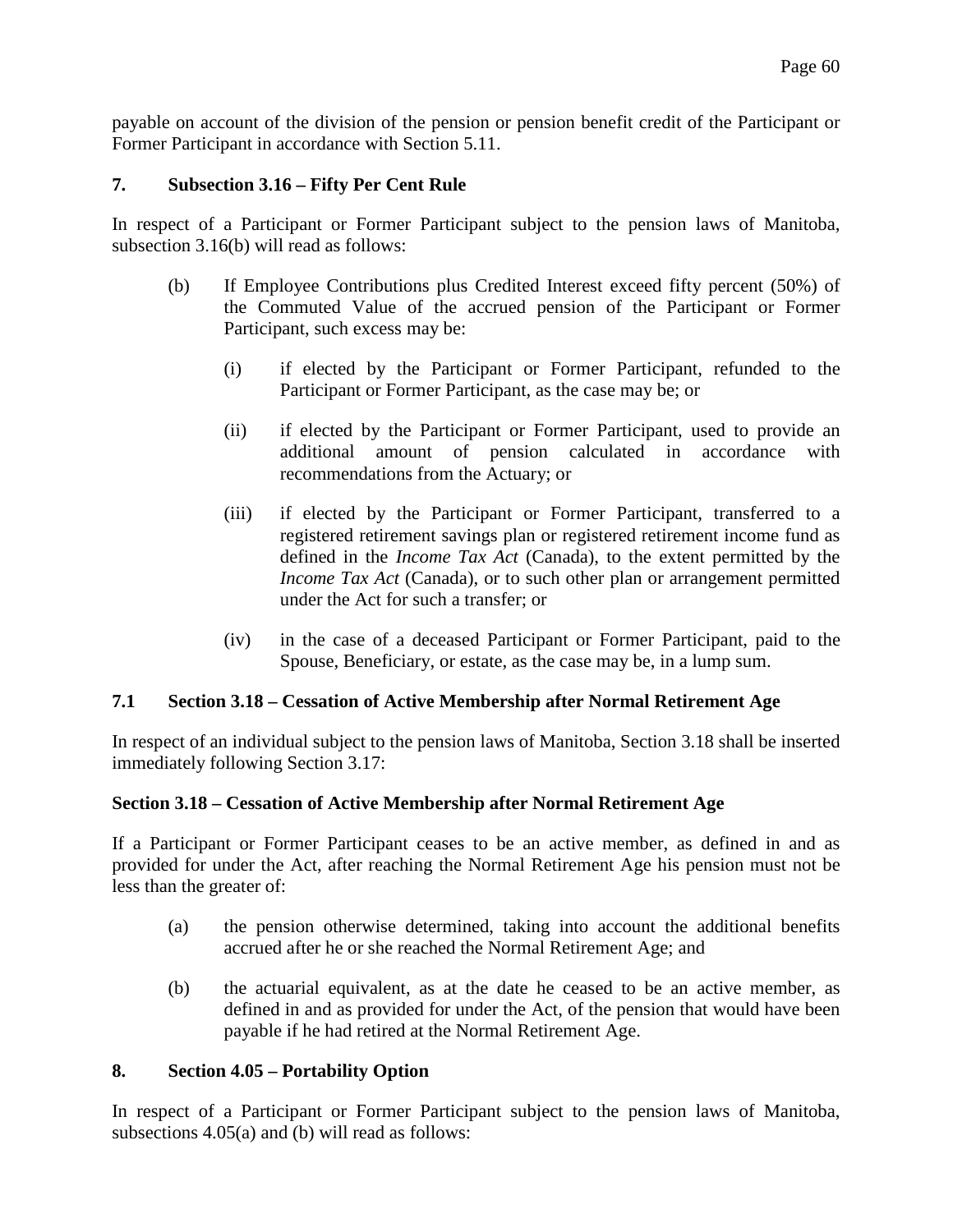payable on account of the division of the pension or pension benefit credit of the Participant or Former Participant in accordance with Section 5.11.

### 7. Subsection 3.16 – Fifty Per Cent Rule

In respect of a Participant or Former Participant subject to the pension laws of Manitoba, subsection 3.16(b) will read as follows:

(b) If Employee Contributions plus Credited Interest exceed fifty percent (50%) of the Commuted Value of the accrued pension of the Participant or Former Participant, such excess may be:

   (i) if elected by the Participant or Former Participant, refunded to the Participant or Former Participant, as the case may be; or

   (ii) if elected by the Participant or Former Participant, used to provide an additional amount of pension calculated in accordance with recommendations from the Actuary; or

   (iii) if elected by the Participant or Former Participant, transferred to a registered retirement savings plan or registered retirement income fund as defined in the *Income Tax Act* (Canada), to the extent permitted by the *Income Tax Act* (Canada), or to such other plan or arrangement permitted under the Act for such a transfer; or

   (iv) in the case of a deceased Participant or Former Participant, paid to the Spouse, Beneficiary, or estate, as the case may be, in a lump sum.

### 7.1 Section 3.18 – Cessation of Active Membership after Normal Retirement Age

In respect of an individual subject to the pension laws of Manitoba, Section 3.18 shall be inserted immediately following Section 3.17:

**Section 3.18 – Cessation of Active Membership after Normal Retirement Age**

If a Participant or Former Participant ceases to be an active member, as defined in and as provided for under the Act, after reaching the Normal Retirement Age his pension must not be less than the greater of:

(a) the pension otherwise determined, taking into account the additional benefits accrued after he or she reached the Normal Retirement Age; and

(b) the actuarial equivalent, as at the date he ceased to be an active member, as defined in and as provided for under the Act, of the pension that would have been payable if he had retired at the Normal Retirement Age.

### 8. Section 4.05 – Portability Option

In respect of a Participant or Former Participant subject to the pension laws of Manitoba, subsections 4.05(a) and (b) will read as follows: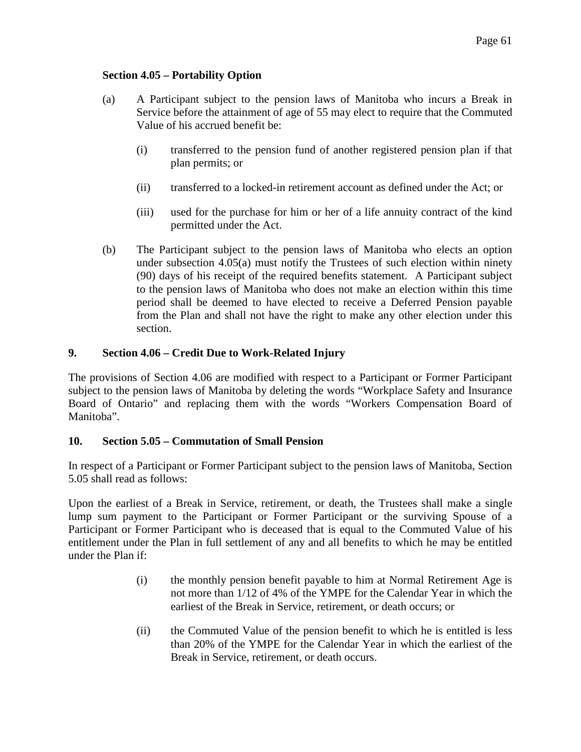**Section 4.05 – Portability Option**

(a) A Participant subject to the pension laws of Manitoba who incurs a Break in Service before the attainment of age of 55 may elect to require that the Commuted Value of his accrued benefit be:

(i) transferred to the pension fund of another registered pension plan if that plan permits; or

(ii) transferred to a locked-in retirement account as defined under the Act; or

(iii) used for the purchase for him or her of a life annuity contract of the kind permitted under the Act.

(b) The Participant subject to the pension laws of Manitoba who elects an option under subsection 4.05(a) must notify the Trustees of such election within ninety (90) days of his receipt of the required benefits statement. A Participant subject to the pension laws of Manitoba who does not make an election within this time period shall be deemed to have elected to receive a Deferred Pension payable from the Plan and shall not have the right to make any other election under this section.

## 9. Section 4.06 – Credit Due to Work-Related Injury

The provisions of Section 4.06 are modified with respect to a Participant or Former Participant subject to the pension laws of Manitoba by deleting the words "Workplace Safety and Insurance Board of Ontario" and replacing them with the words "Workers Compensation Board of Manitoba".

## 10. Section 5.05 – Commutation of Small Pension

In respect of a Participant or Former Participant subject to the pension laws of Manitoba, Section 5.05 shall read as follows:

Upon the earliest of a Break in Service, retirement, or death, the Trustees shall make a single lump sum payment to the Participant or Former Participant or the surviving Spouse of a Participant or Former Participant who is deceased that is equal to the Commuted Value of his entitlement under the Plan in full settlement of any and all benefits to which he may be entitled under the Plan if:

(i) the monthly pension benefit payable to him at Normal Retirement Age is not more than 1/12 of 4% of the YMPE for the Calendar Year in which the earliest of the Break in Service, retirement, or death occurs; or

(ii) the Commuted Value of the pension benefit to which he is entitled is less than 20% of the YMPE for the Calendar Year in which the earliest of the Break in Service, retirement, or death occurs.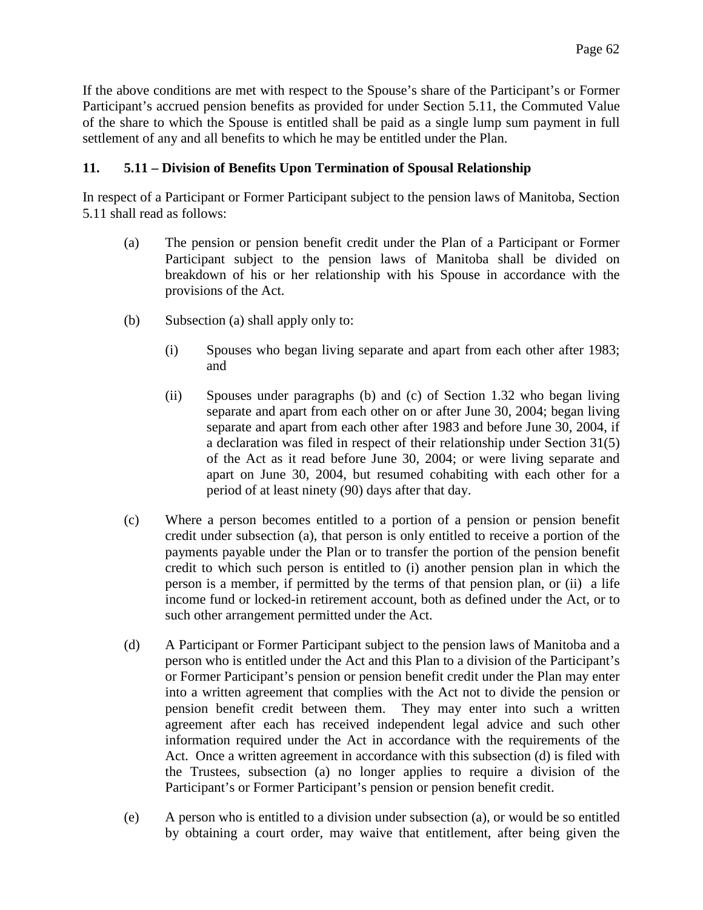If the above conditions are met with respect to the Spouse's share of the Participant's or Former Participant's accrued pension benefits as provided for under Section 5.11, the Commuted Value of the share to which the Spouse is entitled shall be paid as a single lump sum payment in full settlement of any and all benefits to which he may be entitled under the Plan.

**11. 5.11 – Division of Benefits Upon Termination of Spousal Relationship**

In respect of a Participant or Former Participant subject to the pension laws of Manitoba, Section 5.11 shall read as follows:

(a) The pension or pension benefit credit under the Plan of a Participant or Former Participant subject to the pension laws of Manitoba shall be divided on breakdown of his or her relationship with his Spouse in accordance with the provisions of the Act.

(b) Subsection (a) shall apply only to:

(i) Spouses who began living separate and apart from each other after 1983; and

(ii) Spouses under paragraphs (b) and (c) of Section 1.32 who began living separate and apart from each other on or after June 30, 2004; began living separate and apart from each other after 1983 and before June 30, 2004, if a declaration was filed in respect of their relationship under Section 31(5) of the Act as it read before June 30, 2004; or were living separate and apart on June 30, 2004, but resumed cohabiting with each other for a period of at least ninety (90) days after that day.

(c) Where a person becomes entitled to a portion of a pension or pension benefit credit under subsection (a), that person is only entitled to receive a portion of the payments payable under the Plan or to transfer the portion of the pension benefit credit to which such person is entitled to (i) another pension plan in which the person is a member, if permitted by the terms of that pension plan, or (ii) a life income fund or locked-in retirement account, both as defined under the Act, or to such other arrangement permitted under the Act.

(d) A Participant or Former Participant subject to the pension laws of Manitoba and a person who is entitled under the Act and this Plan to a division of the Participant's or Former Participant's pension or pension benefit credit under the Plan may enter into a written agreement that complies with the Act not to divide the pension or pension benefit credit between them. They may enter into such a written agreement after each has received independent legal advice and such other information required under the Act in accordance with the requirements of the Act. Once a written agreement in accordance with this subsection (d) is filed with the Trustees, subsection (a) no longer applies to require a division of the Participant's or Former Participant's pension or pension benefit credit.

(e) A person who is entitled to a division under subsection (a), or would be so entitled by obtaining a court order, may waive that entitlement, after being given the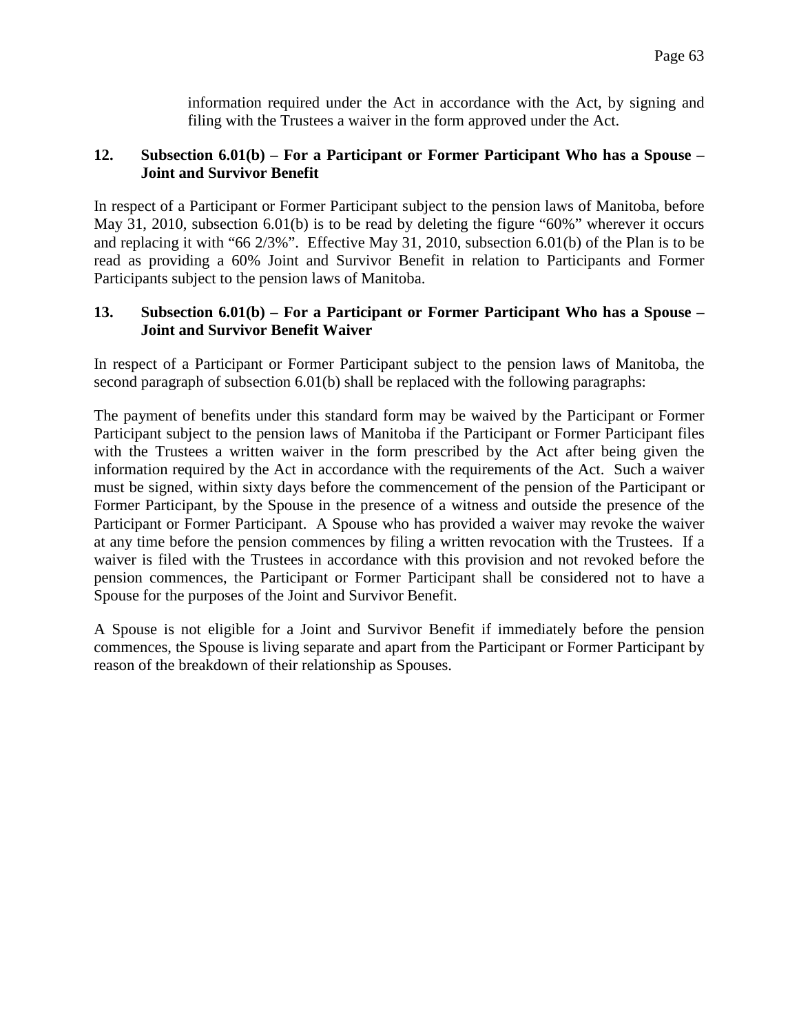information required under the Act in accordance with the Act, by signing and filing with the Trustees a waiver in the form approved under the Act.

**12. Subsection 6.01(b) – For a Participant or Former Participant Who has a Spouse – Joint and Survivor Benefit**

In respect of a Participant or Former Participant subject to the pension laws of Manitoba, before May 31, 2010, subsection 6.01(b) is to be read by deleting the figure "60%" wherever it occurs and replacing it with "66 2/3%". Effective May 31, 2010, subsection 6.01(b) of the Plan is to be read as providing a 60% Joint and Survivor Benefit in relation to Participants and Former Participants subject to the pension laws of Manitoba.

**13. Subsection 6.01(b) – For a Participant or Former Participant Who has a Spouse – Joint and Survivor Benefit Waiver**

In respect of a Participant or Former Participant subject to the pension laws of Manitoba, the second paragraph of subsection 6.01(b) shall be replaced with the following paragraphs:

The payment of benefits under this standard form may be waived by the Participant or Former Participant subject to the pension laws of Manitoba if the Participant or Former Participant files with the Trustees a written waiver in the form prescribed by the Act after being given the information required by the Act in accordance with the requirements of the Act. Such a waiver must be signed, within sixty days before the commencement of the pension of the Participant or Former Participant, by the Spouse in the presence of a witness and outside the presence of the Participant or Former Participant. A Spouse who has provided a waiver may revoke the waiver at any time before the pension commences by filing a written revocation with the Trustees. If a waiver is filed with the Trustees in accordance with this provision and not revoked before the pension commences, the Participant or Former Participant shall be considered not to have a Spouse for the purposes of the Joint and Survivor Benefit.

A Spouse is not eligible for a Joint and Survivor Benefit if immediately before the pension commences, the Spouse is living separate and apart from the Participant or Former Participant by reason of the breakdown of their relationship as Spouses.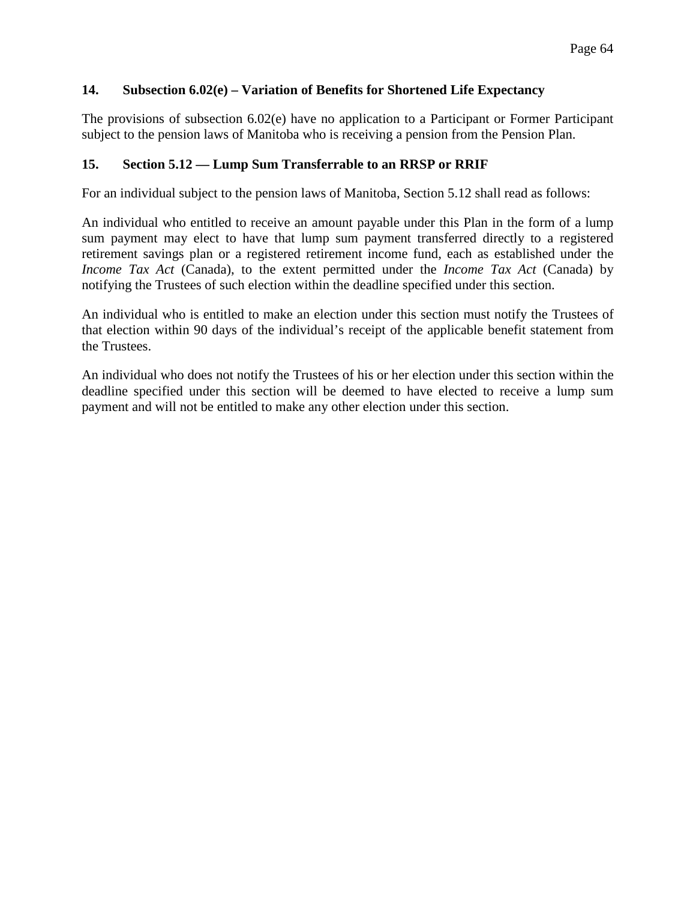### 14. Subsection 6.02(e) – Variation of Benefits for Shortened Life Expectancy

The provisions of subsection 6.02(e) have no application to a Participant or Former Participant subject to the pension laws of Manitoba who is receiving a pension from the Pension Plan.

### 15. Section 5.12 — Lump Sum Transferrable to an RRSP or RRIF

For an individual subject to the pension laws of Manitoba, Section 5.12 shall read as follows:

An individual who entitled to receive an amount payable under this Plan in the form of a lump sum payment may elect to have that lump sum payment transferred directly to a registered retirement savings plan or a registered retirement income fund, each as established under the *Income Tax Act* (Canada), to the extent permitted under the *Income Tax Act* (Canada) by notifying the Trustees of such election within the deadline specified under this section.

An individual who is entitled to make an election under this section must notify the Trustees of that election within 90 days of the individual's receipt of the applicable benefit statement from the Trustees.

An individual who does not notify the Trustees of his or her election under this section within the deadline specified under this section will be deemed to have elected to receive a lump sum payment and will not be entitled to make any other election under this section.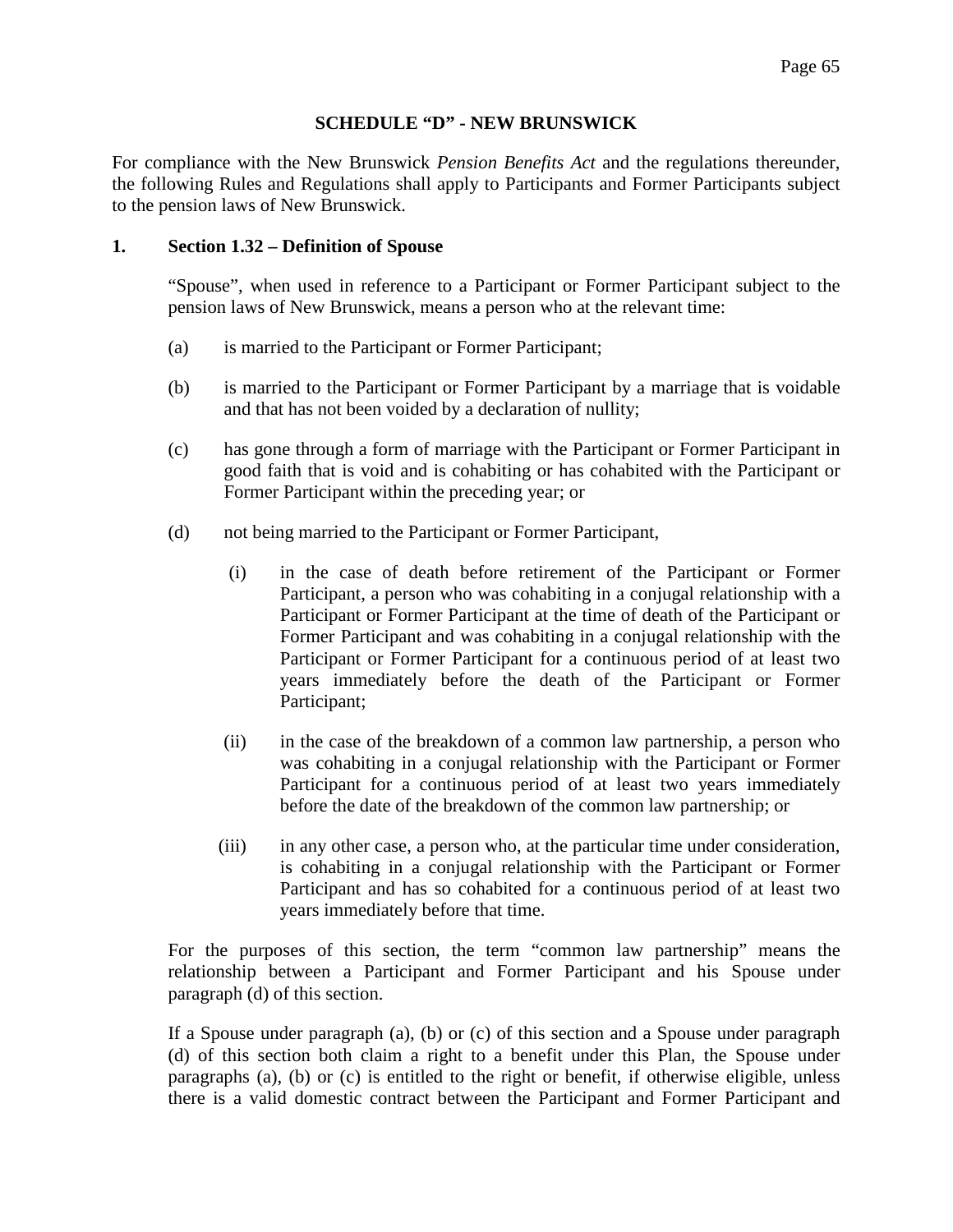## SCHEDULE “D” - NEW BRUNSWICK

For compliance with the New Brunswick *Pension Benefits Act* and the regulations thereunder, the following Rules and Regulations shall apply to Participants and Former Participants subject to the pension laws of New Brunswick.

**1. Section 1.32 – Definition of Spouse**

“Spouse”, when used in reference to a Participant or Former Participant subject to the pension laws of New Brunswick, means a person who at the relevant time:

(a) is married to the Participant or Former Participant;

(b) is married to the Participant or Former Participant by a marriage that is voidable and that has not been voided by a declaration of nullity;

(c) has gone through a form of marriage with the Participant or Former Participant in good faith that is void and is cohabiting or has cohabited with the Participant or Former Participant within the preceding year; or

(d) not being married to the Participant or Former Participant,

(i) in the case of death before retirement of the Participant or Former Participant, a person who was cohabiting in a conjugal relationship with a Participant or Former Participant at the time of death of the Participant or Former Participant and was cohabiting in a conjugal relationship with the Participant or Former Participant for a continuous period of at least two years immediately before the death of the Participant or Former Participant;

(ii) in the case of the breakdown of a common law partnership, a person who was cohabiting in a conjugal relationship with the Participant or Former Participant for a continuous period of at least two years immediately before the date of the breakdown of the common law partnership; or

(iii) in any other case, a person who, at the particular time under consideration, is cohabiting in a conjugal relationship with the Participant or Former Participant and has so cohabited for a continuous period of at least two years immediately before that time.

For the purposes of this section, the term “common law partnership” means the relationship between a Participant and Former Participant and his Spouse under paragraph (d) of this section.

If a Spouse under paragraph (a), (b) or (c) of this section and a Spouse under paragraph (d) of this section both claim a right to a benefit under this Plan, the Spouse under paragraphs (a), (b) or (c) is entitled to the right or benefit, if otherwise eligible, unless there is a valid domestic contract between the Participant and Former Participant and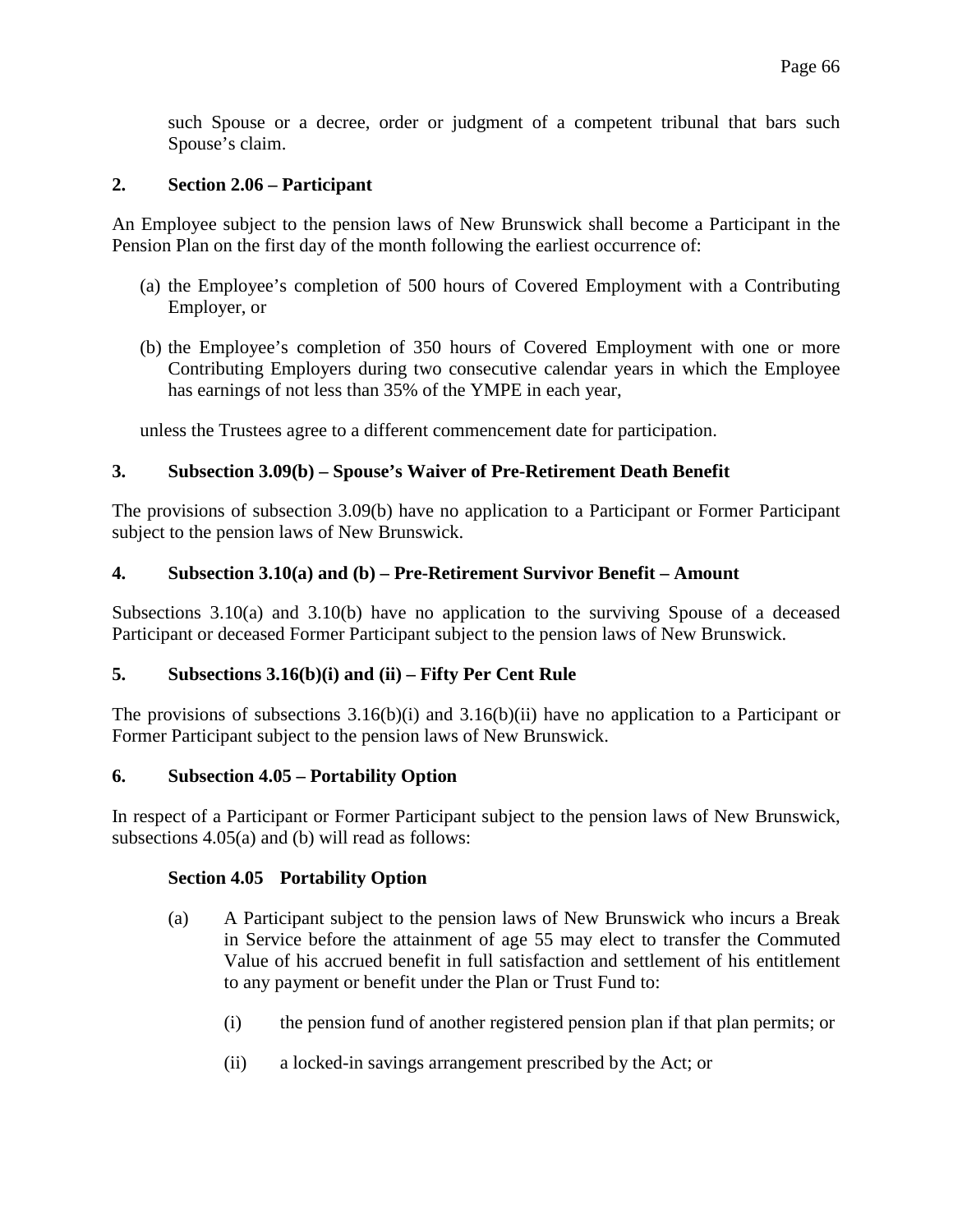such Spouse or a decree, order or judgment of a competent tribunal that bars such Spouse's claim.

**2. Section 2.06 – Participant**

An Employee subject to the pension laws of New Brunswick shall become a Participant in the Pension Plan on the first day of the month following the earliest occurrence of:

(a) the Employee's completion of 500 hours of Covered Employment with a Contributing Employer, or

(b) the Employee's completion of 350 hours of Covered Employment with one or more Contributing Employers during two consecutive calendar years in which the Employee has earnings of not less than 35% of the YMPE in each year,

unless the Trustees agree to a different commencement date for participation.

**3. Subsection 3.09(b) – Spouse's Waiver of Pre-Retirement Death Benefit**

The provisions of subsection 3.09(b) have no application to a Participant or Former Participant subject to the pension laws of New Brunswick.

**4. Subsection 3.10(a) and (b) – Pre-Retirement Survivor Benefit – Amount**

Subsections 3.10(a) and 3.10(b) have no application to the surviving Spouse of a deceased Participant or deceased Former Participant subject to the pension laws of New Brunswick.

**5. Subsections 3.16(b)(i) and (ii) – Fifty Per Cent Rule**

The provisions of subsections 3.16(b)(i) and 3.16(b)(ii) have no application to a Participant or Former Participant subject to the pension laws of New Brunswick.

**6. Subsection 4.05 – Portability Option**

In respect of a Participant or Former Participant subject to the pension laws of New Brunswick, subsections 4.05(a) and (b) will read as follows:

**Section 4.05 Portability Option**

(a) A Participant subject to the pension laws of New Brunswick who incurs a Break in Service before the attainment of age 55 may elect to transfer the Commuted Value of his accrued benefit in full satisfaction and settlement of his entitlement to any payment or benefit under the Plan or Trust Fund to:

(i) the pension fund of another registered pension plan if that plan permits; or

(ii) a locked-in savings arrangement prescribed by the Act; or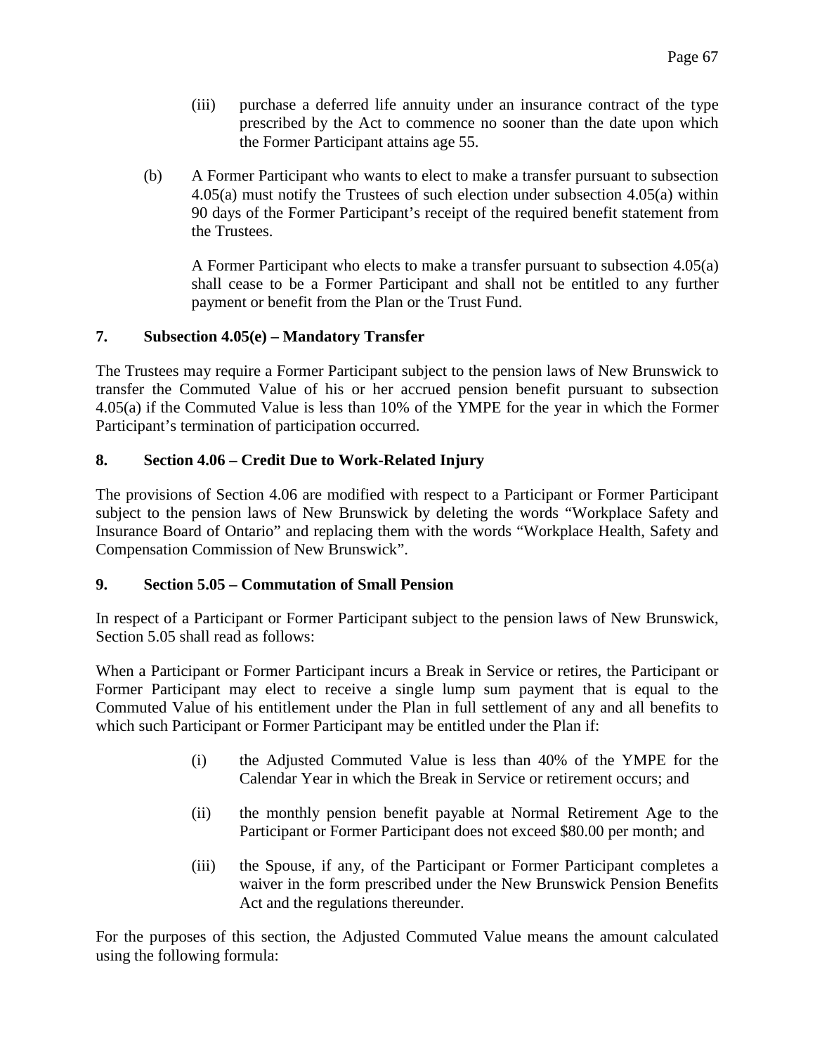(iii) purchase a deferred life annuity under an insurance contract of the type prescribed by the Act to commence no sooner than the date upon which the Former Participant attains age 55.

(b) A Former Participant who wants to elect to make a transfer pursuant to subsection 4.05(a) must notify the Trustees of such election under subsection 4.05(a) within 90 days of the Former Participant's receipt of the required benefit statement from the Trustees.

A Former Participant who elects to make a transfer pursuant to subsection 4.05(a) shall cease to be a Former Participant and shall not be entitled to any further payment or benefit from the Plan or the Trust Fund.

**7. Subsection 4.05(e) – Mandatory Transfer**

The Trustees may require a Former Participant subject to the pension laws of New Brunswick to transfer the Commuted Value of his or her accrued pension benefit pursuant to subsection 4.05(a) if the Commuted Value is less than 10% of the YMPE for the year in which the Former Participant's termination of participation occurred.

**8. Section 4.06 – Credit Due to Work-Related Injury**

The provisions of Section 4.06 are modified with respect to a Participant or Former Participant subject to the pension laws of New Brunswick by deleting the words "Workplace Safety and Insurance Board of Ontario" and replacing them with the words "Workplace Health, Safety and Compensation Commission of New Brunswick".

**9. Section 5.05 – Commutation of Small Pension**

In respect of a Participant or Former Participant subject to the pension laws of New Brunswick, Section 5.05 shall read as follows:

When a Participant or Former Participant incurs a Break in Service or retires, the Participant or Former Participant may elect to receive a single lump sum payment that is equal to the Commuted Value of his entitlement under the Plan in full settlement of any and all benefits to which such Participant or Former Participant may be entitled under the Plan if:

(i) the Adjusted Commuted Value is less than 40% of the YMPE for the Calendar Year in which the Break in Service or retirement occurs; and

(ii) the monthly pension benefit payable at Normal Retirement Age to the Participant or Former Participant does not exceed $80.00 per month; and

(iii) the Spouse, if any, of the Participant or Former Participant completes a waiver in the form prescribed under the New Brunswick Pension Benefits Act and the regulations thereunder.

For the purposes of this section, the Adjusted Commuted Value means the amount calculated using the following formula: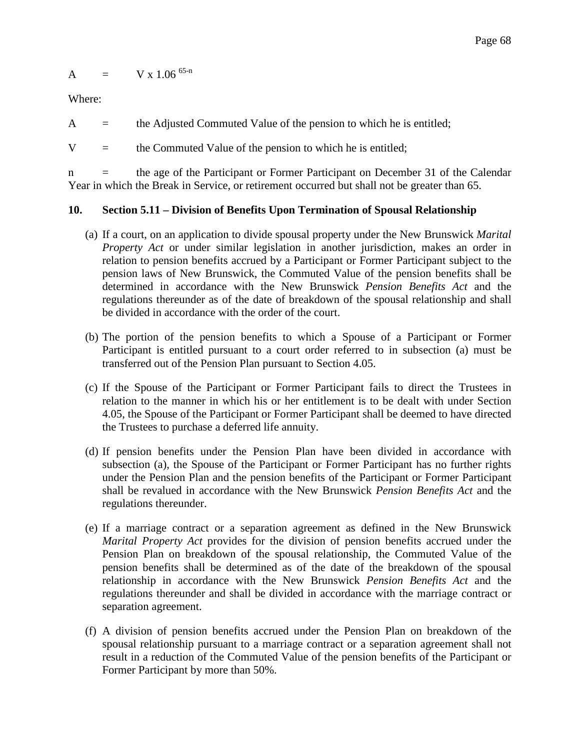$$A = V \times 1.06^{65-n}$$

Where:

$A$ = the Adjusted Commuted Value of the pension to which he is entitled;

$V$ = the Commuted Value of the pension to which he is entitled;

$n$ = the age of the Participant or Former Participant on December 31 of the Calendar Year in which the Break in Service, or retirement occurred but shall not be greater than 65.

**10. Section 5.11 – Division of Benefits Upon Termination of Spousal Relationship**

(a) If a court, on an application to divide spousal property under the New Brunswick *Marital Property Act* or under similar legislation in another jurisdiction, makes an order in relation to pension benefits accrued by a Participant or Former Participant subject to the pension laws of New Brunswick, the Commuted Value of the pension benefits shall be determined in accordance with the New Brunswick *Pension Benefits Act* and the regulations thereunder as of the date of breakdown of the spousal relationship and shall be divided in accordance with the order of the court.

(b) The portion of the pension benefits to which a Spouse of a Participant or Former Participant is entitled pursuant to a court order referred to in subsection (a) must be transferred out of the Pension Plan pursuant to Section 4.05.

(c) If the Spouse of the Participant or Former Participant fails to direct the Trustees in relation to the manner in which his or her entitlement is to be dealt with under Section 4.05, the Spouse of the Participant or Former Participant shall be deemed to have directed the Trustees to purchase a deferred life annuity.

(d) If pension benefits under the Pension Plan have been divided in accordance with subsection (a), the Spouse of the Participant or Former Participant has no further rights under the Pension Plan and the pension benefits of the Participant or Former Participant shall be revalued in accordance with the New Brunswick *Pension Benefits Act* and the regulations thereunder.

(e) If a marriage contract or a separation agreement as defined in the New Brunswick *Marital Property Act* provides for the division of pension benefits accrued under the Pension Plan on breakdown of the spousal relationship, the Commuted Value of the pension benefits shall be determined as of the date of the breakdown of the spousal relationship in accordance with the New Brunswick *Pension Benefits Act* and the regulations thereunder and shall be divided in accordance with the marriage contract or separation agreement.

(f) A division of pension benefits accrued under the Pension Plan on breakdown of the spousal relationship pursuant to a marriage contract or a separation agreement shall not result in a reduction of the Commuted Value of the pension benefits of the Participant or Former Participant by more than 50%.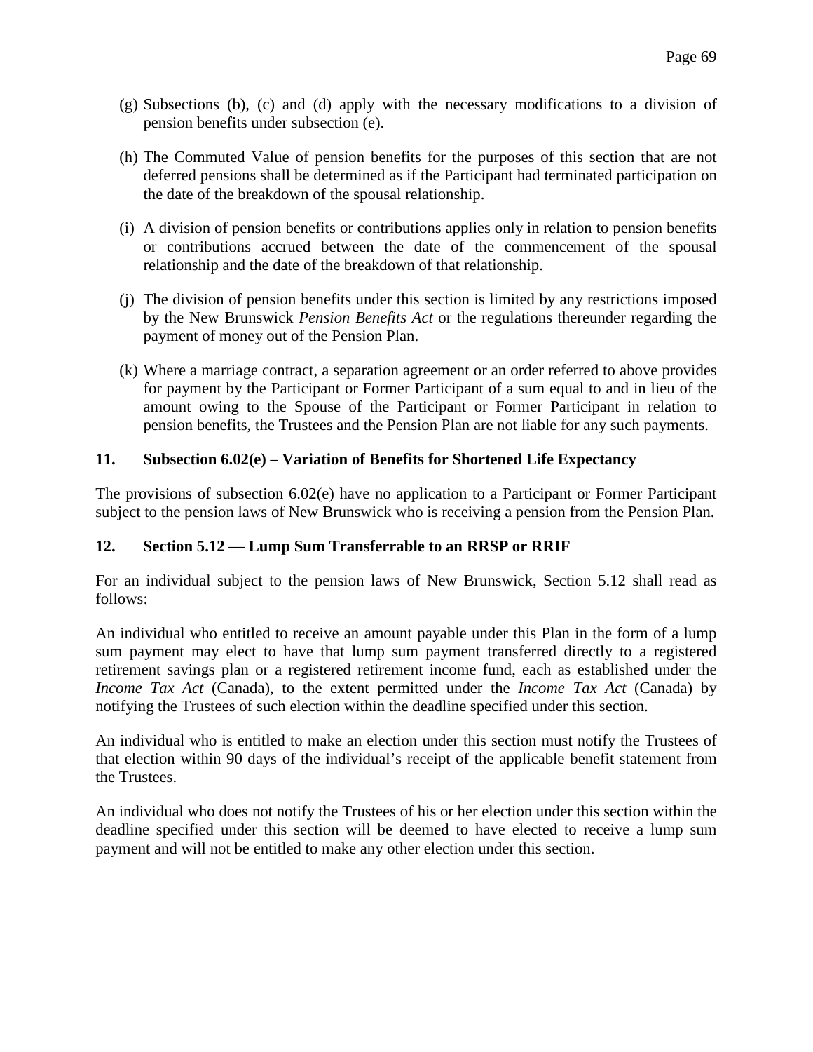(g) Subsections (b), (c) and (d) apply with the necessary modifications to a division of pension benefits under subsection (e).

(h) The Commuted Value of pension benefits for the purposes of this section that are not deferred pensions shall be determined as if the Participant had terminated participation on the date of the breakdown of the spousal relationship.

(i) A division of pension benefits or contributions applies only in relation to pension benefits or contributions accrued between the date of the commencement of the spousal relationship and the date of the breakdown of that relationship.

(j) The division of pension benefits under this section is limited by any restrictions imposed by the New Brunswick *Pension Benefits Act* or the regulations thereunder regarding the payment of money out of the Pension Plan.

(k) Where a marriage contract, a separation agreement or an order referred to above provides for payment by the Participant or Former Participant of a sum equal to and in lieu of the amount owing to the Spouse of the Participant or Former Participant in relation to pension benefits, the Trustees and the Pension Plan are not liable for any such payments.

**11. Subsection 6.02(e) – Variation of Benefits for Shortened Life Expectancy**

The provisions of subsection 6.02(e) have no application to a Participant or Former Participant subject to the pension laws of New Brunswick who is receiving a pension from the Pension Plan.

**12. Section 5.12 — Lump Sum Transferrable to an RRSP or RRIF**

For an individual subject to the pension laws of New Brunswick, Section 5.12 shall read as follows:

An individual who entitled to receive an amount payable under this Plan in the form of a lump sum payment may elect to have that lump sum payment transferred directly to a registered retirement savings plan or a registered retirement income fund, each as established under the *Income Tax Act* (Canada), to the extent permitted under the *Income Tax Act* (Canada) by notifying the Trustees of such election within the deadline specified under this section.

An individual who is entitled to make an election under this section must notify the Trustees of that election within 90 days of the individual's receipt of the applicable benefit statement from the Trustees.

An individual who does not notify the Trustees of his or her election under this section within the deadline specified under this section will be deemed to have elected to receive a lump sum payment and will not be entitled to make any other election under this section.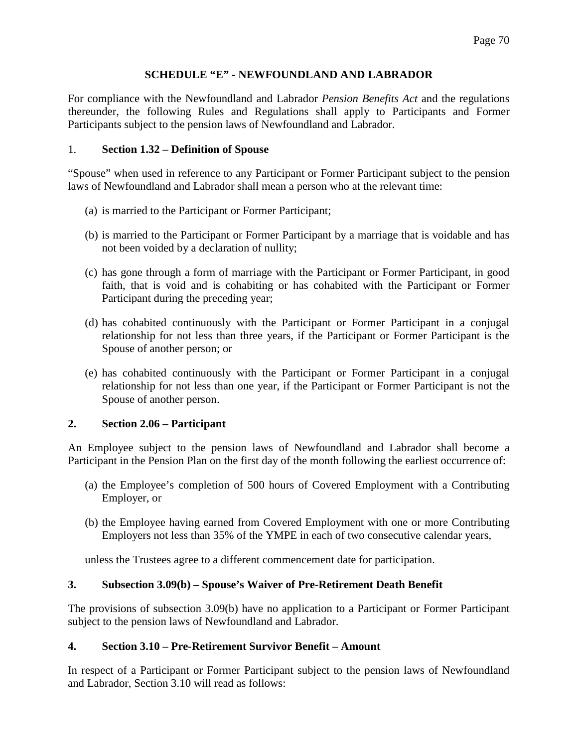## SCHEDULE "E" - NEWFOUNDLAND AND LABRADOR

For compliance with the Newfoundland and Labrador *Pension Benefits Act* and the regulations thereunder, the following Rules and Regulations shall apply to Participants and Former Participants subject to the pension laws of Newfoundland and Labrador.

### 1. Section 1.32 – Definition of Spouse

"Spouse" when used in reference to any Participant or Former Participant subject to the pension laws of Newfoundland and Labrador shall mean a person who at the relevant time:

(a) is married to the Participant or Former Participant;

(b) is married to the Participant or Former Participant by a marriage that is voidable and has not been voided by a declaration of nullity;

(c) has gone through a form of marriage with the Participant or Former Participant, in good faith, that is void and is cohabiting or has cohabited with the Participant or Former Participant during the preceding year;

(d) has cohabited continuously with the Participant or Former Participant in a conjugal relationship for not less than three years, if the Participant or Former Participant is the Spouse of another person; or

(e) has cohabited continuously with the Participant or Former Participant in a conjugal relationship for not less than one year, if the Participant or Former Participant is not the Spouse of another person.

### 2. Section 2.06 – Participant

An Employee subject to the pension laws of Newfoundland and Labrador shall become a Participant in the Pension Plan on the first day of the month following the earliest occurrence of:

(a) the Employee's completion of 500 hours of Covered Employment with a Contributing Employer, or

(b) the Employee having earned from Covered Employment with one or more Contributing Employers not less than 35% of the YMPE in each of two consecutive calendar years,

unless the Trustees agree to a different commencement date for participation.

### 3. Subsection 3.09(b) – Spouse's Waiver of Pre-Retirement Death Benefit

The provisions of subsection 3.09(b) have no application to a Participant or Former Participant subject to the pension laws of Newfoundland and Labrador.

### 4. Section 3.10 – Pre-Retirement Survivor Benefit – Amount

In respect of a Participant or Former Participant subject to the pension laws of Newfoundland and Labrador, Section 3.10 will read as follows: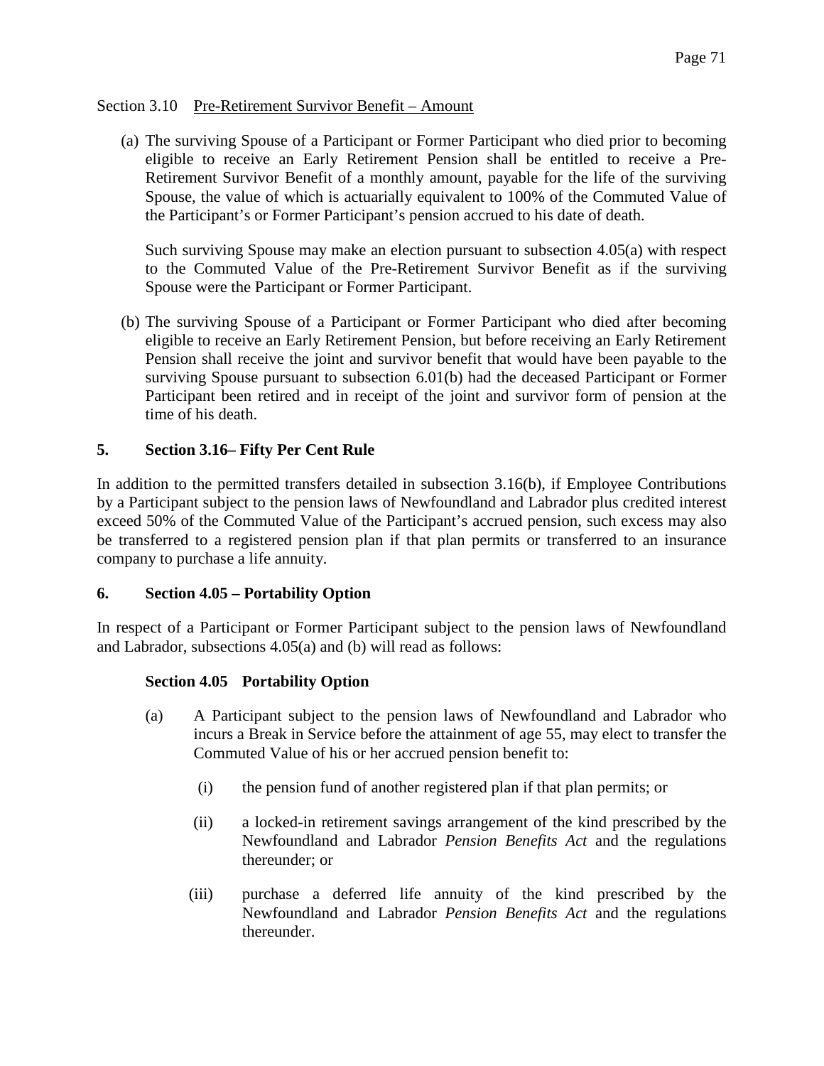Section 3.10 Pre-Retirement Survivor Benefit – Amount

(a) The surviving Spouse of a Participant or Former Participant who died prior to becoming eligible to receive an Early Retirement Pension shall be entitled to receive a Pre-Retirement Survivor Benefit of a monthly amount, payable for the life of the surviving Spouse, the value of which is actuarially equivalent to 100% of the Commuted Value of the Participant's or Former Participant's pension accrued to his date of death.

Such surviving Spouse may make an election pursuant to subsection 4.05(a) with respect to the Commuted Value of the Pre-Retirement Survivor Benefit as if the surviving Spouse were the Participant or Former Participant.

(b) The surviving Spouse of a Participant or Former Participant who died after becoming eligible to receive an Early Retirement Pension, but before receiving an Early Retirement Pension shall receive the joint and survivor benefit that would have been payable to the surviving Spouse pursuant to subsection 6.01(b) had the deceased Participant or Former Participant been retired and in receipt of the joint and survivor form of pension at the time of his death.

**5. Section 3.16– Fifty Per Cent Rule**

In addition to the permitted transfers detailed in subsection 3.16(b), if Employee Contributions by a Participant subject to the pension laws of Newfoundland and Labrador plus credited interest exceed 50% of the Commuted Value of the Participant's accrued pension, such excess may also be transferred to a registered pension plan if that plan permits or transferred to an insurance company to purchase a life annuity.

**6. Section 4.05 – Portability Option**

In respect of a Participant or Former Participant subject to the pension laws of Newfoundland and Labrador, subsections 4.05(a) and (b) will read as follows:

**Section 4.05 Portability Option**

(a) A Participant subject to the pension laws of Newfoundland and Labrador who incurs a Break in Service before the attainment of age 55, may elect to transfer the Commuted Value of his or her accrued pension benefit to:

(i) the pension fund of another registered plan if that plan permits; or

(ii) a locked-in retirement savings arrangement of the kind prescribed by the Newfoundland and Labrador *Pension Benefits Act* and the regulations thereunder; or

(iii) purchase a deferred life annuity of the kind prescribed by the Newfoundland and Labrador *Pension Benefits Act* and the regulations thereunder.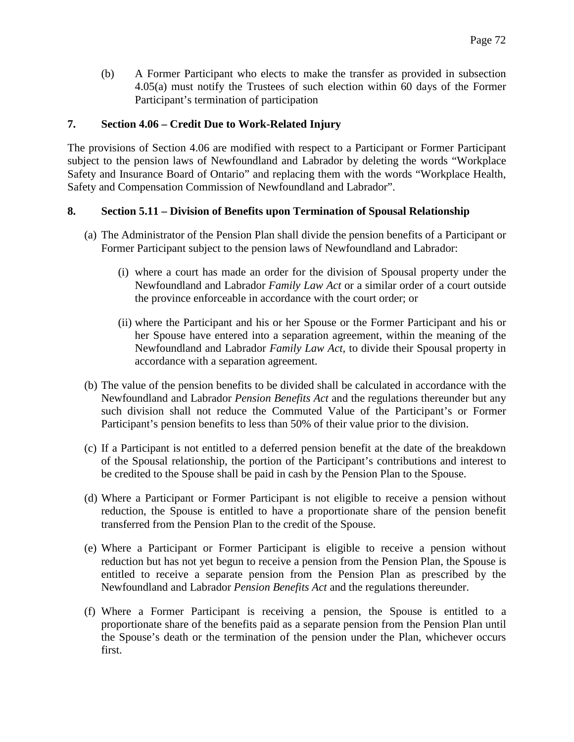(b) A Former Participant who elects to make the transfer as provided in subsection 4.05(a) must notify the Trustees of such election within 60 days of the Former Participant's termination of participation

**7. Section 4.06 – Credit Due to Work-Related Injury**

The provisions of Section 4.06 are modified with respect to a Participant or Former Participant subject to the pension laws of Newfoundland and Labrador by deleting the words "Workplace Safety and Insurance Board of Ontario" and replacing them with the words "Workplace Health, Safety and Compensation Commission of Newfoundland and Labrador".

**8. Section 5.11 – Division of Benefits upon Termination of Spousal Relationship**

(a) The Administrator of the Pension Plan shall divide the pension benefits of a Participant or Former Participant subject to the pension laws of Newfoundland and Labrador:

  (i) where a court has made an order for the division of Spousal property under the Newfoundland and Labrador *Family Law Act* or a similar order of a court outside the province enforceable in accordance with the court order; or

  (ii) where the Participant and his or her Spouse or the Former Participant and his or her Spouse have entered into a separation agreement, within the meaning of the Newfoundland and Labrador *Family Law Act,* to divide their Spousal property in accordance with a separation agreement.

(b) The value of the pension benefits to be divided shall be calculated in accordance with the Newfoundland and Labrador *Pension Benefits Act* and the regulations thereunder but any such division shall not reduce the Commuted Value of the Participant's or Former Participant's pension benefits to less than 50% of their value prior to the division.

(c) If a Participant is not entitled to a deferred pension benefit at the date of the breakdown of the Spousal relationship, the portion of the Participant's contributions and interest to be credited to the Spouse shall be paid in cash by the Pension Plan to the Spouse.

(d) Where a Participant or Former Participant is not eligible to receive a pension without reduction, the Spouse is entitled to have a proportionate share of the pension benefit transferred from the Pension Plan to the credit of the Spouse.

(e) Where a Participant or Former Participant is eligible to receive a pension without reduction but has not yet begun to receive a pension from the Pension Plan, the Spouse is entitled to receive a separate pension from the Pension Plan as prescribed by the Newfoundland and Labrador *Pension Benefits Act* and the regulations thereunder.

(f) Where a Former Participant is receiving a pension, the Spouse is entitled to a proportionate share of the benefits paid as a separate pension from the Pension Plan until the Spouse's death or the termination of the pension under the Plan, whichever occurs first.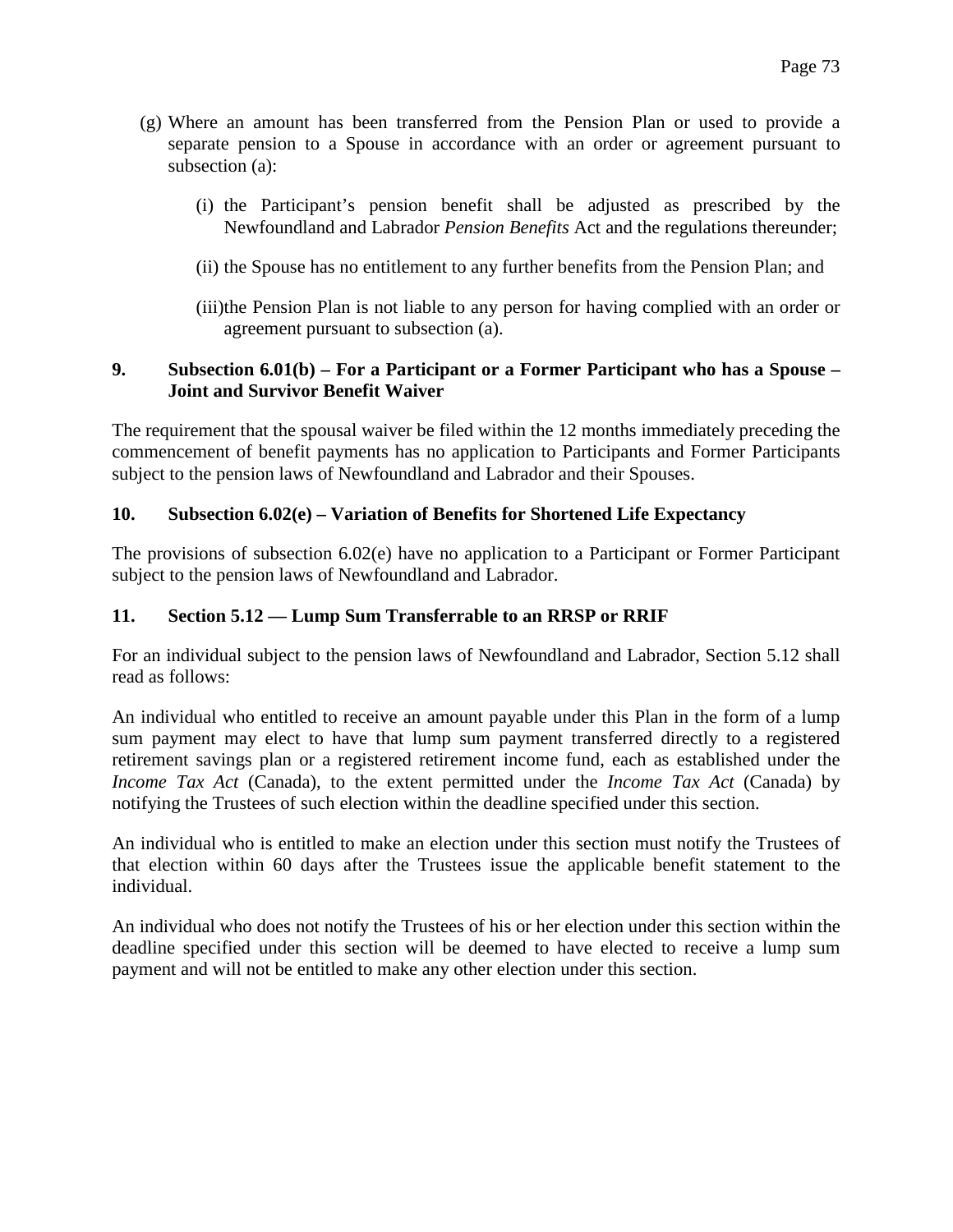(g) Where an amount has been transferred from the Pension Plan or used to provide a separate pension to a Spouse in accordance with an order or agreement pursuant to subsection (a):

  (i) the Participant's pension benefit shall be adjusted as prescribed by the Newfoundland and Labrador *Pension Benefits* Act and the regulations thereunder;

  (ii) the Spouse has no entitlement to any further benefits from the Pension Plan; and

  (iii)the Pension Plan is not liable to any person for having complied with an order or agreement pursuant to subsection (a).

**9. Subsection 6.01(b) – For a Participant or a Former Participant who has a Spouse – Joint and Survivor Benefit Waiver**

The requirement that the spousal waiver be filed within the 12 months immediately preceding the commencement of benefit payments has no application to Participants and Former Participants subject to the pension laws of Newfoundland and Labrador and their Spouses.

**10. Subsection 6.02(e) – Variation of Benefits for Shortened Life Expectancy**

The provisions of subsection 6.02(e) have no application to a Participant or Former Participant subject to the pension laws of Newfoundland and Labrador.

**11. Section 5.12 — Lump Sum Transferrable to an RRSP or RRIF**

For an individual subject to the pension laws of Newfoundland and Labrador, Section 5.12 shall read as follows:

An individual who entitled to receive an amount payable under this Plan in the form of a lump sum payment may elect to have that lump sum payment transferred directly to a registered retirement savings plan or a registered retirement income fund, each as established under the *Income Tax Act* (Canada), to the extent permitted under the *Income Tax Act* (Canada) by notifying the Trustees of such election within the deadline specified under this section.

An individual who is entitled to make an election under this section must notify the Trustees of that election within 60 days after the Trustees issue the applicable benefit statement to the individual.

An individual who does not notify the Trustees of his or her election under this section within the deadline specified under this section will be deemed to have elected to receive a lump sum payment and will not be entitled to make any other election under this section.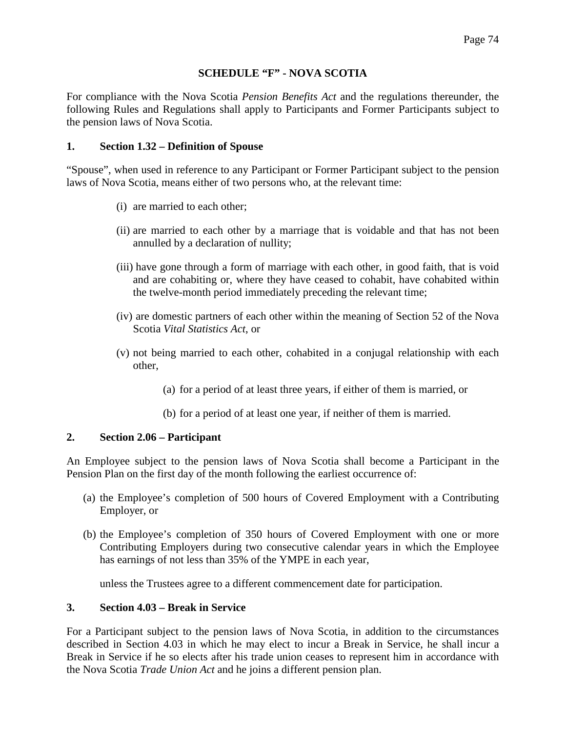# SCHEDULE "F" - NOVA SCOTIA

For compliance with the Nova Scotia *Pension Benefits Act* and the regulations thereunder, the following Rules and Regulations shall apply to Participants and Former Participants subject to the pension laws of Nova Scotia.

## 1. Section 1.32 – Definition of Spouse

"Spouse", when used in reference to any Participant or Former Participant subject to the pension laws of Nova Scotia, means either of two persons who, at the relevant time:

(i) are married to each other;

(ii) are married to each other by a marriage that is voidable and that has not been annulled by a declaration of nullity;

(iii) have gone through a form of marriage with each other, in good faith, that is void and are cohabiting or, where they have ceased to cohabit, have cohabited within the twelve-month period immediately preceding the relevant time;

(iv) are domestic partners of each other within the meaning of Section 52 of the Nova Scotia *Vital Statistics Act*, or

(v) not being married to each other, cohabited in a conjugal relationship with each other,

(a) for a period of at least three years, if either of them is married, or

(b) for a period of at least one year, if neither of them is married.

## 2. Section 2.06 – Participant

An Employee subject to the pension laws of Nova Scotia shall become a Participant in the Pension Plan on the first day of the month following the earliest occurrence of:

(a) the Employee's completion of 500 hours of Covered Employment with a Contributing Employer, or

(b) the Employee's completion of 350 hours of Covered Employment with one or more Contributing Employers during two consecutive calendar years in which the Employee has earnings of not less than 35% of the YMPE in each year,

unless the Trustees agree to a different commencement date for participation.

## 3. Section 4.03 – Break in Service

For a Participant subject to the pension laws of Nova Scotia, in addition to the circumstances described in Section 4.03 in which he may elect to incur a Break in Service, he shall incur a Break in Service if he so elects after his trade union ceases to represent him in accordance with the Nova Scotia *Trade Union Act* and he joins a different pension plan.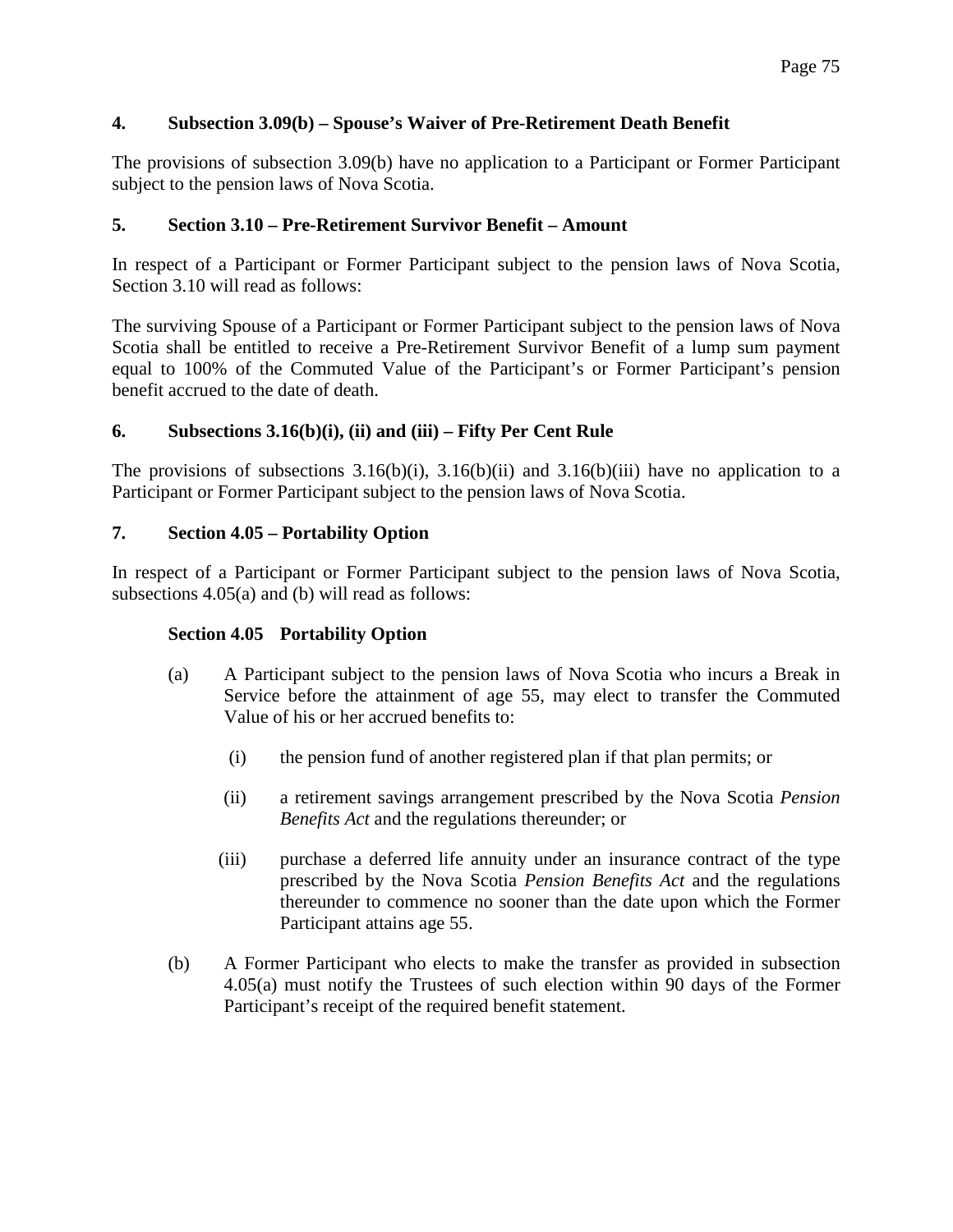**4. Subsection 3.09(b) – Spouse's Waiver of Pre-Retirement Death Benefit**

The provisions of subsection 3.09(b) have no application to a Participant or Former Participant subject to the pension laws of Nova Scotia.

**5. Section 3.10 – Pre-Retirement Survivor Benefit – Amount**

In respect of a Participant or Former Participant subject to the pension laws of Nova Scotia, Section 3.10 will read as follows:

The surviving Spouse of a Participant or Former Participant subject to the pension laws of Nova Scotia shall be entitled to receive a Pre-Retirement Survivor Benefit of a lump sum payment equal to 100% of the Commuted Value of the Participant's or Former Participant's pension benefit accrued to the date of death.

**6. Subsections 3.16(b)(i), (ii) and (iii) – Fifty Per Cent Rule**

The provisions of subsections 3.16(b)(i), 3.16(b)(ii) and 3.16(b)(iii) have no application to a Participant or Former Participant subject to the pension laws of Nova Scotia.

**7. Section 4.05 – Portability Option**

In respect of a Participant or Former Participant subject to the pension laws of Nova Scotia, subsections 4.05(a) and (b) will read as follows:

**Section 4.05 Portability Option**

(a) A Participant subject to the pension laws of Nova Scotia who incurs a Break in Service before the attainment of age 55, may elect to transfer the Commuted Value of his or her accrued benefits to:

  (i) the pension fund of another registered plan if that plan permits; or

  (ii) a retirement savings arrangement prescribed by the Nova Scotia *Pension Benefits Act* and the regulations thereunder; or

  (iii) purchase a deferred life annuity under an insurance contract of the type prescribed by the Nova Scotia *Pension Benefits Act* and the regulations thereunder to commence no sooner than the date upon which the Former Participant attains age 55.

(b) A Former Participant who elects to make the transfer as provided in subsection 4.05(a) must notify the Trustees of such election within 90 days of the Former Participant's receipt of the required benefit statement.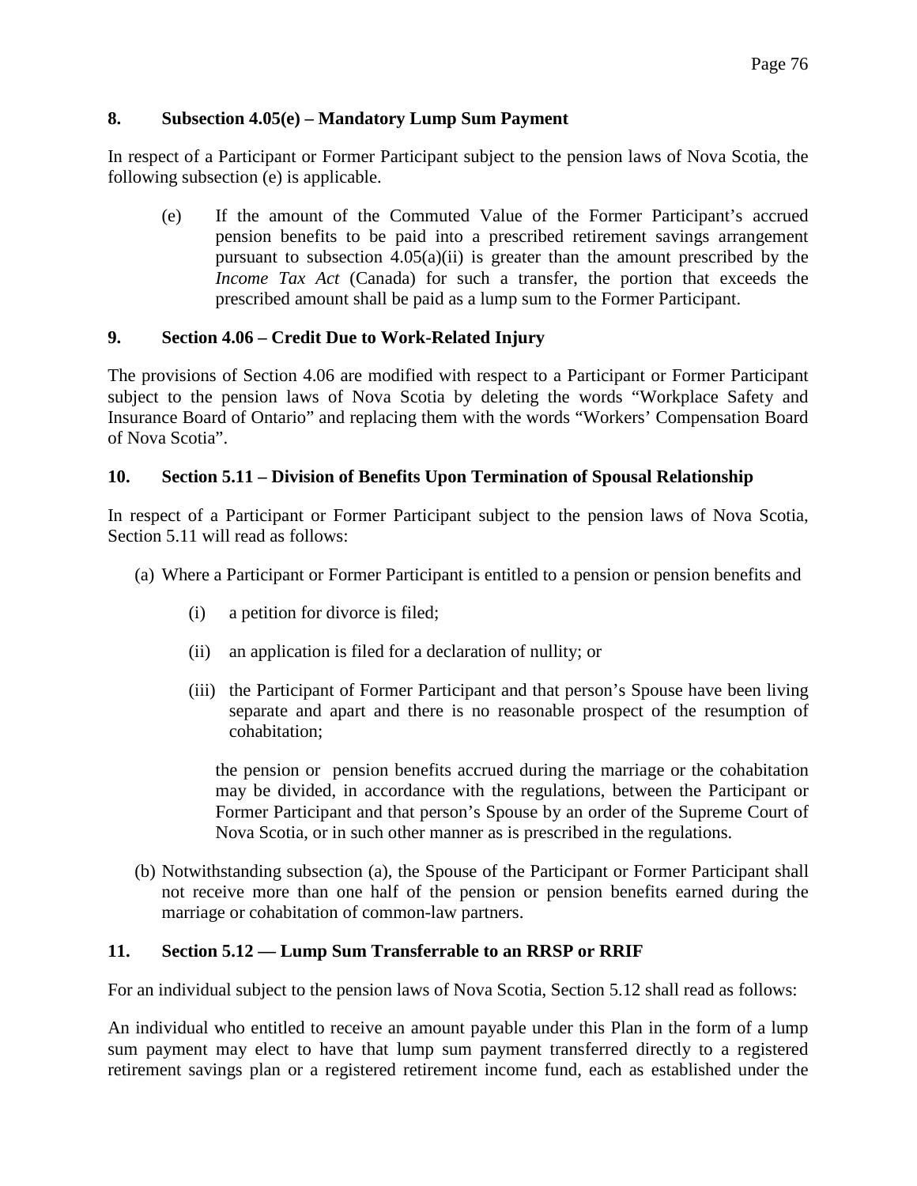### 8. Subsection 4.05(e) – Mandatory Lump Sum Payment

In respect of a Participant or Former Participant subject to the pension laws of Nova Scotia, the following subsection (e) is applicable.

> (e) If the amount of the Commuted Value of the Former Participant's accrued pension benefits to be paid into a prescribed retirement savings arrangement pursuant to subsection 4.05(a)(ii) is greater than the amount prescribed by the *Income Tax Act* (Canada) for such a transfer, the portion that exceeds the prescribed amount shall be paid as a lump sum to the Former Participant.

### 9. Section 4.06 – Credit Due to Work-Related Injury

The provisions of Section 4.06 are modified with respect to a Participant or Former Participant subject to the pension laws of Nova Scotia by deleting the words "Workplace Safety and Insurance Board of Ontario" and replacing them with the words "Workers' Compensation Board of Nova Scotia".

### 10. Section 5.11 – Division of Benefits Upon Termination of Spousal Relationship

In respect of a Participant or Former Participant subject to the pension laws of Nova Scotia, Section 5.11 will read as follows:

(a) Where a Participant or Former Participant is entitled to a pension or pension benefits and

- (i) a petition for divorce is filed;
- (ii) an application is filed for a declaration of nullity; or
- (iii) the Participant of Former Participant and that person's Spouse have been living separate and apart and there is no reasonable prospect of the resumption of cohabitation;

the pension or pension benefits accrued during the marriage or the cohabitation may be divided, in accordance with the regulations, between the Participant or Former Participant and that person's Spouse by an order of the Supreme Court of Nova Scotia, or in such other manner as is prescribed in the regulations.

(b) Notwithstanding subsection (a), the Spouse of the Participant or Former Participant shall not receive more than one half of the pension or pension benefits earned during the marriage or cohabitation of common-law partners.

### 11. Section 5.12 — Lump Sum Transferrable to an RRSP or RRIF

For an individual subject to the pension laws of Nova Scotia, Section 5.12 shall read as follows:

An individual who entitled to receive an amount payable under this Plan in the form of a lump sum payment may elect to have that lump sum payment transferred directly to a registered retirement savings plan or a registered retirement income fund, each as established under the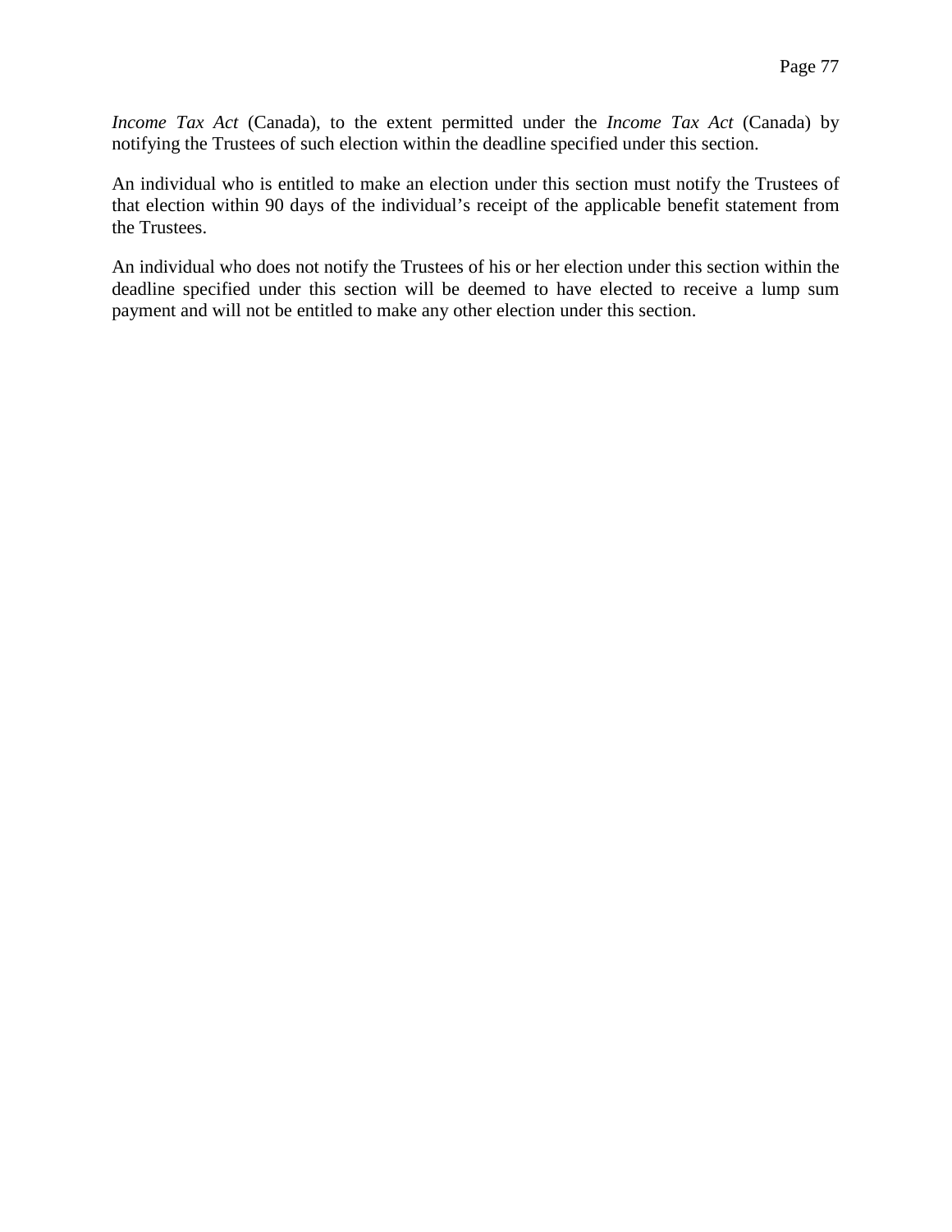*Income Tax Act* (Canada), to the extent permitted under the *Income Tax Act* (Canada) by notifying the Trustees of such election within the deadline specified under this section.

An individual who is entitled to make an election under this section must notify the Trustees of that election within 90 days of the individual's receipt of the applicable benefit statement from the Trustees.

An individual who does not notify the Trustees of his or her election under this section within the deadline specified under this section will be deemed to have elected to receive a lump sum payment and will not be entitled to make any other election under this section.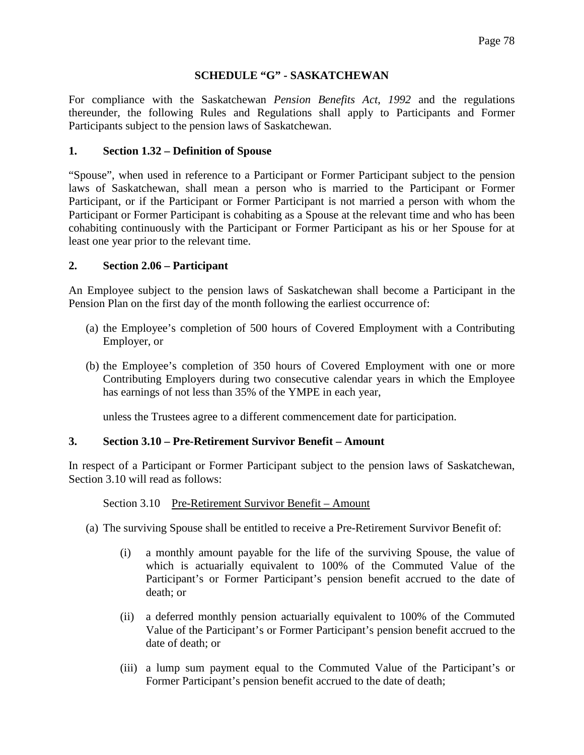## SCHEDULE "G" - SASKATCHEWAN

For compliance with the Saskatchewan *Pension Benefits Act, 1992* and the regulations thereunder, the following Rules and Regulations shall apply to Participants and Former Participants subject to the pension laws of Saskatchewan.

### 1. Section 1.32 – Definition of Spouse

"Spouse", when used in reference to a Participant or Former Participant subject to the pension laws of Saskatchewan, shall mean a person who is married to the Participant or Former Participant, or if the Participant or Former Participant is not married a person with whom the Participant or Former Participant is cohabiting as a Spouse at the relevant time and who has been cohabiting continuously with the Participant or Former Participant as his or her Spouse for at least one year prior to the relevant time.

### 2. Section 2.06 – Participant

An Employee subject to the pension laws of Saskatchewan shall become a Participant in the Pension Plan on the first day of the month following the earliest occurrence of:

(a) the Employee's completion of 500 hours of Covered Employment with a Contributing Employer, or

(b) the Employee's completion of 350 hours of Covered Employment with one or more Contributing Employers during two consecutive calendar years in which the Employee has earnings of not less than 35% of the YMPE in each year,

unless the Trustees agree to a different commencement date for participation.

### 3. Section 3.10 – Pre-Retirement Survivor Benefit – Amount

In respect of a Participant or Former Participant subject to the pension laws of Saskatchewan, Section 3.10 will read as follows:

Section 3.10 Pre-Retirement Survivor Benefit – Amount

(a) The surviving Spouse shall be entitled to receive a Pre-Retirement Survivor Benefit of:

- (i) a monthly amount payable for the life of the surviving Spouse, the value of which is actuarially equivalent to 100% of the Commuted Value of the Participant's or Former Participant's pension benefit accrued to the date of death; or

- (ii) a deferred monthly pension actuarially equivalent to 100% of the Commuted Value of the Participant's or Former Participant's pension benefit accrued to the date of death; or

- (iii) a lump sum payment equal to the Commuted Value of the Participant's or Former Participant's pension benefit accrued to the date of death;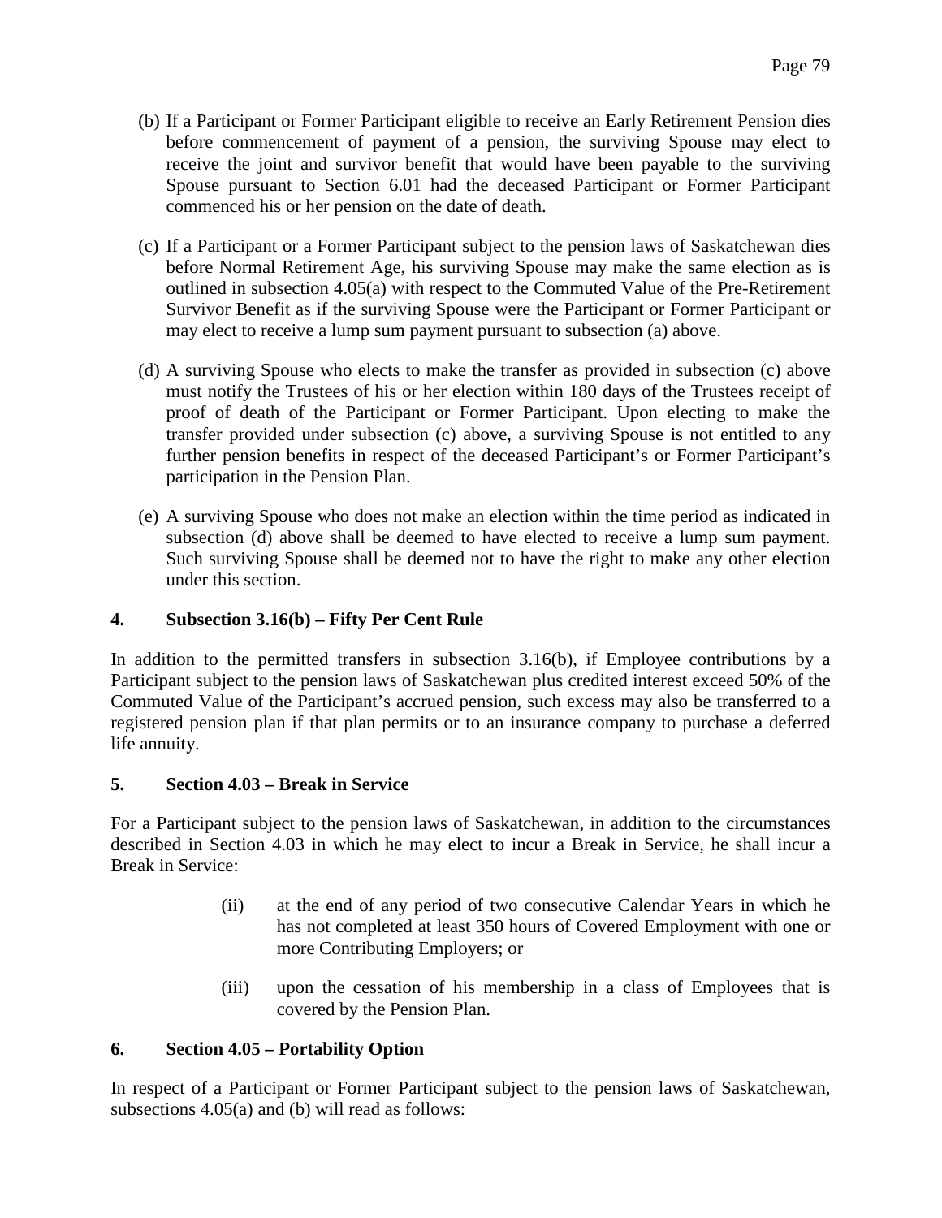(b) If a Participant or Former Participant eligible to receive an Early Retirement Pension dies before commencement of payment of a pension, the surviving Spouse may elect to receive the joint and survivor benefit that would have been payable to the surviving Spouse pursuant to Section 6.01 had the deceased Participant or Former Participant commenced his or her pension on the date of death.

(c) If a Participant or a Former Participant subject to the pension laws of Saskatchewan dies before Normal Retirement Age, his surviving Spouse may make the same election as is outlined in subsection 4.05(a) with respect to the Commuted Value of the Pre-Retirement Survivor Benefit as if the surviving Spouse were the Participant or Former Participant or may elect to receive a lump sum payment pursuant to subsection (a) above.

(d) A surviving Spouse who elects to make the transfer as provided in subsection (c) above must notify the Trustees of his or her election within 180 days of the Trustees receipt of proof of death of the Participant or Former Participant. Upon electing to make the transfer provided under subsection (c) above, a surviving Spouse is not entitled to any further pension benefits in respect of the deceased Participant's or Former Participant's participation in the Pension Plan.

(e) A surviving Spouse who does not make an election within the time period as indicated in subsection (d) above shall be deemed to have elected to receive a lump sum payment. Such surviving Spouse shall be deemed not to have the right to make any other election under this section.

**4. Subsection 3.16(b) – Fifty Per Cent Rule**

In addition to the permitted transfers in subsection 3.16(b), if Employee contributions by a Participant subject to the pension laws of Saskatchewan plus credited interest exceed 50% of the Commuted Value of the Participant's accrued pension, such excess may also be transferred to a registered pension plan if that plan permits or to an insurance company to purchase a deferred life annuity.

**5. Section 4.03 – Break in Service**

For a Participant subject to the pension laws of Saskatchewan, in addition to the circumstances described in Section 4.03 in which he may elect to incur a Break in Service, he shall incur a Break in Service:

(ii) at the end of any period of two consecutive Calendar Years in which he has not completed at least 350 hours of Covered Employment with one or more Contributing Employers; or

(iii) upon the cessation of his membership in a class of Employees that is covered by the Pension Plan.

**6. Section 4.05 – Portability Option**

In respect of a Participant or Former Participant subject to the pension laws of Saskatchewan, subsections 4.05(a) and (b) will read as follows: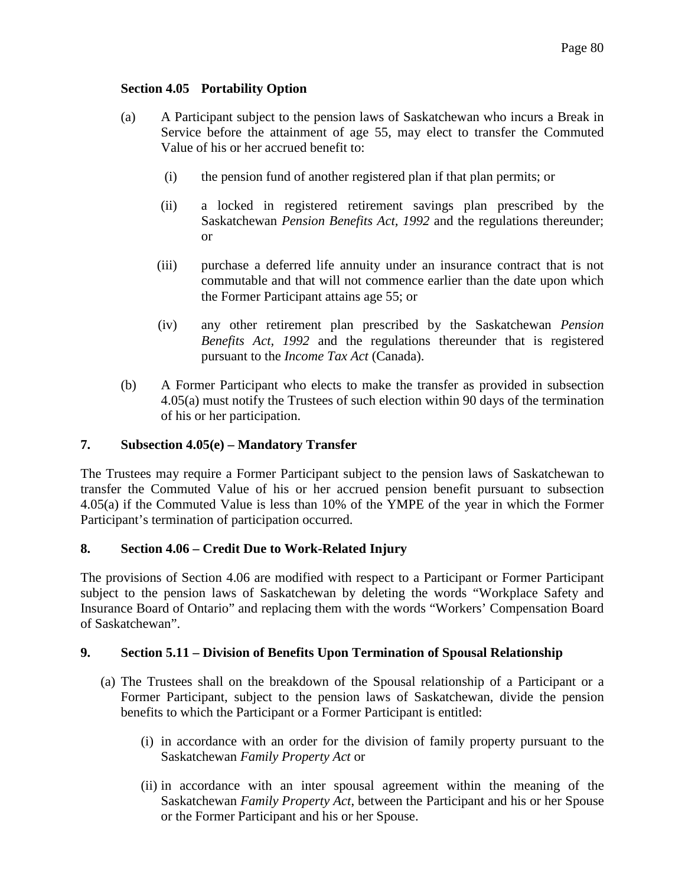**Section 4.05 Portability Option**

(a) A Participant subject to the pension laws of Saskatchewan who incurs a Break in Service before the attainment of age 55, may elect to transfer the Commuted Value of his or her accrued benefit to:

(i) the pension fund of another registered plan if that plan permits; or

(ii) a locked in registered retirement savings plan prescribed by the Saskatchewan *Pension Benefits Act, 1992* and the regulations thereunder; or

(iii) purchase a deferred life annuity under an insurance contract that is not commutable and that will not commence earlier than the date upon which the Former Participant attains age 55; or

(iv) any other retirement plan prescribed by the Saskatchewan *Pension Benefits Act, 1992* and the regulations thereunder that is registered pursuant to the *Income Tax Act* (Canada).

(b) A Former Participant who elects to make the transfer as provided in subsection 4.05(a) must notify the Trustees of such election within 90 days of the termination of his or her participation.

**7. Subsection 4.05(e) – Mandatory Transfer**

The Trustees may require a Former Participant subject to the pension laws of Saskatchewan to transfer the Commuted Value of his or her accrued pension benefit pursuant to subsection 4.05(a) if the Commuted Value is less than 10% of the YMPE of the year in which the Former Participant's termination of participation occurred.

**8. Section 4.06 – Credit Due to Work-Related Injury**

The provisions of Section 4.06 are modified with respect to a Participant or Former Participant subject to the pension laws of Saskatchewan by deleting the words "Workplace Safety and Insurance Board of Ontario" and replacing them with the words "Workers' Compensation Board of Saskatchewan".

**9. Section 5.11 – Division of Benefits Upon Termination of Spousal Relationship**

(a) The Trustees shall on the breakdown of the Spousal relationship of a Participant or a Former Participant, subject to the pension laws of Saskatchewan, divide the pension benefits to which the Participant or a Former Participant is entitled:

(i) in accordance with an order for the division of family property pursuant to the Saskatchewan *Family Property Act* or

(ii) in accordance with an inter spousal agreement within the meaning of the Saskatchewan *Family Property Act*, between the Participant and his or her Spouse or the Former Participant and his or her Spouse.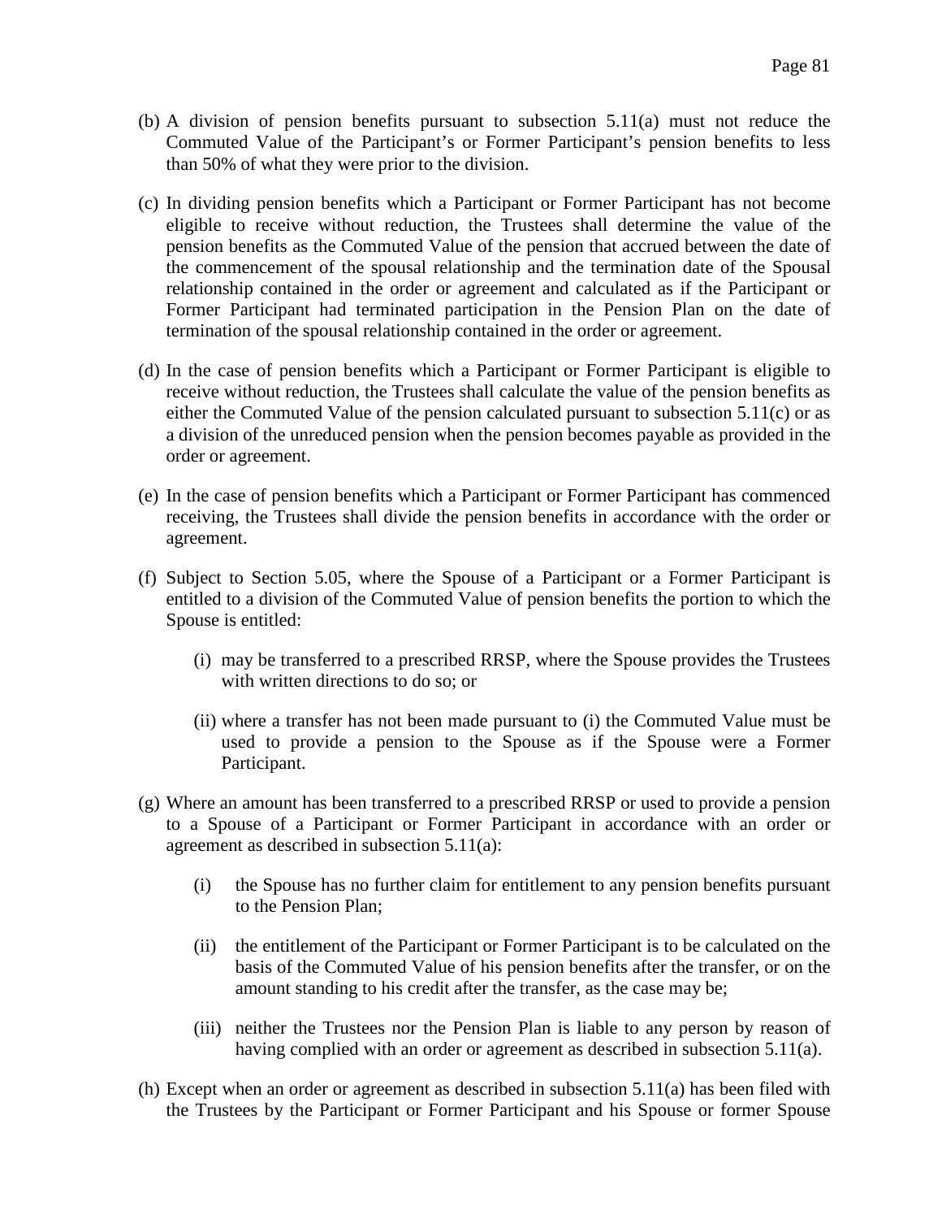(b) A division of pension benefits pursuant to subsection 5.11(a) must not reduce the Commuted Value of the Participant's or Former Participant's pension benefits to less than 50% of what they were prior to the division.

(c) In dividing pension benefits which a Participant or Former Participant has not become eligible to receive without reduction, the Trustees shall determine the value of the pension benefits as the Commuted Value of the pension that accrued between the date of the commencement of the spousal relationship and the termination date of the Spousal relationship contained in the order or agreement and calculated as if the Participant or Former Participant had terminated participation in the Pension Plan on the date of termination of the spousal relationship contained in the order or agreement.

(d) In the case of pension benefits which a Participant or Former Participant is eligible to receive without reduction, the Trustees shall calculate the value of the pension benefits as either the Commuted Value of the pension calculated pursuant to subsection 5.11(c) or as a division of the unreduced pension when the pension becomes payable as provided in the order or agreement.

(e) In the case of pension benefits which a Participant or Former Participant has commenced receiving, the Trustees shall divide the pension benefits in accordance with the order or agreement.

(f) Subject to Section 5.05, where the Spouse of a Participant or a Former Participant is entitled to a division of the Commuted Value of pension benefits the portion to which the Spouse is entitled:

   (i) may be transferred to a prescribed RRSP, where the Spouse provides the Trustees with written directions to do so; or

   (ii) where a transfer has not been made pursuant to (i) the Commuted Value must be used to provide a pension to the Spouse as if the Spouse were a Former Participant.

(g) Where an amount has been transferred to a prescribed RRSP or used to provide a pension to a Spouse of a Participant or Former Participant in accordance with an order or agreement as described in subsection 5.11(a):

   (i) the Spouse has no further claim for entitlement to any pension benefits pursuant to the Pension Plan;

   (ii) the entitlement of the Participant or Former Participant is to be calculated on the basis of the Commuted Value of his pension benefits after the transfer, or on the amount standing to his credit after the transfer, as the case may be;

   (iii) neither the Trustees nor the Pension Plan is liable to any person by reason of having complied with an order or agreement as described in subsection 5.11(a).

(h) Except when an order or agreement as described in subsection 5.11(a) has been filed with the Trustees by the Participant or Former Participant and his Spouse or former Spouse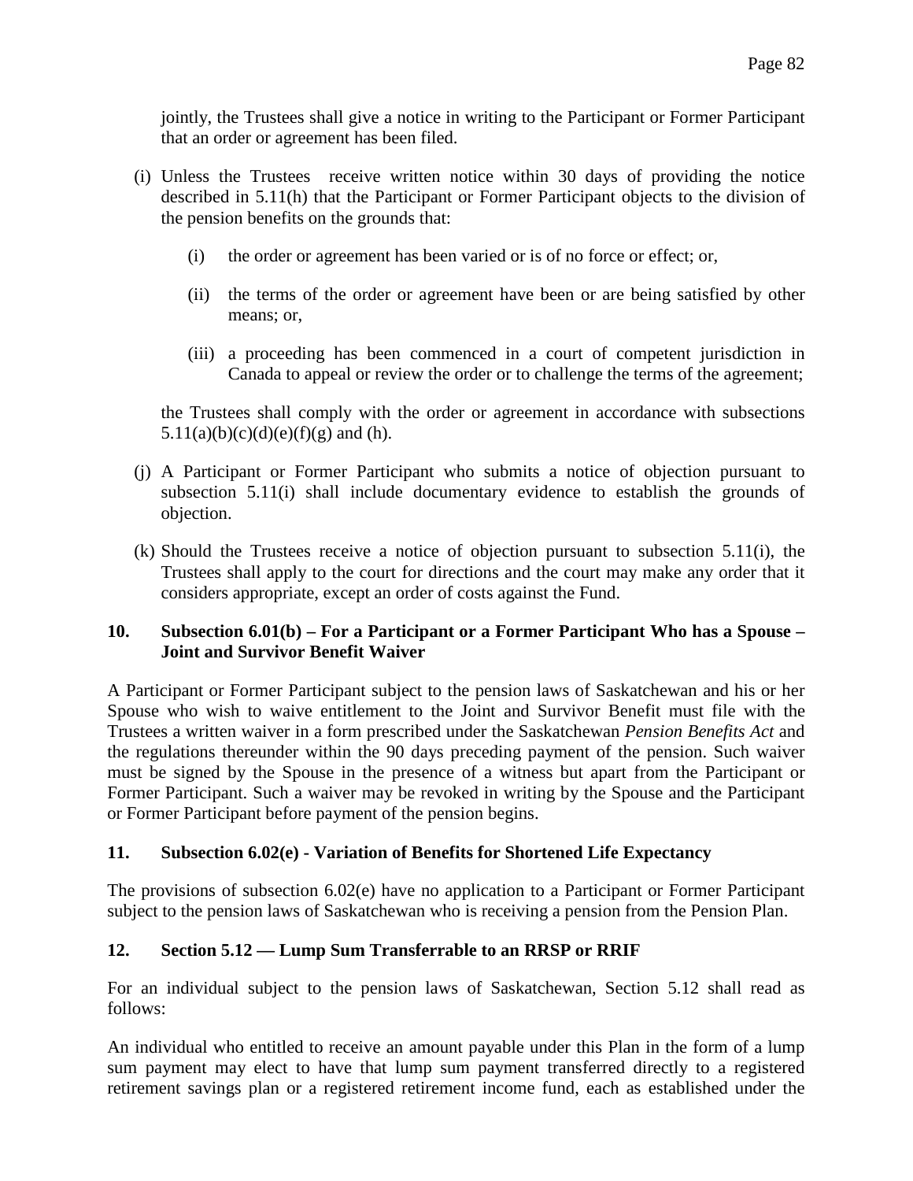jointly, the Trustees shall give a notice in writing to the Participant or Former Participant that an order or agreement has been filed.

(i) Unless the Trustees receive written notice within 30 days of providing the notice described in 5.11(h) that the Participant or Former Participant objects to the division of the pension benefits on the grounds that:

  (i) the order or agreement has been varied or is of no force or effect; or,

  (ii) the terms of the order or agreement have been or are being satisfied by other means; or,

  (iii) a proceeding has been commenced in a court of competent jurisdiction in Canada to appeal or review the order or to challenge the terms of the agreement;

the Trustees shall comply with the order or agreement in accordance with subsections 5.11(a)(b)(c)(d)(e)(f)(g) and (h).

(j) A Participant or Former Participant who submits a notice of objection pursuant to subsection 5.11(i) shall include documentary evidence to establish the grounds of objection.

(k) Should the Trustees receive a notice of objection pursuant to subsection 5.11(i), the Trustees shall apply to the court for directions and the court may make any order that it considers appropriate, except an order of costs against the Fund.

**10. Subsection 6.01(b) – For a Participant or a Former Participant Who has a Spouse – Joint and Survivor Benefit Waiver**

A Participant or Former Participant subject to the pension laws of Saskatchewan and his or her Spouse who wish to waive entitlement to the Joint and Survivor Benefit must file with the Trustees a written waiver in a form prescribed under the Saskatchewan *Pension Benefits Act* and the regulations thereunder within the 90 days preceding payment of the pension. Such waiver must be signed by the Spouse in the presence of a witness but apart from the Participant or Former Participant. Such a waiver may be revoked in writing by the Spouse and the Participant or Former Participant before payment of the pension begins.

**11. Subsection 6.02(e) - Variation of Benefits for Shortened Life Expectancy**

The provisions of subsection 6.02(e) have no application to a Participant or Former Participant subject to the pension laws of Saskatchewan who is receiving a pension from the Pension Plan.

**12. Section 5.12 — Lump Sum Transferrable to an RRSP or RRIF**

For an individual subject to the pension laws of Saskatchewan, Section 5.12 shall read as follows:

An individual who entitled to receive an amount payable under this Plan in the form of a lump sum payment may elect to have that lump sum payment transferred directly to a registered retirement savings plan or a registered retirement income fund, each as established under the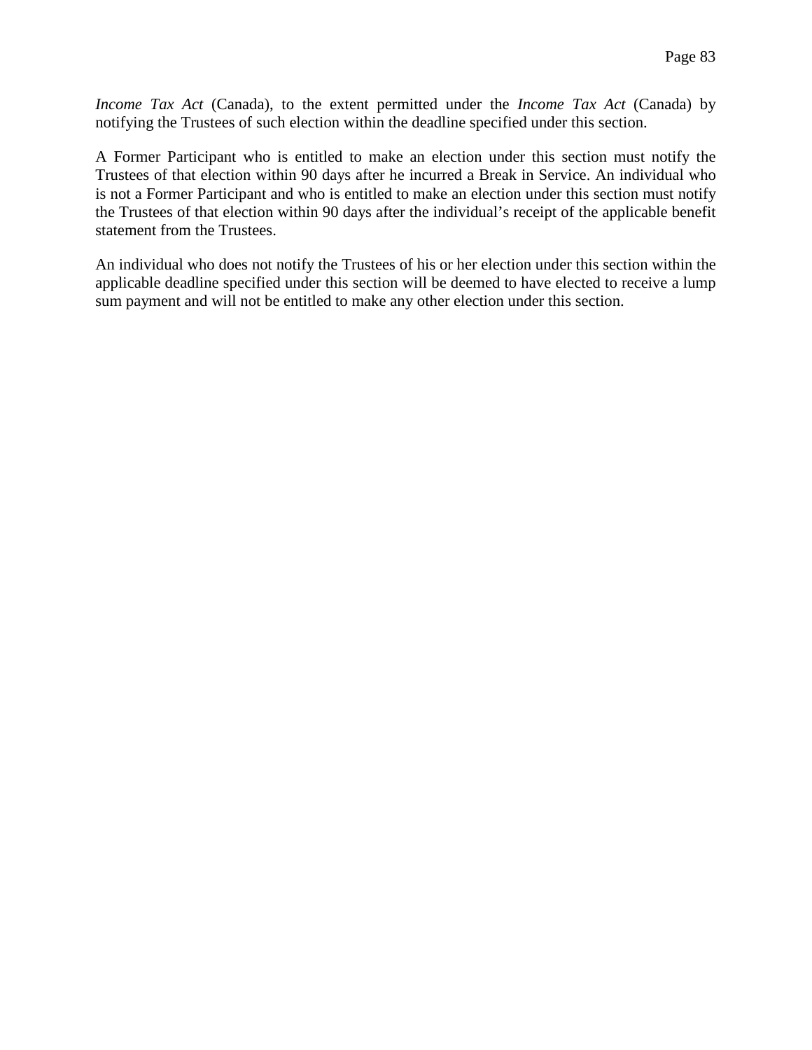*Income Tax Act* (Canada), to the extent permitted under the *Income Tax Act* (Canada) by notifying the Trustees of such election within the deadline specified under this section.

A Former Participant who is entitled to make an election under this section must notify the Trustees of that election within 90 days after he incurred a Break in Service. An individual who is not a Former Participant and who is entitled to make an election under this section must notify the Trustees of that election within 90 days after the individual's receipt of the applicable benefit statement from the Trustees.

An individual who does not notify the Trustees of his or her election under this section within the applicable deadline specified under this section will be deemed to have elected to receive a lump sum payment and will not be entitled to make any other election under this section.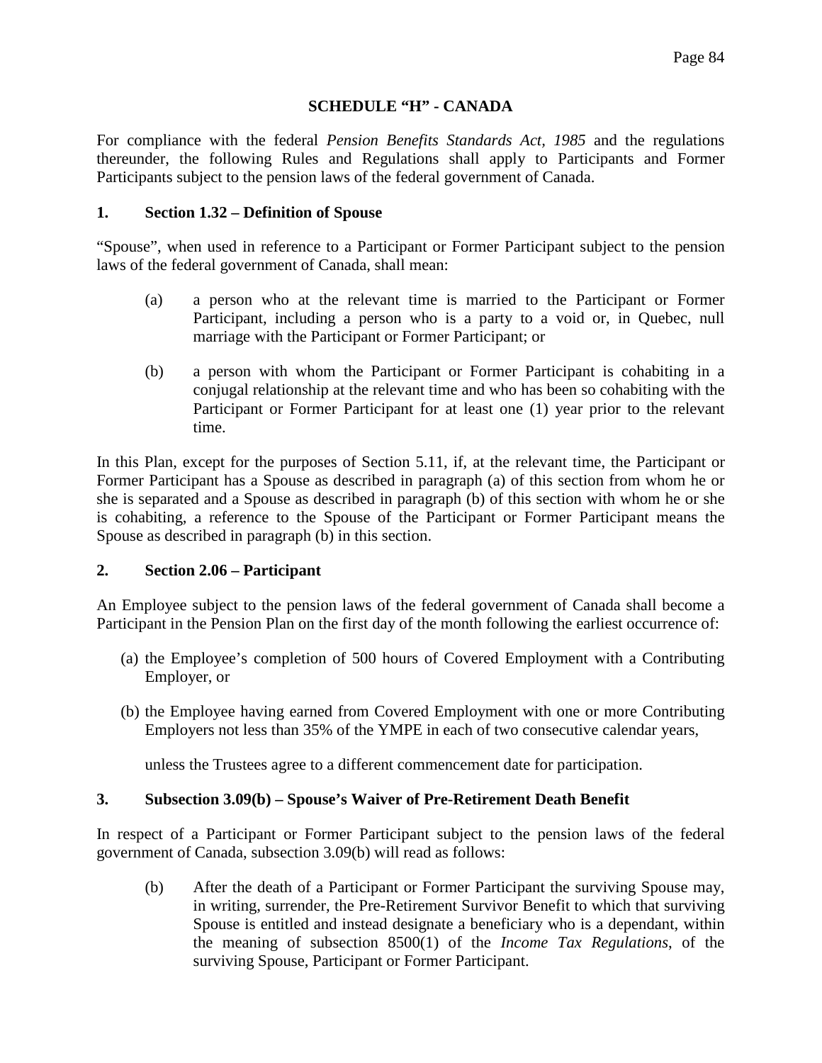## SCHEDULE "H" - CANADA

For compliance with the federal *Pension Benefits Standards Act, 1985* and the regulations thereunder, the following Rules and Regulations shall apply to Participants and Former Participants subject to the pension laws of the federal government of Canada.

### 1. Section 1.32 – Definition of Spouse

"Spouse", when used in reference to a Participant or Former Participant subject to the pension laws of the federal government of Canada, shall mean:

(a) a person who at the relevant time is married to the Participant or Former Participant, including a person who is a party to a void or, in Quebec, null marriage with the Participant or Former Participant; or

(b) a person with whom the Participant or Former Participant is cohabiting in a conjugal relationship at the relevant time and who has been so cohabiting with the Participant or Former Participant for at least one (1) year prior to the relevant time.

In this Plan, except for the purposes of Section 5.11, if, at the relevant time, the Participant or Former Participant has a Spouse as described in paragraph (a) of this section from whom he or she is separated and a Spouse as described in paragraph (b) of this section with whom he or she is cohabiting, a reference to the Spouse of the Participant or Former Participant means the Spouse as described in paragraph (b) in this section.

### 2. Section 2.06 – Participant

An Employee subject to the pension laws of the federal government of Canada shall become a Participant in the Pension Plan on the first day of the month following the earliest occurrence of:

(a) the Employee's completion of 500 hours of Covered Employment with a Contributing Employer, or

(b) the Employee having earned from Covered Employment with one or more Contributing Employers not less than 35% of the YMPE in each of two consecutive calendar years,

unless the Trustees agree to a different commencement date for participation.

### 3. Subsection 3.09(b) – Spouse's Waiver of Pre-Retirement Death Benefit

In respect of a Participant or Former Participant subject to the pension laws of the federal government of Canada, subsection 3.09(b) will read as follows:

(b) After the death of a Participant or Former Participant the surviving Spouse may, in writing, surrender, the Pre-Retirement Survivor Benefit to which that surviving Spouse is entitled and instead designate a beneficiary who is a dependant, within the meaning of subsection 8500(1) of the *Income Tax Regulations*, of the surviving Spouse, Participant or Former Participant.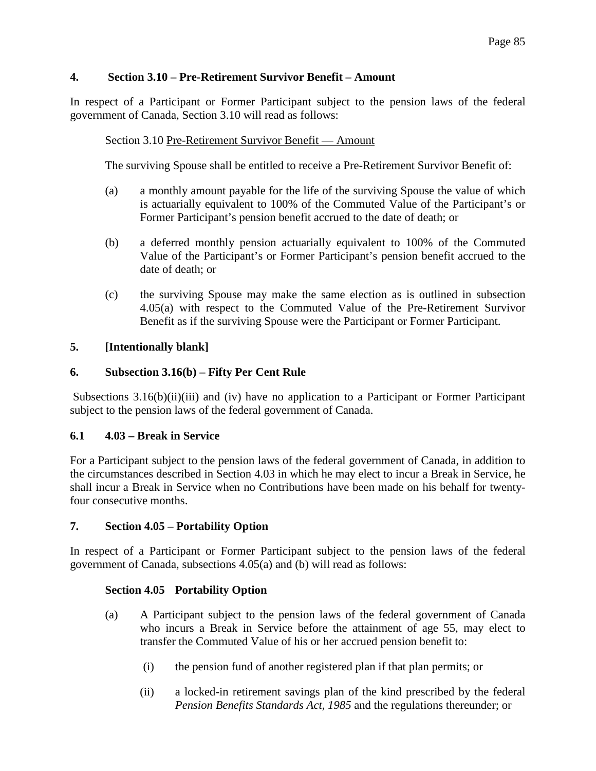### 4. Section 3.10 – Pre-Retirement Survivor Benefit – Amount

In respect of a Participant or Former Participant subject to the pension laws of the federal government of Canada, Section 3.10 will read as follows:

> Section 3.10 <u>Pre-Retirement Survivor Benefit — Amount</u>
>
> The surviving Spouse shall be entitled to receive a Pre-Retirement Survivor Benefit of:
>
> (a) a monthly amount payable for the life of the surviving Spouse the value of which is actuarially equivalent to 100% of the Commuted Value of the Participant's or Former Participant's pension benefit accrued to the date of death; or
>
> (b) a deferred monthly pension actuarially equivalent to 100% of the Commuted Value of the Participant's or Former Participant's pension benefit accrued to the date of death; or
>
> (c) the surviving Spouse may make the same election as is outlined in subsection 4.05(a) with respect to the Commuted Value of the Pre-Retirement Survivor Benefit as if the surviving Spouse were the Participant or Former Participant.

### 5. [Intentionally blank]

### 6. Subsection 3.16(b) – Fifty Per Cent Rule

Subsections 3.16(b)(ii)(iii) and (iv) have no application to a Participant or Former Participant subject to the pension laws of the federal government of Canada.

### 6.1 4.03 – Break in Service

For a Participant subject to the pension laws of the federal government of Canada, in addition to the circumstances described in Section 4.03 in which he may elect to incur a Break in Service, he shall incur a Break in Service when no Contributions have been made on his behalf for twenty-four consecutive months.

### 7. Section 4.05 – Portability Option

In respect of a Participant or Former Participant subject to the pension laws of the federal government of Canada, subsections 4.05(a) and (b) will read as follows:

> **Section 4.05 Portability Option**
>
> (a) A Participant subject to the pension laws of the federal government of Canada who incurs a Break in Service before the attainment of age 55, may elect to transfer the Commuted Value of his or her accrued pension benefit to:
>
> (i) the pension fund of another registered plan if that plan permits; or
>
> (ii) a locked-in retirement savings plan of the kind prescribed by the federal *Pension Benefits Standards Act, 1985* and the regulations thereunder; or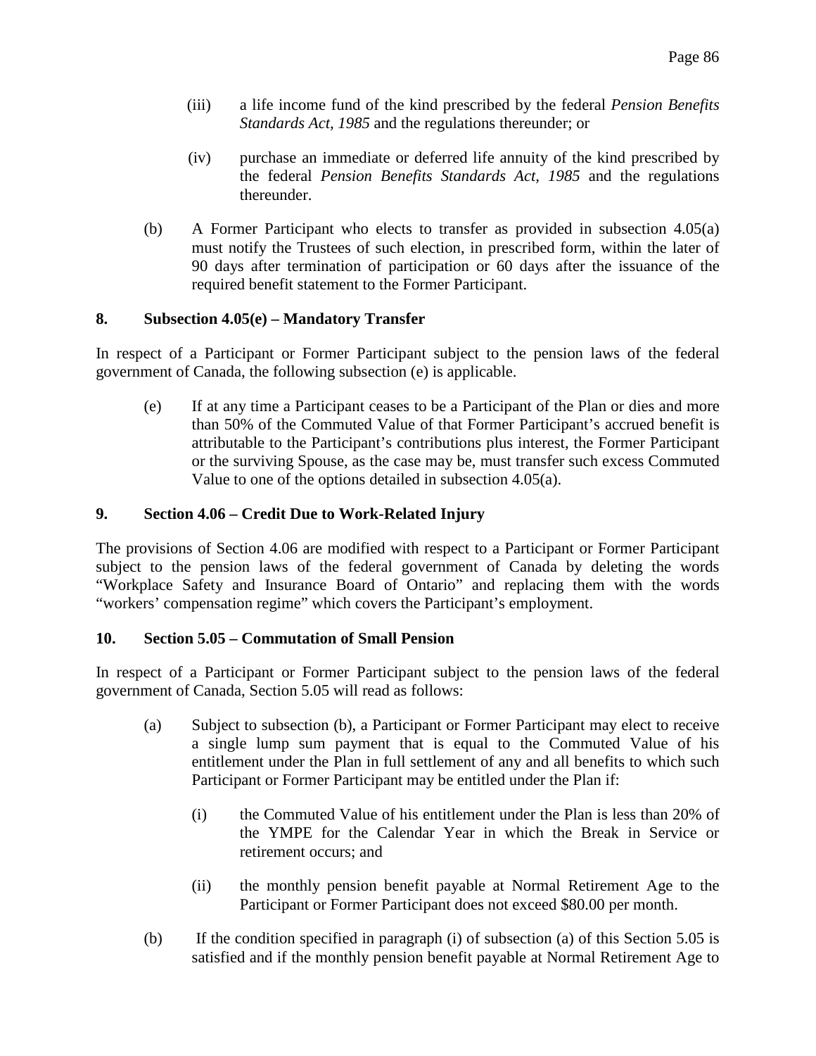(iii) a life income fund of the kind prescribed by the federal *Pension Benefits Standards Act, 1985* and the regulations thereunder; or

(iv) purchase an immediate or deferred life annuity of the kind prescribed by the federal *Pension Benefits Standards Act, 1985* and the regulations thereunder.

(b) A Former Participant who elects to transfer as provided in subsection 4.05(a) must notify the Trustees of such election, in prescribed form, within the later of 90 days after termination of participation or 60 days after the issuance of the required benefit statement to the Former Participant.

**8. Subsection 4.05(e) – Mandatory Transfer**

In respect of a Participant or Former Participant subject to the pension laws of the federal government of Canada, the following subsection (e) is applicable.

(e) If at any time a Participant ceases to be a Participant of the Plan or dies and more than 50% of the Commuted Value of that Former Participant's accrued benefit is attributable to the Participant's contributions plus interest, the Former Participant or the surviving Spouse, as the case may be, must transfer such excess Commuted Value to one of the options detailed in subsection 4.05(a).

**9. Section 4.06 – Credit Due to Work-Related Injury**

The provisions of Section 4.06 are modified with respect to a Participant or Former Participant subject to the pension laws of the federal government of Canada by deleting the words "Workplace Safety and Insurance Board of Ontario" and replacing them with the words "workers' compensation regime" which covers the Participant's employment.

**10. Section 5.05 – Commutation of Small Pension**

In respect of a Participant or Former Participant subject to the pension laws of the federal government of Canada, Section 5.05 will read as follows:

(a) Subject to subsection (b), a Participant or Former Participant may elect to receive a single lump sum payment that is equal to the Commuted Value of his entitlement under the Plan in full settlement of any and all benefits to which such Participant or Former Participant may be entitled under the Plan if:

(i) the Commuted Value of his entitlement under the Plan is less than 20% of the YMPE for the Calendar Year in which the Break in Service or retirement occurs; and

(ii) the monthly pension benefit payable at Normal Retirement Age to the Participant or Former Participant does not exceed $80.00 per month.

(b) If the condition specified in paragraph (i) of subsection (a) of this Section 5.05 is satisfied and if the monthly pension benefit payable at Normal Retirement Age to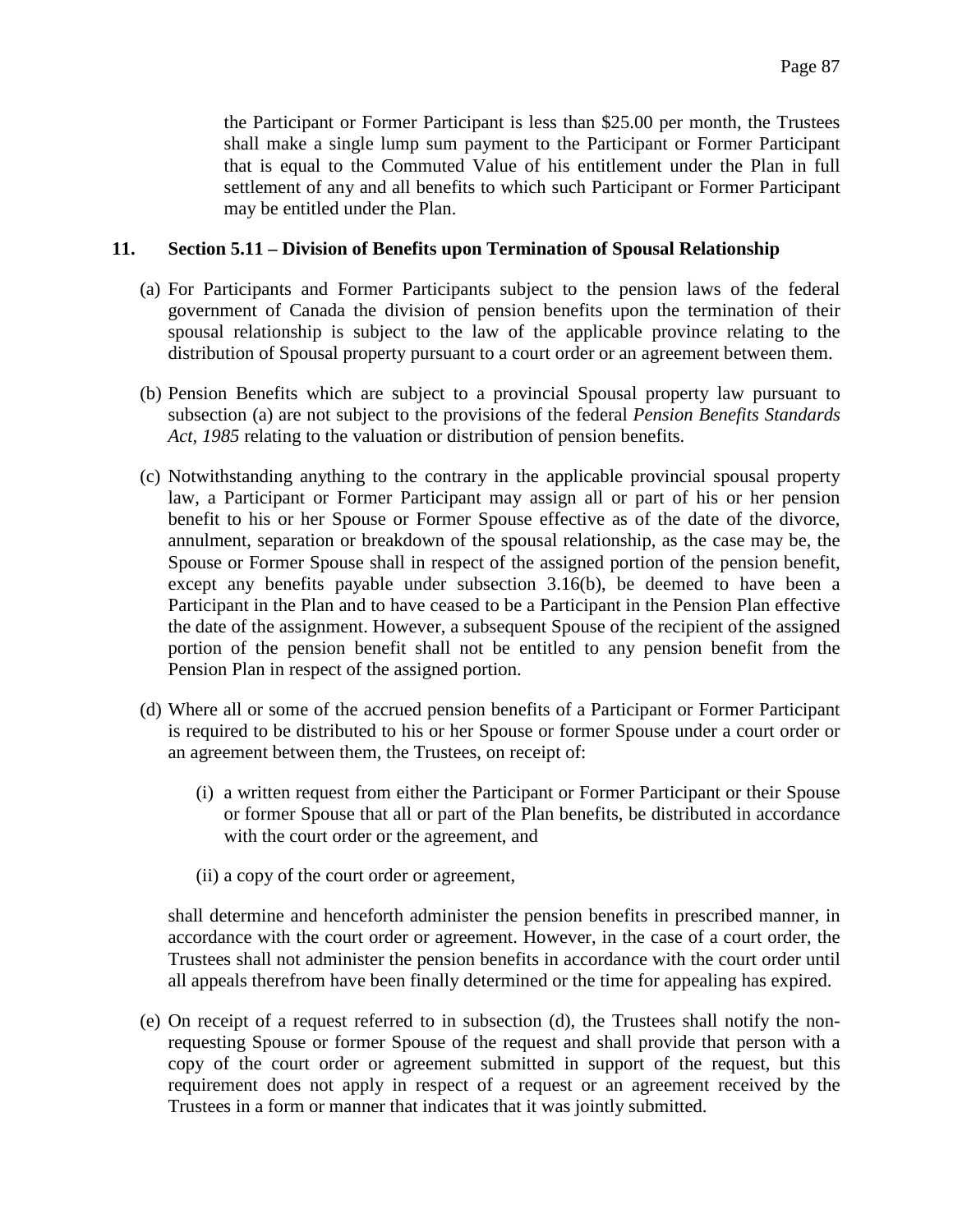the Participant or Former Participant is less than $25.00 per month, the Trustees shall make a single lump sum payment to the Participant or Former Participant that is equal to the Commuted Value of his entitlement under the Plan in full settlement of any and all benefits to which such Participant or Former Participant may be entitled under the Plan.

## 11. Section 5.11 – Division of Benefits upon Termination of Spousal Relationship

(a) For Participants and Former Participants subject to the pension laws of the federal government of Canada the division of pension benefits upon the termination of their spousal relationship is subject to the law of the applicable province relating to the distribution of Spousal property pursuant to a court order or an agreement between them.

(b) Pension Benefits which are subject to a provincial Spousal property law pursuant to subsection (a) are not subject to the provisions of the federal *Pension Benefits Standards Act, 1985* relating to the valuation or distribution of pension benefits.

(c) Notwithstanding anything to the contrary in the applicable provincial spousal property law, a Participant or Former Participant may assign all or part of his or her pension benefit to his or her Spouse or Former Spouse effective as of the date of the divorce, annulment, separation or breakdown of the spousal relationship, as the case may be, the Spouse or Former Spouse shall in respect of the assigned portion of the pension benefit, except any benefits payable under subsection 3.16(b), be deemed to have been a Participant in the Plan and to have ceased to be a Participant in the Pension Plan effective the date of the assignment. However, a subsequent Spouse of the recipient of the assigned portion of the pension benefit shall not be entitled to any pension benefit from the Pension Plan in respect of the assigned portion.

(d) Where all or some of the accrued pension benefits of a Participant or Former Participant is required to be distributed to his or her Spouse or former Spouse under a court order or an agreement between them, the Trustees, on receipt of:

   (i) a written request from either the Participant or Former Participant or their Spouse or former Spouse that all or part of the Plan benefits, be distributed in accordance with the court order or the agreement, and

   (ii) a copy of the court order or agreement,

shall determine and henceforth administer the pension benefits in prescribed manner, in accordance with the court order or agreement. However, in the case of a court order, the Trustees shall not administer the pension benefits in accordance with the court order until all appeals therefrom have been finally determined or the time for appealing has expired.

(e) On receipt of a request referred to in subsection (d), the Trustees shall notify the non-requesting Spouse or former Spouse of the request and shall provide that person with a copy of the court order or agreement submitted in support of the request, but this requirement does not apply in respect of a request or an agreement received by the Trustees in a form or manner that indicates that it was jointly submitted.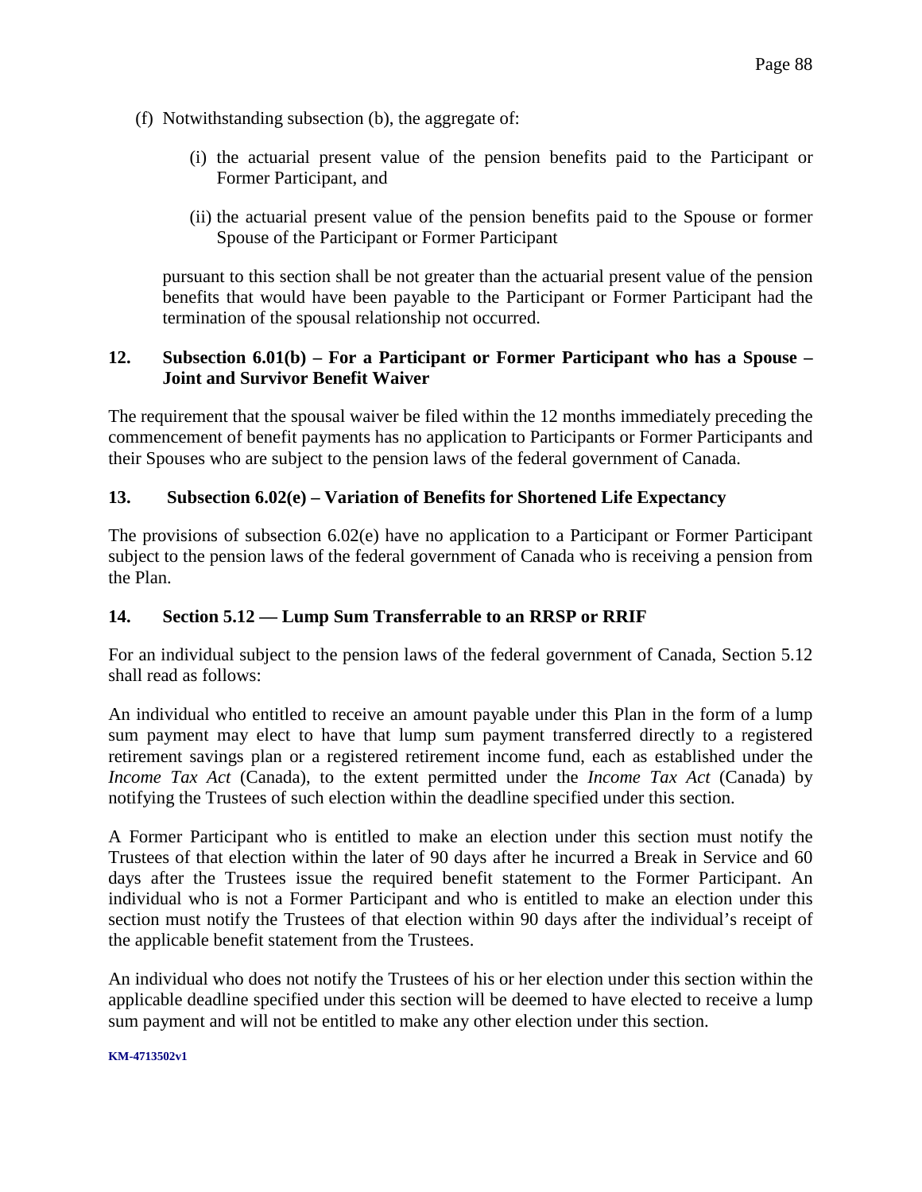(f) Notwithstanding subsection (b), the aggregate of:

(i) the actuarial present value of the pension benefits paid to the Participant or Former Participant, and

(ii) the actuarial present value of the pension benefits paid to the Spouse or former Spouse of the Participant or Former Participant

pursuant to this section shall be not greater than the actuarial present value of the pension benefits that would have been payable to the Participant or Former Participant had the termination of the spousal relationship not occurred.

**12. Subsection 6.01(b) – For a Participant or Former Participant who has a Spouse – Joint and Survivor Benefit Waiver**

The requirement that the spousal waiver be filed within the 12 months immediately preceding the commencement of benefit payments has no application to Participants or Former Participants and their Spouses who are subject to the pension laws of the federal government of Canada.

**13. Subsection 6.02(e) – Variation of Benefits for Shortened Life Expectancy**

The provisions of subsection 6.02(e) have no application to a Participant or Former Participant subject to the pension laws of the federal government of Canada who is receiving a pension from the Plan.

**14. Section 5.12 — Lump Sum Transferrable to an RRSP or RRIF**

For an individual subject to the pension laws of the federal government of Canada, Section 5.12 shall read as follows:

An individual who entitled to receive an amount payable under this Plan in the form of a lump sum payment may elect to have that lump sum payment transferred directly to a registered retirement savings plan or a registered retirement income fund, each as established under the *Income Tax Act* (Canada), to the extent permitted under the *Income Tax Act* (Canada) by notifying the Trustees of such election within the deadline specified under this section.

A Former Participant who is entitled to make an election under this section must notify the Trustees of that election within the later of 90 days after he incurred a Break in Service and 60 days after the Trustees issue the required benefit statement to the Former Participant. An individual who is not a Former Participant and who is entitled to make an election under this section must notify the Trustees of that election within 90 days after the individual's receipt of the applicable benefit statement from the Trustees.

An individual who does not notify the Trustees of his or her election under this section within the applicable deadline specified under this section will be deemed to have elected to receive a lump sum payment and will not be entitled to make any other election under this section.